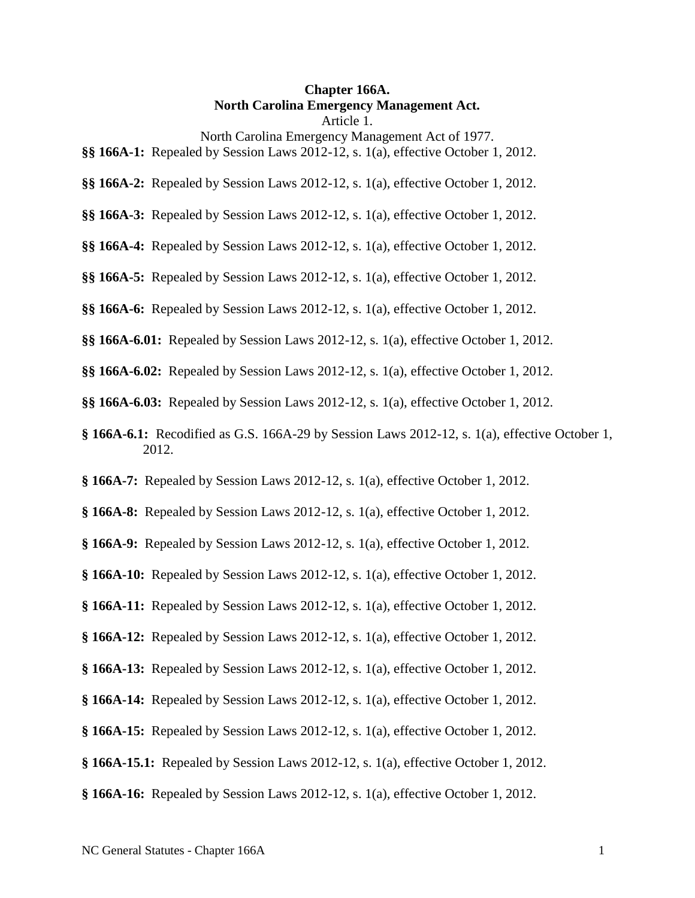# Chapter 166A.
# North Carolina Emergency Management Act.

## Article 1.

## North Carolina Emergency Management Act of 1977.

**§§ 166A-1:** Repealed by Session Laws 2012-12, s. 1(a), effective October 1, 2012.

**§§ 166A-2:** Repealed by Session Laws 2012-12, s. 1(a), effective October 1, 2012.

**§§ 166A-3:** Repealed by Session Laws 2012-12, s. 1(a), effective October 1, 2012.

**§§ 166A-4:** Repealed by Session Laws 2012-12, s. 1(a), effective October 1, 2012.

**§§ 166A-5:** Repealed by Session Laws 2012-12, s. 1(a), effective October 1, 2012.

**§§ 166A-6:** Repealed by Session Laws 2012-12, s. 1(a), effective October 1, 2012.

**§§ 166A-6.01:** Repealed by Session Laws 2012-12, s. 1(a), effective October 1, 2012.

**§§ 166A-6.02:** Repealed by Session Laws 2012-12, s. 1(a), effective October 1, 2012.

**§§ 166A-6.03:** Repealed by Session Laws 2012-12, s. 1(a), effective October 1, 2012.

**§ 166A-6.1:** Recodified as G.S. 166A-29 by Session Laws 2012-12, s. 1(a), effective October 1, 2012.

**§ 166A-7:** Repealed by Session Laws 2012-12, s. 1(a), effective October 1, 2012.

**§ 166A-8:** Repealed by Session Laws 2012-12, s. 1(a), effective October 1, 2012.

**§ 166A-9:** Repealed by Session Laws 2012-12, s. 1(a), effective October 1, 2012.

**§ 166A-10:** Repealed by Session Laws 2012-12, s. 1(a), effective October 1, 2012.

**§ 166A-11:** Repealed by Session Laws 2012-12, s. 1(a), effective October 1, 2012.

**§ 166A-12:** Repealed by Session Laws 2012-12, s. 1(a), effective October 1, 2012.

**§ 166A-13:** Repealed by Session Laws 2012-12, s. 1(a), effective October 1, 2012.

**§ 166A-14:** Repealed by Session Laws 2012-12, s. 1(a), effective October 1, 2012.

**§ 166A-15:** Repealed by Session Laws 2012-12, s. 1(a), effective October 1, 2012.

**§ 166A-15.1:** Repealed by Session Laws 2012-12, s. 1(a), effective October 1, 2012.

**§ 166A-16:** Repealed by Session Laws 2012-12, s. 1(a), effective October 1, 2012.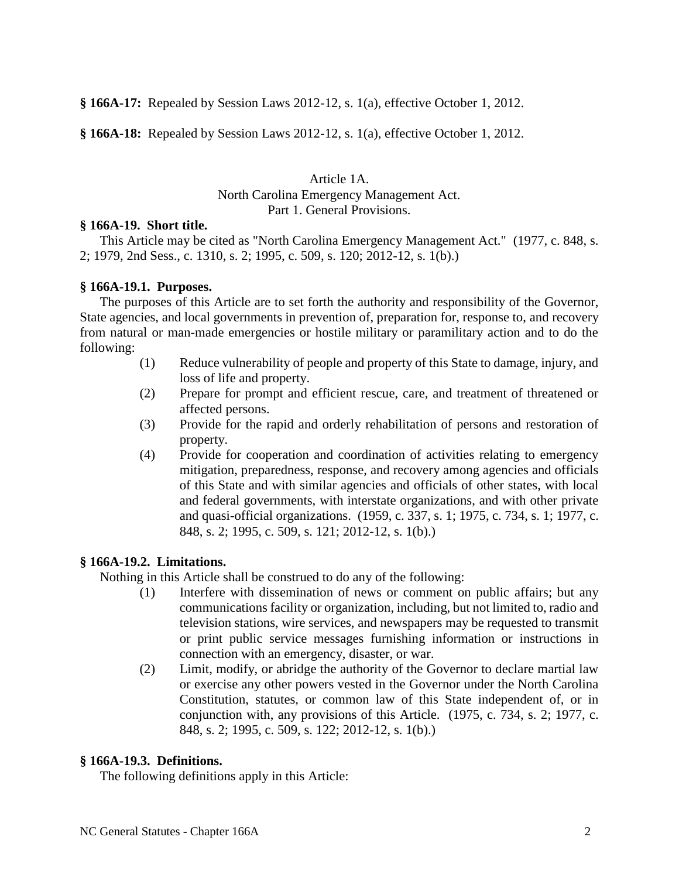**§ 166A-17:** Repealed by Session Laws 2012-12, s. 1(a), effective October 1, 2012.

**§ 166A-18:** Repealed by Session Laws 2012-12, s. 1(a), effective October 1, 2012.

Article 1A.
North Carolina Emergency Management Act.
Part 1. General Provisions.

**§ 166A-19. Short title.**

This Article may be cited as "North Carolina Emergency Management Act." (1977, c. 848, s. 2; 1979, 2nd Sess., c. 1310, s. 2; 1995, c. 509, s. 120; 2012-12, s. 1(b).)

**§ 166A-19.1. Purposes.**

The purposes of this Article are to set forth the authority and responsibility of the Governor, State agencies, and local governments in prevention of, preparation for, response to, and recovery from natural or man-made emergencies or hostile military or paramilitary action and to do the following:

(1) Reduce vulnerability of people and property of this State to damage, injury, and loss of life and property.

(2) Prepare for prompt and efficient rescue, care, and treatment of threatened or affected persons.

(3) Provide for the rapid and orderly rehabilitation of persons and restoration of property.

(4) Provide for cooperation and coordination of activities relating to emergency mitigation, preparedness, response, and recovery among agencies and officials of this State and with similar agencies and officials of other states, with local and federal governments, with interstate organizations, and with other private and quasi-official organizations. (1959, c. 337, s. 1; 1975, c. 734, s. 1; 1977, c. 848, s. 2; 1995, c. 509, s. 121; 2012-12, s. 1(b).)

**§ 166A-19.2. Limitations.**

Nothing in this Article shall be construed to do any of the following:

(1) Interfere with dissemination of news or comment on public affairs; but any communications facility or organization, including, but not limited to, radio and television stations, wire services, and newspapers may be requested to transmit or print public service messages furnishing information or instructions in connection with an emergency, disaster, or war.

(2) Limit, modify, or abridge the authority of the Governor to declare martial law or exercise any other powers vested in the Governor under the North Carolina Constitution, statutes, or common law of this State independent of, or in conjunction with, any provisions of this Article. (1975, c. 734, s. 2; 1977, c. 848, s. 2; 1995, c. 509, s. 122; 2012-12, s. 1(b).)

**§ 166A-19.3. Definitions.**

The following definitions apply in this Article: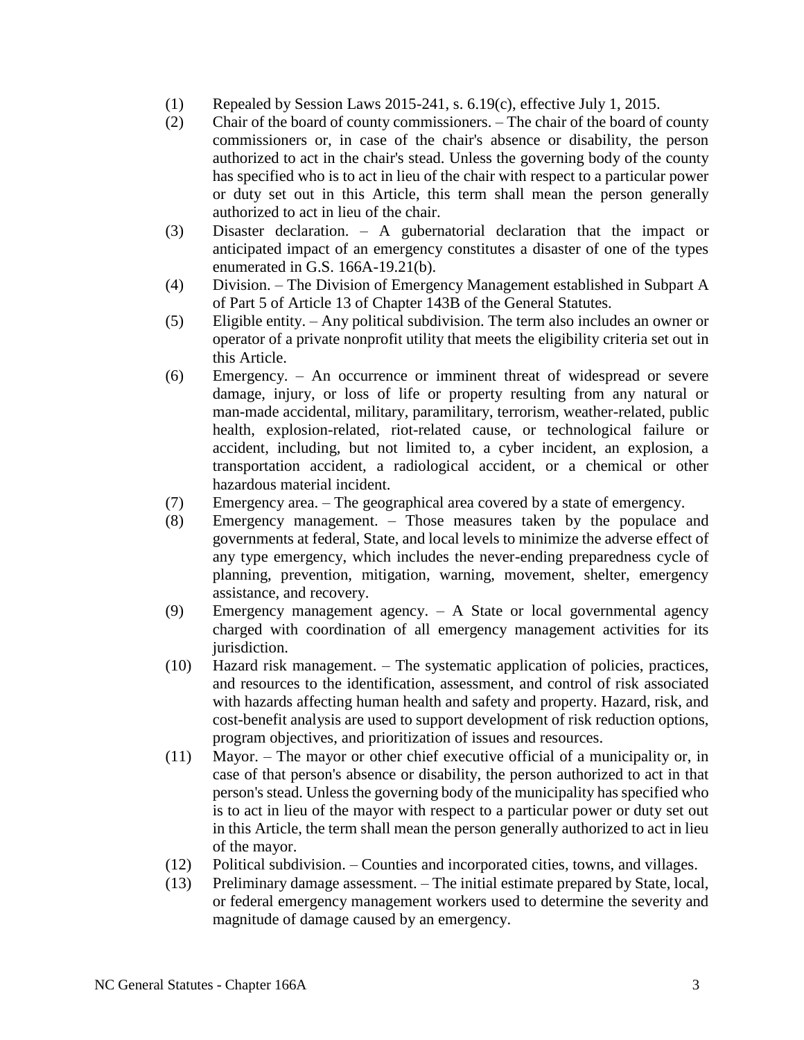(1) Repealed by Session Laws 2015-241, s. 6.19(c), effective July 1, 2015.

(2) Chair of the board of county commissioners. – The chair of the board of county commissioners or, in case of the chair's absence or disability, the person authorized to act in the chair's stead. Unless the governing body of the county has specified who is to act in lieu of the chair with respect to a particular power or duty set out in this Article, this term shall mean the person generally authorized to act in lieu of the chair.

(3) Disaster declaration. – A gubernatorial declaration that the impact or anticipated impact of an emergency constitutes a disaster of one of the types enumerated in G.S. 166A-19.21(b).

(4) Division. – The Division of Emergency Management established in Subpart A of Part 5 of Article 13 of Chapter 143B of the General Statutes.

(5) Eligible entity. – Any political subdivision. The term also includes an owner or operator of a private nonprofit utility that meets the eligibility criteria set out in this Article.

(6) Emergency. – An occurrence or imminent threat of widespread or severe damage, injury, or loss of life or property resulting from any natural or man-made accidental, military, paramilitary, terrorism, weather-related, public health, explosion-related, riot-related cause, or technological failure or accident, including, but not limited to, a cyber incident, an explosion, a transportation accident, a radiological accident, or a chemical or other hazardous material incident.

(7) Emergency area. – The geographical area covered by a state of emergency.

(8) Emergency management. – Those measures taken by the populace and governments at federal, State, and local levels to minimize the adverse effect of any type emergency, which includes the never-ending preparedness cycle of planning, prevention, mitigation, warning, movement, shelter, emergency assistance, and recovery.

(9) Emergency management agency. – A State or local governmental agency charged with coordination of all emergency management activities for its jurisdiction.

(10) Hazard risk management. – The systematic application of policies, practices, and resources to the identification, assessment, and control of risk associated with hazards affecting human health and safety and property. Hazard, risk, and cost-benefit analysis are used to support development of risk reduction options, program objectives, and prioritization of issues and resources.

(11) Mayor. – The mayor or other chief executive official of a municipality or, in case of that person's absence or disability, the person authorized to act in that person's stead. Unless the governing body of the municipality has specified who is to act in lieu of the mayor with respect to a particular power or duty set out in this Article, the term shall mean the person generally authorized to act in lieu of the mayor.

(12) Political subdivision. – Counties and incorporated cities, towns, and villages.

(13) Preliminary damage assessment. – The initial estimate prepared by State, local, or federal emergency management workers used to determine the severity and magnitude of damage caused by an emergency.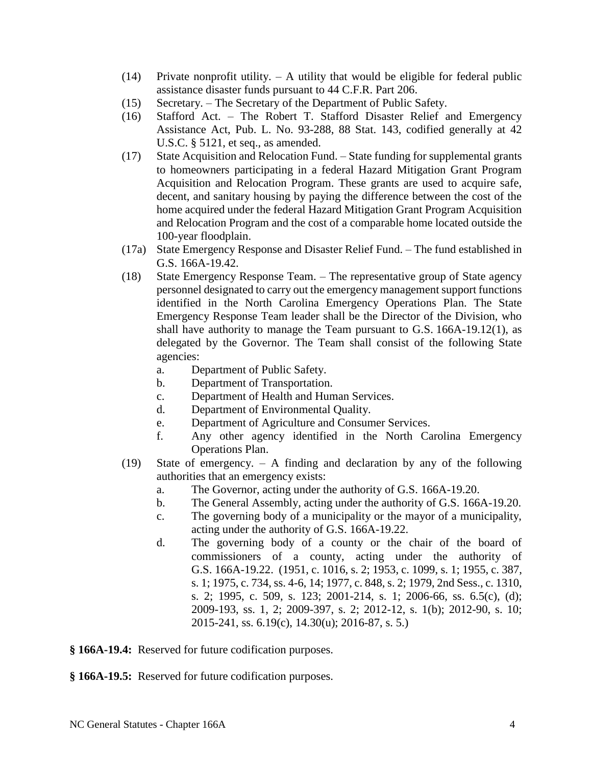(14) Private nonprofit utility. – A utility that would be eligible for federal public assistance disaster funds pursuant to 44 C.F.R. Part 206.

(15) Secretary. – The Secretary of the Department of Public Safety.

(16) Stafford Act. – The Robert T. Stafford Disaster Relief and Emergency Assistance Act, Pub. L. No. 93-288, 88 Stat. 143, codified generally at 42 U.S.C. § 5121, et seq., as amended.

(17) State Acquisition and Relocation Fund. – State funding for supplemental grants to homeowners participating in a federal Hazard Mitigation Grant Program Acquisition and Relocation Program. These grants are used to acquire safe, decent, and sanitary housing by paying the difference between the cost of the home acquired under the federal Hazard Mitigation Grant Program Acquisition and Relocation Program and the cost of a comparable home located outside the 100-year floodplain.

(17a) State Emergency Response and Disaster Relief Fund. – The fund established in G.S. 166A-19.42.

(18) State Emergency Response Team. – The representative group of State agency personnel designated to carry out the emergency management support functions identified in the North Carolina Emergency Operations Plan. The State Emergency Response Team leader shall be the Director of the Division, who shall have authority to manage the Team pursuant to G.S. 166A-19.12(1), as delegated by the Governor. The Team shall consist of the following State agencies:

- a. Department of Public Safety.
- b. Department of Transportation.
- c. Department of Health and Human Services.
- d. Department of Environmental Quality.
- e. Department of Agriculture and Consumer Services.
- f. Any other agency identified in the North Carolina Emergency Operations Plan.

(19) State of emergency. – A finding and declaration by any of the following authorities that an emergency exists:

- a. The Governor, acting under the authority of G.S. 166A-19.20.
- b. The General Assembly, acting under the authority of G.S. 166A-19.20.
- c. The governing body of a municipality or the mayor of a municipality, acting under the authority of G.S. 166A-19.22.
- d. The governing body of a county or the chair of the board of commissioners of a county, acting under the authority of G.S. 166A-19.22. (1951, c. 1016, s. 2; 1953, c. 1099, s. 1; 1955, c. 387, s. 1; 1975, c. 734, ss. 4-6, 14; 1977, c. 848, s. 2; 1979, 2nd Sess., c. 1310, s. 2; 1995, c. 509, s. 123; 2001-214, s. 1; 2006-66, ss. 6.5(c), (d); 2009-193, ss. 1, 2; 2009-397, s. 2; 2012-12, s. 1(b); 2012-90, s. 10; 2015-241, ss. 6.19(c), 14.30(u); 2016-87, s. 5.)

**§ 166A-19.4:** Reserved for future codification purposes.

**§ 166A-19.5:** Reserved for future codification purposes.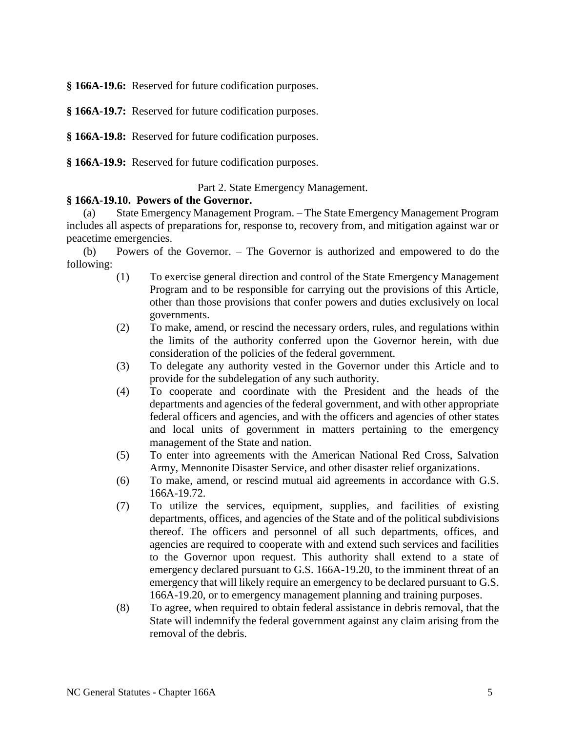**§ 166A-19.6:** Reserved for future codification purposes.

**§ 166A-19.7:** Reserved for future codification purposes.

**§ 166A-19.8:** Reserved for future codification purposes.

**§ 166A-19.9:** Reserved for future codification purposes.

Part 2. State Emergency Management.

**§ 166A-19.10. Powers of the Governor.**

(a) State Emergency Management Program. – The State Emergency Management Program includes all aspects of preparations for, response to, recovery from, and mitigation against war or peacetime emergencies.

(b) Powers of the Governor. – The Governor is authorized and empowered to do the following:

(1) To exercise general direction and control of the State Emergency Management Program and to be responsible for carrying out the provisions of this Article, other than those provisions that confer powers and duties exclusively on local governments.

(2) To make, amend, or rescind the necessary orders, rules, and regulations within the limits of the authority conferred upon the Governor herein, with due consideration of the policies of the federal government.

(3) To delegate any authority vested in the Governor under this Article and to provide for the subdelegation of any such authority.

(4) To cooperate and coordinate with the President and the heads of the departments and agencies of the federal government, and with other appropriate federal officers and agencies, and with the officers and agencies of other states and local units of government in matters pertaining to the emergency management of the State and nation.

(5) To enter into agreements with the American National Red Cross, Salvation Army, Mennonite Disaster Service, and other disaster relief organizations.

(6) To make, amend, or rescind mutual aid agreements in accordance with G.S. 166A-19.72.

(7) To utilize the services, equipment, supplies, and facilities of existing departments, offices, and agencies of the State and of the political subdivisions thereof. The officers and personnel of all such departments, offices, and agencies are required to cooperate with and extend such services and facilities to the Governor upon request. This authority shall extend to a state of emergency declared pursuant to G.S. 166A-19.20, to the imminent threat of an emergency that will likely require an emergency to be declared pursuant to G.S. 166A-19.20, or to emergency management planning and training purposes.

(8) To agree, when required to obtain federal assistance in debris removal, that the State will indemnify the federal government against any claim arising from the removal of the debris.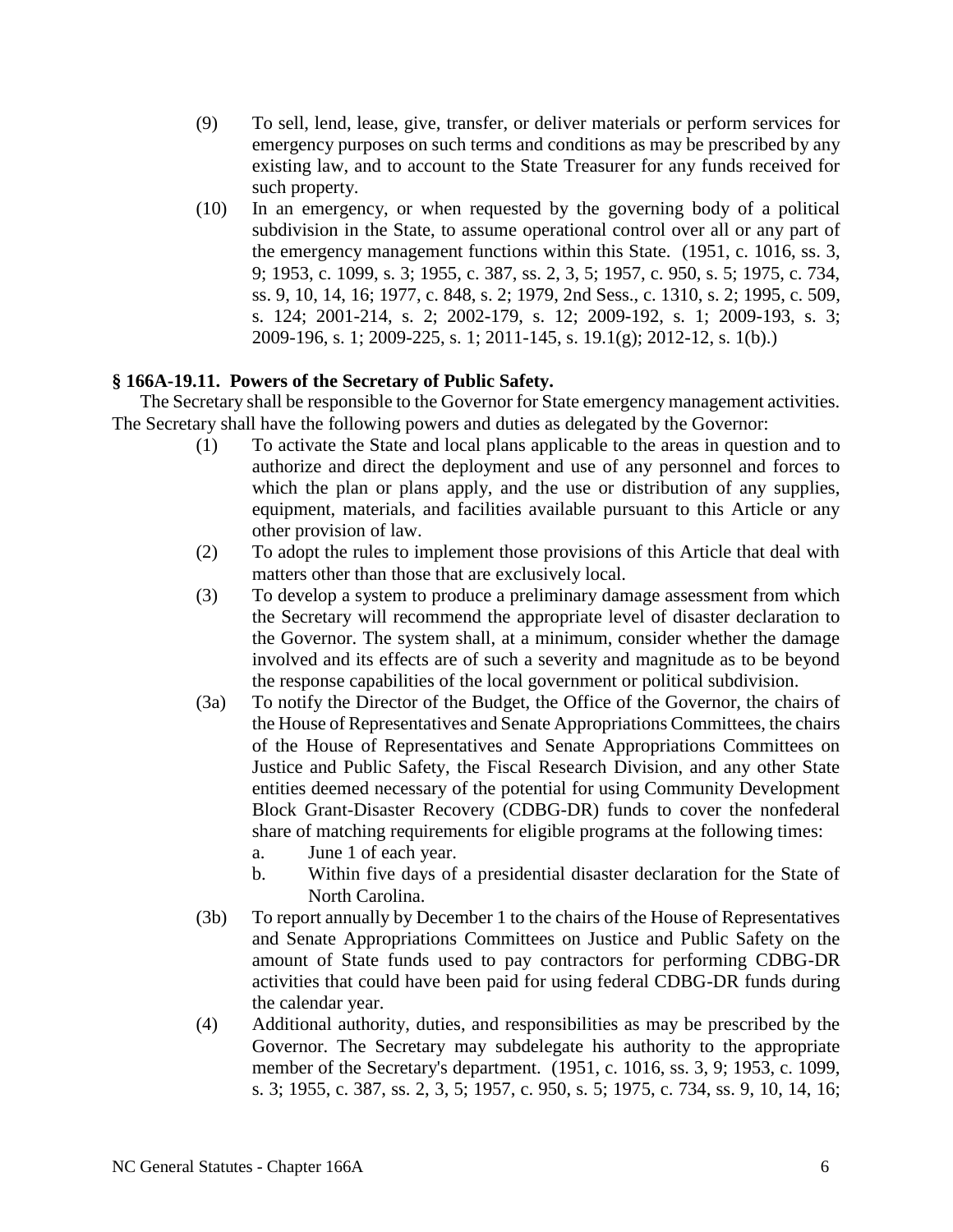(9) To sell, lend, lease, give, transfer, or deliver materials or perform services for emergency purposes on such terms and conditions as may be prescribed by any existing law, and to account to the State Treasurer for any funds received for such property.

(10) In an emergency, or when requested by the governing body of a political subdivision in the State, to assume operational control over all or any part of the emergency management functions within this State. (1951, c. 1016, ss. 3, 9; 1953, c. 1099, s. 3; 1955, c. 387, ss. 2, 3, 5; 1957, c. 950, s. 5; 1975, c. 734, ss. 9, 10, 14, 16; 1977, c. 848, s. 2; 1979, 2nd Sess., c. 1310, s. 2; 1995, c. 509, s. 124; 2001-214, s. 2; 2002-179, s. 12; 2009-192, s. 1; 2009-193, s. 3; 2009-196, s. 1; 2009-225, s. 1; 2011-145, s. 19.1(g); 2012-12, s. 1(b).)

**§ 166A-19.11. Powers of the Secretary of Public Safety.**

The Secretary shall be responsible to the Governor for State emergency management activities. The Secretary shall have the following powers and duties as delegated by the Governor:

(1) To activate the State and local plans applicable to the areas in question and to authorize and direct the deployment and use of any personnel and forces to which the plan or plans apply, and the use or distribution of any supplies, equipment, materials, and facilities available pursuant to this Article or any other provision of law.

(2) To adopt the rules to implement those provisions of this Article that deal with matters other than those that are exclusively local.

(3) To develop a system to produce a preliminary damage assessment from which the Secretary will recommend the appropriate level of disaster declaration to the Governor. The system shall, at a minimum, consider whether the damage involved and its effects are of such a severity and magnitude as to be beyond the response capabilities of the local government or political subdivision.

(3a) To notify the Director of the Budget, the Office of the Governor, the chairs of the House of Representatives and Senate Appropriations Committees, the chairs of the House of Representatives and Senate Appropriations Committees on Justice and Public Safety, the Fiscal Research Division, and any other State entities deemed necessary of the potential for using Community Development Block Grant-Disaster Recovery (CDBG-DR) funds to cover the nonfederal share of matching requirements for eligible programs at the following times:

a. June 1 of each year.

b. Within five days of a presidential disaster declaration for the State of North Carolina.

(3b) To report annually by December 1 to the chairs of the House of Representatives and Senate Appropriations Committees on Justice and Public Safety on the amount of State funds used to pay contractors for performing CDBG-DR activities that could have been paid for using federal CDBG-DR funds during the calendar year.

(4) Additional authority, duties, and responsibilities as may be prescribed by the Governor. The Secretary may subdelegate his authority to the appropriate member of the Secretary's department. (1951, c. 1016, ss. 3, 9; 1953, c. 1099, s. 3; 1955, c. 387, ss. 2, 3, 5; 1957, c. 950, s. 5; 1975, c. 734, ss. 9, 10, 14, 16;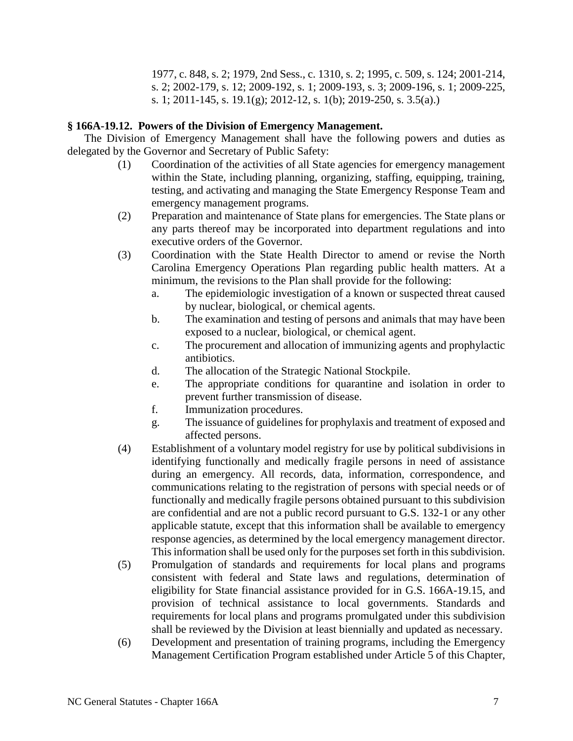1977, c. 848, s. 2; 1979, 2nd Sess., c. 1310, s. 2; 1995, c. 509, s. 124; 2001-214, s. 2; 2002-179, s. 12; 2009-192, s. 1; 2009-193, s. 3; 2009-196, s. 1; 2009-225, s. 1; 2011-145, s. 19.1(g); 2012-12, s. 1(b); 2019-250, s. 3.5(a).)

**§ 166A-19.12. Powers of the Division of Emergency Management.**

The Division of Emergency Management shall have the following powers and duties as delegated by the Governor and Secretary of Public Safety:

(1) Coordination of the activities of all State agencies for emergency management within the State, including planning, organizing, staffing, equipping, training, testing, and activating and managing the State Emergency Response Team and emergency management programs.

(2) Preparation and maintenance of State plans for emergencies. The State plans or any parts thereof may be incorporated into department regulations and into executive orders of the Governor.

(3) Coordination with the State Health Director to amend or revise the North Carolina Emergency Operations Plan regarding public health matters. At a minimum, the revisions to the Plan shall provide for the following:

a. The epidemiologic investigation of a known or suspected threat caused by nuclear, biological, or chemical agents.

b. The examination and testing of persons and animals that may have been exposed to a nuclear, biological, or chemical agent.

c. The procurement and allocation of immunizing agents and prophylactic antibiotics.

d. The allocation of the Strategic National Stockpile.

e. The appropriate conditions for quarantine and isolation in order to prevent further transmission of disease.

f. Immunization procedures.

g. The issuance of guidelines for prophylaxis and treatment of exposed and affected persons.

(4) Establishment of a voluntary model registry for use by political subdivisions in identifying functionally and medically fragile persons in need of assistance during an emergency. All records, data, information, correspondence, and communications relating to the registration of persons with special needs or of functionally and medically fragile persons obtained pursuant to this subdivision are confidential and are not a public record pursuant to G.S. 132-1 or any other applicable statute, except that this information shall be available to emergency response agencies, as determined by the local emergency management director. This information shall be used only for the purposes set forth in this subdivision.

(5) Promulgation of standards and requirements for local plans and programs consistent with federal and State laws and regulations, determination of eligibility for State financial assistance provided for in G.S. 166A-19.15, and provision of technical assistance to local governments. Standards and requirements for local plans and programs promulgated under this subdivision shall be reviewed by the Division at least biennially and updated as necessary.

(6) Development and presentation of training programs, including the Emergency Management Certification Program established under Article 5 of this Chapter,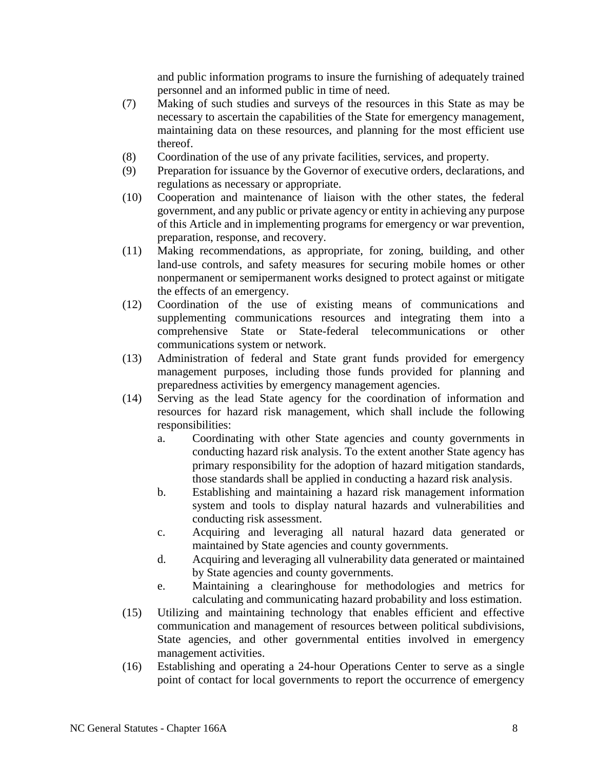and public information programs to insure the furnishing of adequately trained personnel and an informed public in time of need.

(7) Making of such studies and surveys of the resources in this State as may be necessary to ascertain the capabilities of the State for emergency management, maintaining data on these resources, and planning for the most efficient use thereof.

(8) Coordination of the use of any private facilities, services, and property.

(9) Preparation for issuance by the Governor of executive orders, declarations, and regulations as necessary or appropriate.

(10) Cooperation and maintenance of liaison with the other states, the federal government, and any public or private agency or entity in achieving any purpose of this Article and in implementing programs for emergency or war prevention, preparation, response, and recovery.

(11) Making recommendations, as appropriate, for zoning, building, and other land-use controls, and safety measures for securing mobile homes or other nonpermanent or semipermanent works designed to protect against or mitigate the effects of an emergency.

(12) Coordination of the use of existing means of communications and supplementing communications resources and integrating them into a comprehensive State or State-federal telecommunications or other communications system or network.

(13) Administration of federal and State grant funds provided for emergency management purposes, including those funds provided for planning and preparedness activities by emergency management agencies.

(14) Serving as the lead State agency for the coordination of information and resources for hazard risk management, which shall include the following responsibilities:

  a. Coordinating with other State agencies and county governments in conducting hazard risk analysis. To the extent another State agency has primary responsibility for the adoption of hazard mitigation standards, those standards shall be applied in conducting a hazard risk analysis.

  b. Establishing and maintaining a hazard risk management information system and tools to display natural hazards and vulnerabilities and conducting risk assessment.

  c. Acquiring and leveraging all natural hazard data generated or maintained by State agencies and county governments.

  d. Acquiring and leveraging all vulnerability data generated or maintained by State agencies and county governments.

  e. Maintaining a clearinghouse for methodologies and metrics for calculating and communicating hazard probability and loss estimation.

(15) Utilizing and maintaining technology that enables efficient and effective communication and management of resources between political subdivisions, State agencies, and other governmental entities involved in emergency management activities.

(16) Establishing and operating a 24-hour Operations Center to serve as a single point of contact for local governments to report the occurrence of emergency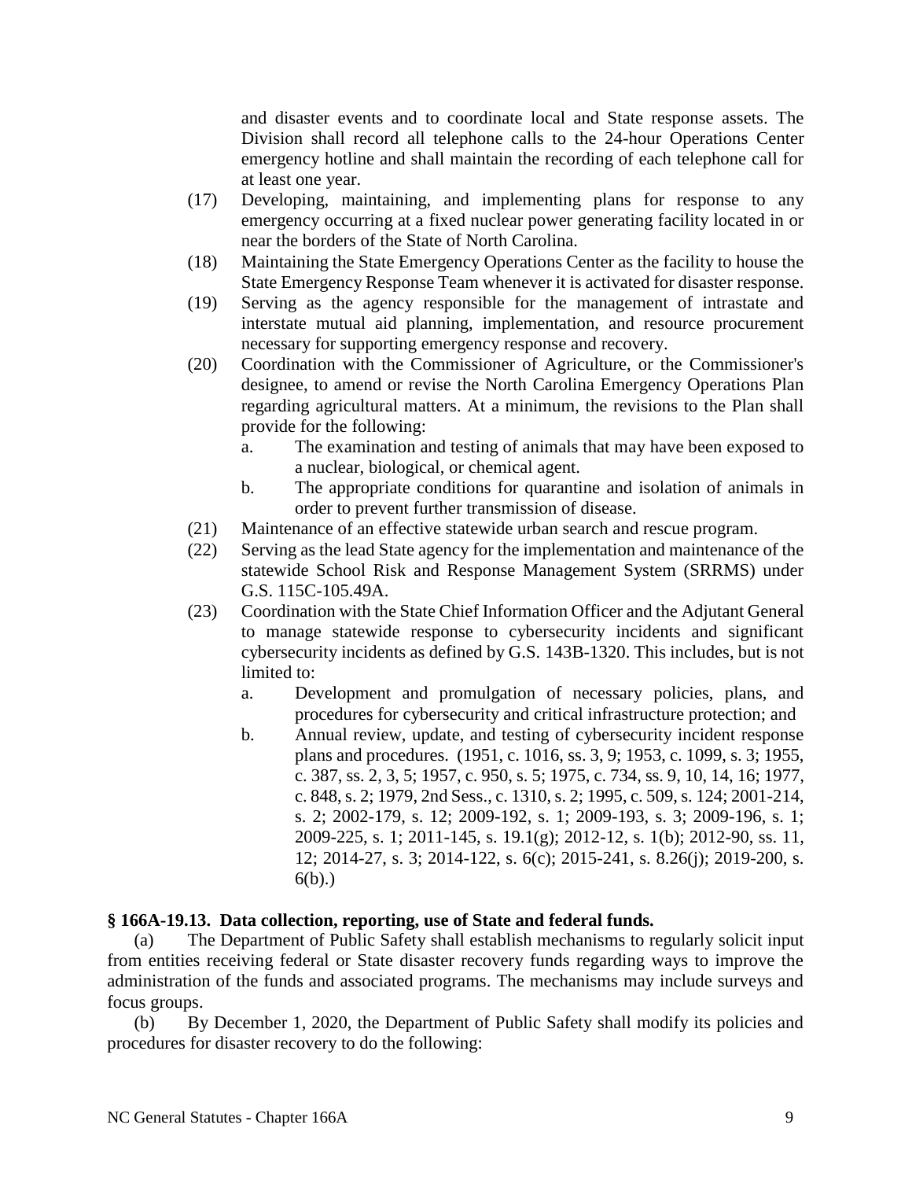and disaster events and to coordinate local and State response assets. The Division shall record all telephone calls to the 24-hour Operations Center emergency hotline and shall maintain the recording of each telephone call for at least one year.

(17) Developing, maintaining, and implementing plans for response to any emergency occurring at a fixed nuclear power generating facility located in or near the borders of the State of North Carolina.

(18) Maintaining the State Emergency Operations Center as the facility to house the State Emergency Response Team whenever it is activated for disaster response.

(19) Serving as the agency responsible for the management of intrastate and interstate mutual aid planning, implementation, and resource procurement necessary for supporting emergency response and recovery.

(20) Coordination with the Commissioner of Agriculture, or the Commissioner's designee, to amend or revise the North Carolina Emergency Operations Plan regarding agricultural matters. At a minimum, the revisions to the Plan shall provide for the following:

a. The examination and testing of animals that may have been exposed to a nuclear, biological, or chemical agent.

b. The appropriate conditions for quarantine and isolation of animals in order to prevent further transmission of disease.

(21) Maintenance of an effective statewide urban search and rescue program.

(22) Serving as the lead State agency for the implementation and maintenance of the statewide School Risk and Response Management System (SRRMS) under G.S. 115C-105.49A.

(23) Coordination with the State Chief Information Officer and the Adjutant General to manage statewide response to cybersecurity incidents and significant cybersecurity incidents as defined by G.S. 143B-1320. This includes, but is not limited to:

a. Development and promulgation of necessary policies, plans, and procedures for cybersecurity and critical infrastructure protection; and

b. Annual review, update, and testing of cybersecurity incident response plans and procedures. (1951, c. 1016, ss. 3, 9; 1953, c. 1099, s. 3; 1955, c. 387, ss. 2, 3, 5; 1957, c. 950, s. 5; 1975, c. 734, ss. 9, 10, 14, 16; 1977, c. 848, s. 2; 1979, 2nd Sess., c. 1310, s. 2; 1995, c. 509, s. 124; 2001-214, s. 2; 2002-179, s. 12; 2009-192, s. 1; 2009-193, s. 3; 2009-196, s. 1; 2009-225, s. 1; 2011-145, s. 19.1(g); 2012-12, s. 1(b); 2012-90, ss. 11, 12; 2014-27, s. 3; 2014-122, s. 6(c); 2015-241, s. 8.26(j); 2019-200, s. 6(b).)

**§ 166A-19.13. Data collection, reporting, use of State and federal funds.**

(a) The Department of Public Safety shall establish mechanisms to regularly solicit input from entities receiving federal or State disaster recovery funds regarding ways to improve the administration of the funds and associated programs. The mechanisms may include surveys and focus groups.

(b) By December 1, 2020, the Department of Public Safety shall modify its policies and procedures for disaster recovery to do the following: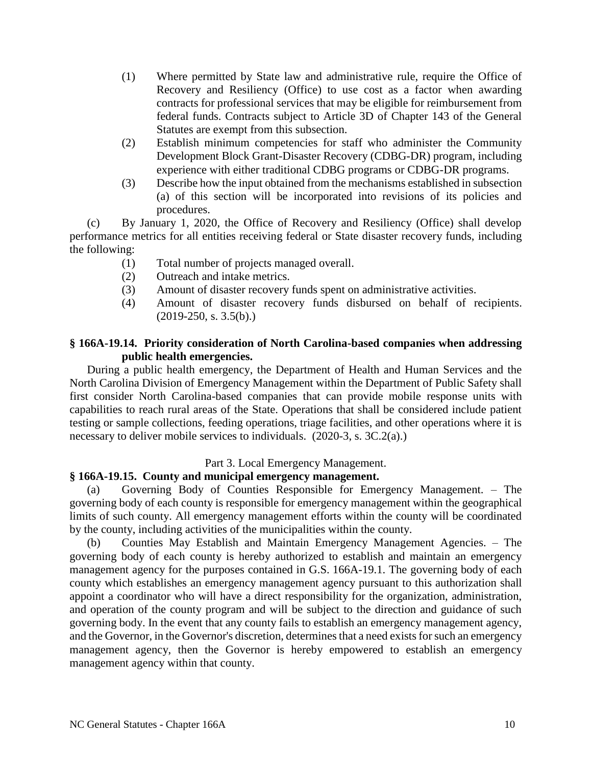(1) Where permitted by State law and administrative rule, require the Office of Recovery and Resiliency (Office) to use cost as a factor when awarding contracts for professional services that may be eligible for reimbursement from federal funds. Contracts subject to Article 3D of Chapter 143 of the General Statutes are exempt from this subsection.

(2) Establish minimum competencies for staff who administer the Community Development Block Grant-Disaster Recovery (CDBG-DR) program, including experience with either traditional CDBG programs or CDBG-DR programs.

(3) Describe how the input obtained from the mechanisms established in subsection (a) of this section will be incorporated into revisions of its policies and procedures.

(c) By January 1, 2020, the Office of Recovery and Resiliency (Office) shall develop performance metrics for all entities receiving federal or State disaster recovery funds, including the following:

(1) Total number of projects managed overall.

(2) Outreach and intake metrics.

(3) Amount of disaster recovery funds spent on administrative activities.

(4) Amount of disaster recovery funds disbursed on behalf of recipients. (2019-250, s. 3.5(b).)

**§ 166A-19.14. Priority consideration of North Carolina-based companies when addressing public health emergencies.**

During a public health emergency, the Department of Health and Human Services and the North Carolina Division of Emergency Management within the Department of Public Safety shall first consider North Carolina-based companies that can provide mobile response units with capabilities to reach rural areas of the State. Operations that shall be considered include patient testing or sample collections, feeding operations, triage facilities, and other operations where it is necessary to deliver mobile services to individuals. (2020-3, s. 3C.2(a).)

Part 3. Local Emergency Management.

**§ 166A-19.15. County and municipal emergency management.**

(a) Governing Body of Counties Responsible for Emergency Management. – The governing body of each county is responsible for emergency management within the geographical limits of such county. All emergency management efforts within the county will be coordinated by the county, including activities of the municipalities within the county.

(b) Counties May Establish and Maintain Emergency Management Agencies. – The governing body of each county is hereby authorized to establish and maintain an emergency management agency for the purposes contained in G.S. 166A-19.1. The governing body of each county which establishes an emergency management agency pursuant to this authorization shall appoint a coordinator who will have a direct responsibility for the organization, administration, and operation of the county program and will be subject to the direction and guidance of such governing body. In the event that any county fails to establish an emergency management agency, and the Governor, in the Governor's discretion, determines that a need exists for such an emergency management agency, then the Governor is hereby empowered to establish an emergency management agency within that county.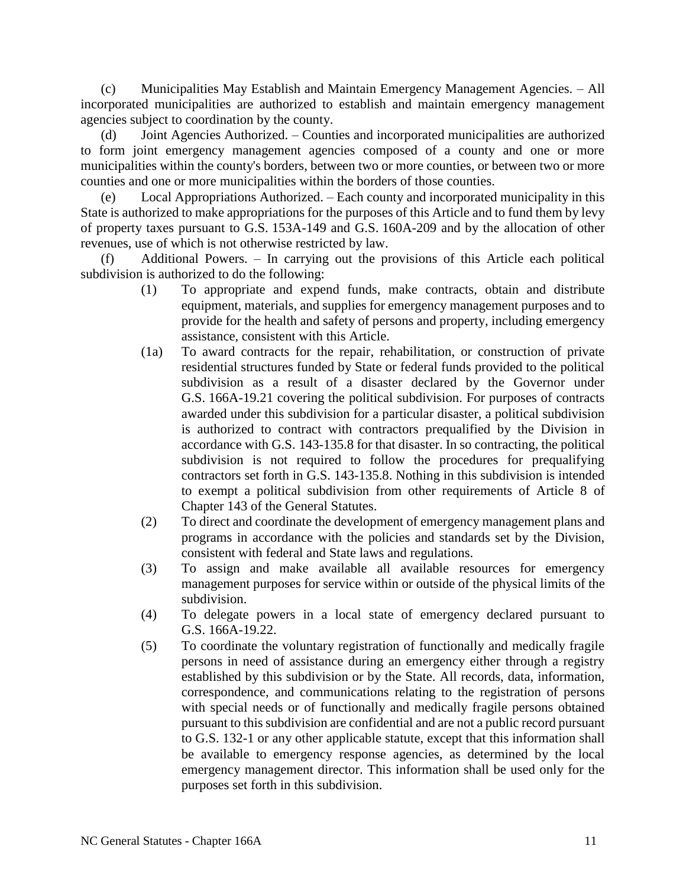(c) Municipalities May Establish and Maintain Emergency Management Agencies. – All incorporated municipalities are authorized to establish and maintain emergency management agencies subject to coordination by the county.

(d) Joint Agencies Authorized. – Counties and incorporated municipalities are authorized to form joint emergency management agencies composed of a county and one or more municipalities within the county's borders, between two or more counties, or between two or more counties and one or more municipalities within the borders of those counties.

(e) Local Appropriations Authorized. – Each county and incorporated municipality in this State is authorized to make appropriations for the purposes of this Article and to fund them by levy of property taxes pursuant to G.S. 153A-149 and G.S. 160A-209 and by the allocation of other revenues, use of which is not otherwise restricted by law.

(f) Additional Powers. – In carrying out the provisions of this Article each political subdivision is authorized to do the following:

(1) To appropriate and expend funds, make contracts, obtain and distribute equipment, materials, and supplies for emergency management purposes and to provide for the health and safety of persons and property, including emergency assistance, consistent with this Article.

(1a) To award contracts for the repair, rehabilitation, or construction of private residential structures funded by State or federal funds provided to the political subdivision as a result of a disaster declared by the Governor under G.S. 166A-19.21 covering the political subdivision. For purposes of contracts awarded under this subdivision for a particular disaster, a political subdivision is authorized to contract with contractors prequalified by the Division in accordance with G.S. 143-135.8 for that disaster. In so contracting, the political subdivision is not required to follow the procedures for prequalifying contractors set forth in G.S. 143-135.8. Nothing in this subdivision is intended to exempt a political subdivision from other requirements of Article 8 of Chapter 143 of the General Statutes.

(2) To direct and coordinate the development of emergency management plans and programs in accordance with the policies and standards set by the Division, consistent with federal and State laws and regulations.

(3) To assign and make available all available resources for emergency management purposes for service within or outside of the physical limits of the subdivision.

(4) To delegate powers in a local state of emergency declared pursuant to G.S. 166A-19.22.

(5) To coordinate the voluntary registration of functionally and medically fragile persons in need of assistance during an emergency either through a registry established by this subdivision or by the State. All records, data, information, correspondence, and communications relating to the registration of persons with special needs or of functionally and medically fragile persons obtained pursuant to this subdivision are confidential and are not a public record pursuant to G.S. 132-1 or any other applicable statute, except that this information shall be available to emergency response agencies, as determined by the local emergency management director. This information shall be used only for the purposes set forth in this subdivision.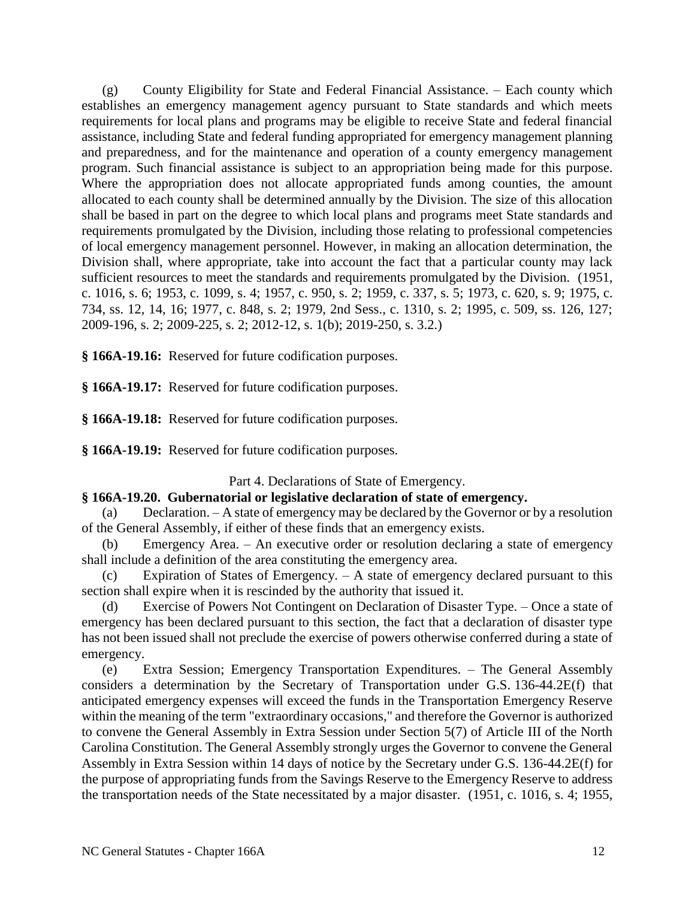(g) County Eligibility for State and Federal Financial Assistance. – Each county which establishes an emergency management agency pursuant to State standards and which meets requirements for local plans and programs may be eligible to receive State and federal financial assistance, including State and federal funding appropriated for emergency management planning and preparedness, and for the maintenance and operation of a county emergency management program. Such financial assistance is subject to an appropriation being made for this purpose. Where the appropriation does not allocate appropriated funds among counties, the amount allocated to each county shall be determined annually by the Division. The size of this allocation shall be based in part on the degree to which local plans and programs meet State standards and requirements promulgated by the Division, including those relating to professional competencies of local emergency management personnel. However, in making an allocation determination, the Division shall, where appropriate, take into account the fact that a particular county may lack sufficient resources to meet the standards and requirements promulgated by the Division. (1951, c. 1016, s. 6; 1953, c. 1099, s. 4; 1957, c. 950, s. 2; 1959, c. 337, s. 5; 1973, c. 620, s. 9; 1975, c. 734, ss. 12, 14, 16; 1977, c. 848, s. 2; 1979, 2nd Sess., c. 1310, s. 2; 1995, c. 509, ss. 126, 127; 2009-196, s. 2; 2009-225, s. 2; 2012-12, s. 1(b); 2019-250, s. 3.2.)

**§ 166A-19.16:** Reserved for future codification purposes.

**§ 166A-19.17:** Reserved for future codification purposes.

**§ 166A-19.18:** Reserved for future codification purposes.

**§ 166A-19.19:** Reserved for future codification purposes.

Part 4. Declarations of State of Emergency.

**§ 166A-19.20. Gubernatorial or legislative declaration of state of emergency.**

(a) Declaration. – A state of emergency may be declared by the Governor or by a resolution of the General Assembly, if either of these finds that an emergency exists.

(b) Emergency Area. – An executive order or resolution declaring a state of emergency shall include a definition of the area constituting the emergency area.

(c) Expiration of States of Emergency. – A state of emergency declared pursuant to this section shall expire when it is rescinded by the authority that issued it.

(d) Exercise of Powers Not Contingent on Declaration of Disaster Type. – Once a state of emergency has been declared pursuant to this section, the fact that a declaration of disaster type has not been issued shall not preclude the exercise of powers otherwise conferred during a state of emergency.

(e) Extra Session; Emergency Transportation Expenditures. – The General Assembly considers a determination by the Secretary of Transportation under G.S. 136-44.2E(f) that anticipated emergency expenses will exceed the funds in the Transportation Emergency Reserve within the meaning of the term "extraordinary occasions," and therefore the Governor is authorized to convene the General Assembly in Extra Session under Section 5(7) of Article III of the North Carolina Constitution. The General Assembly strongly urges the Governor to convene the General Assembly in Extra Session within 14 days of notice by the Secretary under G.S. 136-44.2E(f) for the purpose of appropriating funds from the Savings Reserve to the Emergency Reserve to address the transportation needs of the State necessitated by a major disaster. (1951, c. 1016, s. 4; 1955,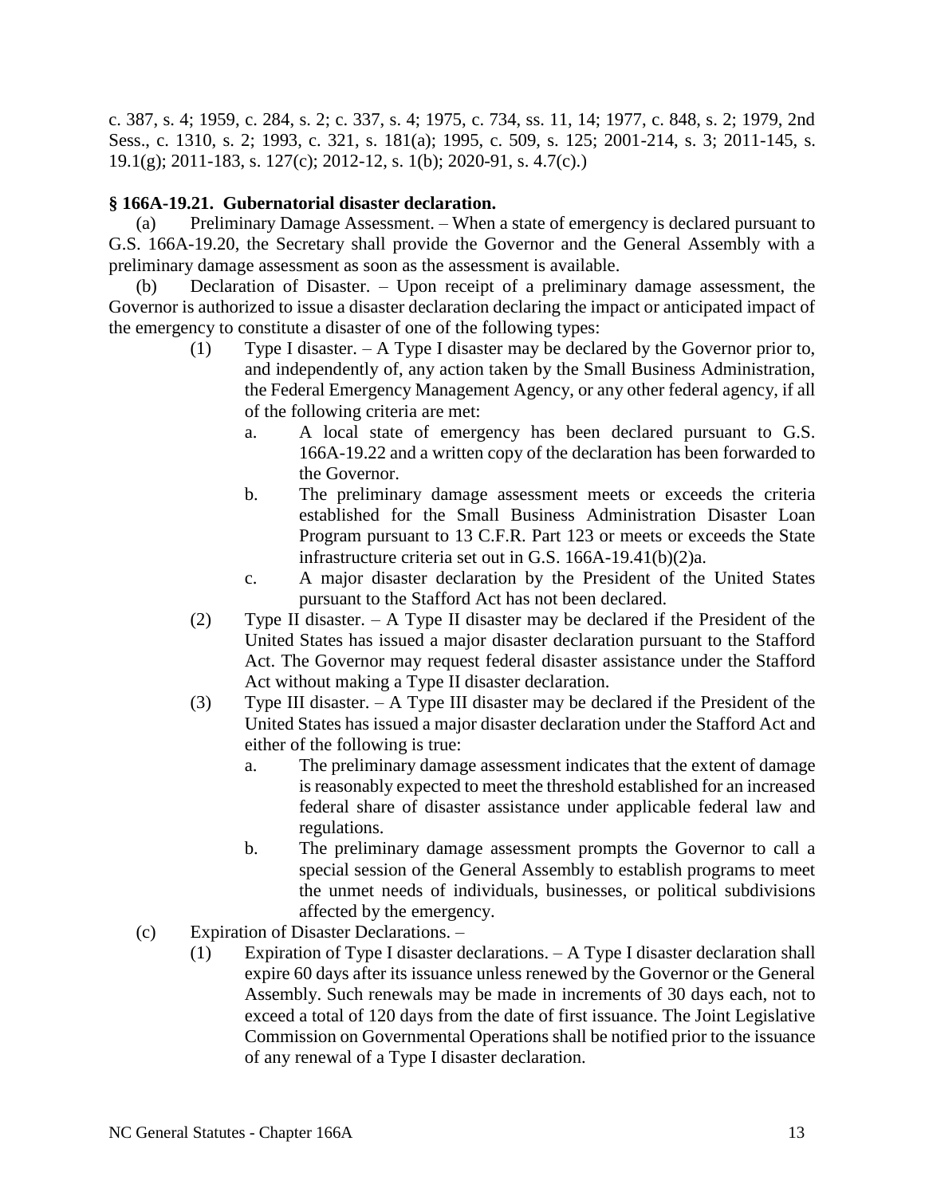c. 387, s. 4; 1959, c. 284, s. 2; c. 337, s. 4; 1975, c. 734, ss. 11, 14; 1977, c. 848, s. 2; 1979, 2nd Sess., c. 1310, s. 2; 1993, c. 321, s. 181(a); 1995, c. 509, s. 125; 2001-214, s. 3; 2011-145, s. 19.1(g); 2011-183, s. 127(c); 2012-12, s. 1(b); 2020-91, s. 4.7(c).)

### § 166A-19.21. Gubernatorial disaster declaration.

(a) Preliminary Damage Assessment. – When a state of emergency is declared pursuant to G.S. 166A-19.20, the Secretary shall provide the Governor and the General Assembly with a preliminary damage assessment as soon as the assessment is available.

(b) Declaration of Disaster. – Upon receipt of a preliminary damage assessment, the Governor is authorized to issue a disaster declaration declaring the impact or anticipated impact of the emergency to constitute a disaster of one of the following types:

(1) Type I disaster. – A Type I disaster may be declared by the Governor prior to, and independently of, any action taken by the Small Business Administration, the Federal Emergency Management Agency, or any other federal agency, if all of the following criteria are met:

a. A local state of emergency has been declared pursuant to G.S. 166A-19.22 and a written copy of the declaration has been forwarded to the Governor.

b. The preliminary damage assessment meets or exceeds the criteria established for the Small Business Administration Disaster Loan Program pursuant to 13 C.F.R. Part 123 or meets or exceeds the State infrastructure criteria set out in G.S. 166A-19.41(b)(2)a.

c. A major disaster declaration by the President of the United States pursuant to the Stafford Act has not been declared.

(2) Type II disaster. – A Type II disaster may be declared if the President of the United States has issued a major disaster declaration pursuant to the Stafford Act. The Governor may request federal disaster assistance under the Stafford Act without making a Type II disaster declaration.

(3) Type III disaster. – A Type III disaster may be declared if the President of the United States has issued a major disaster declaration under the Stafford Act and either of the following is true:

a. The preliminary damage assessment indicates that the extent of damage is reasonably expected to meet the threshold established for an increased federal share of disaster assistance under applicable federal law and regulations.

b. The preliminary damage assessment prompts the Governor to call a special session of the General Assembly to establish programs to meet the unmet needs of individuals, businesses, or political subdivisions affected by the emergency.

(c) Expiration of Disaster Declarations. –

(1) Expiration of Type I disaster declarations. – A Type I disaster declaration shall expire 60 days after its issuance unless renewed by the Governor or the General Assembly. Such renewals may be made in increments of 30 days each, not to exceed a total of 120 days from the date of first issuance. The Joint Legislative Commission on Governmental Operations shall be notified prior to the issuance of any renewal of a Type I disaster declaration.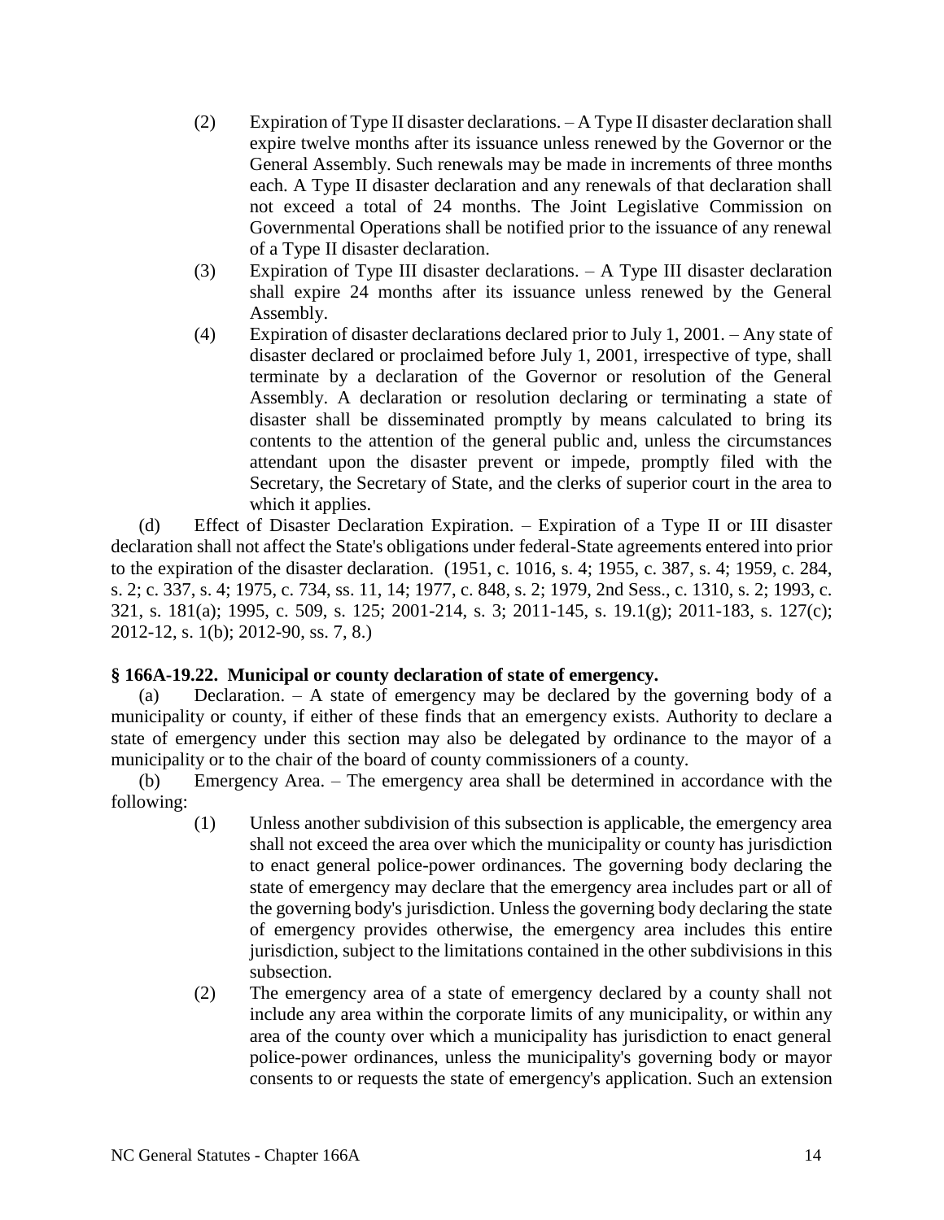(2) Expiration of Type II disaster declarations. – A Type II disaster declaration shall expire twelve months after its issuance unless renewed by the Governor or the General Assembly. Such renewals may be made in increments of three months each. A Type II disaster declaration and any renewals of that declaration shall not exceed a total of 24 months. The Joint Legislative Commission on Governmental Operations shall be notified prior to the issuance of any renewal of a Type II disaster declaration.

(3) Expiration of Type III disaster declarations. – A Type III disaster declaration shall expire 24 months after its issuance unless renewed by the General Assembly.

(4) Expiration of disaster declarations declared prior to July 1, 2001. – Any state of disaster declared or proclaimed before July 1, 2001, irrespective of type, shall terminate by a declaration of the Governor or resolution of the General Assembly. A declaration or resolution declaring or terminating a state of disaster shall be disseminated promptly by means calculated to bring its contents to the attention of the general public and, unless the circumstances attendant upon the disaster prevent or impede, promptly filed with the Secretary, the Secretary of State, and the clerks of superior court in the area to which it applies.

(d) Effect of Disaster Declaration Expiration. – Expiration of a Type II or III disaster declaration shall not affect the State's obligations under federal-State agreements entered into prior to the expiration of the disaster declaration. (1951, c. 1016, s. 4; 1955, c. 387, s. 4; 1959, c. 284, s. 2; c. 337, s. 4; 1975, c. 734, ss. 11, 14; 1977, c. 848, s. 2; 1979, 2nd Sess., c. 1310, s. 2; 1993, c. 321, s. 181(a); 1995, c. 509, s. 125; 2001-214, s. 3; 2011-145, s. 19.1(g); 2011-183, s. 127(c); 2012-12, s. 1(b); 2012-90, ss. 7, 8.)

**§ 166A-19.22. Municipal or county declaration of state of emergency.**

(a) Declaration. – A state of emergency may be declared by the governing body of a municipality or county, if either of these finds that an emergency exists. Authority to declare a state of emergency under this section may also be delegated by ordinance to the mayor of a municipality or to the chair of the board of county commissioners of a county.

(b) Emergency Area. – The emergency area shall be determined in accordance with the following:

(1) Unless another subdivision of this subsection is applicable, the emergency area shall not exceed the area over which the municipality or county has jurisdiction to enact general police-power ordinances. The governing body declaring the state of emergency may declare that the emergency area includes part or all of the governing body's jurisdiction. Unless the governing body declaring the state of emergency provides otherwise, the emergency area includes this entire jurisdiction, subject to the limitations contained in the other subdivisions in this subsection.

(2) The emergency area of a state of emergency declared by a county shall not include any area within the corporate limits of any municipality, or within any area of the county over which a municipality has jurisdiction to enact general police-power ordinances, unless the municipality's governing body or mayor consents to or requests the state of emergency's application. Such an extension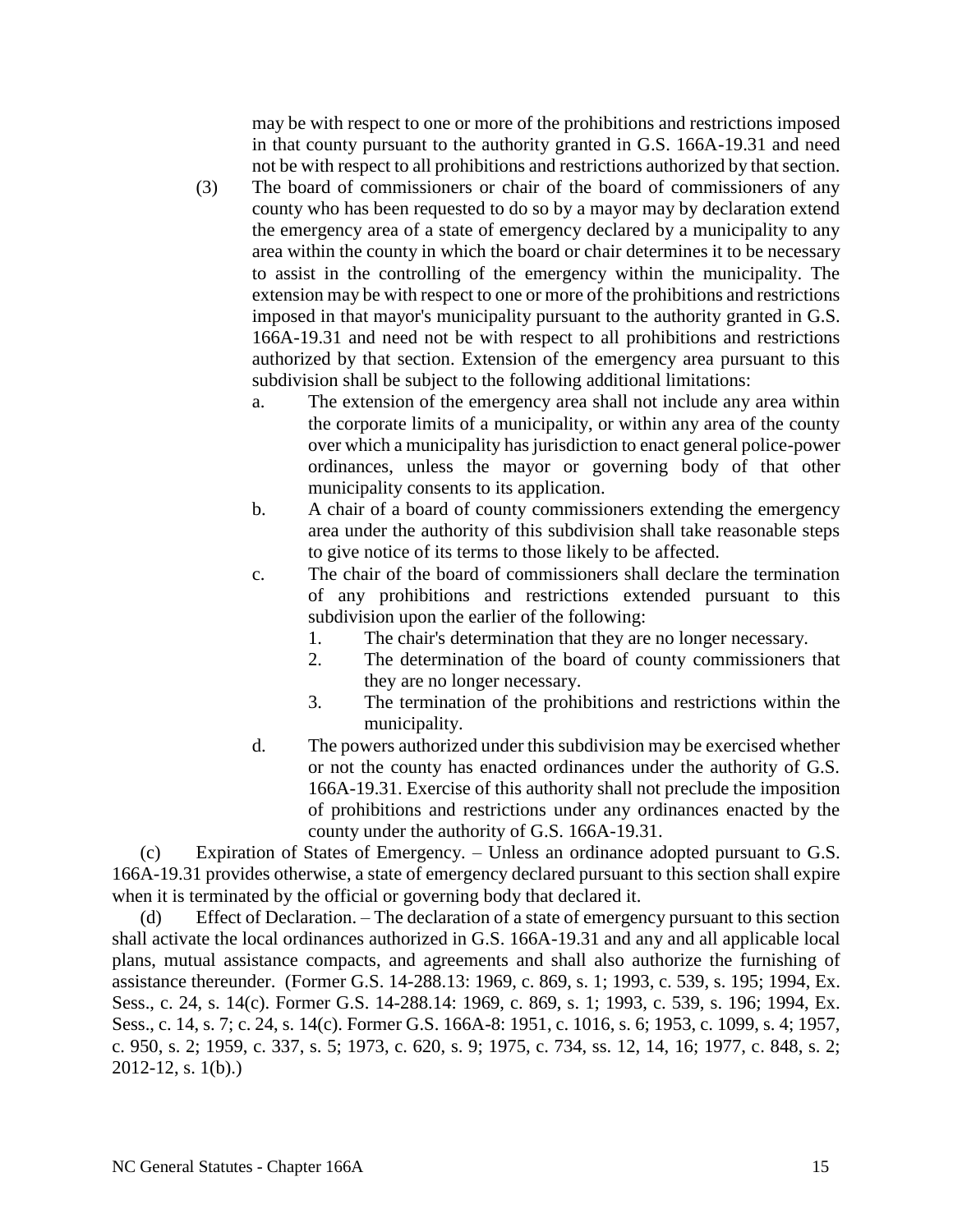may be with respect to one or more of the prohibitions and restrictions imposed in that county pursuant to the authority granted in G.S. 166A-19.31 and need not be with respect to all prohibitions and restrictions authorized by that section.

(3) The board of commissioners or chair of the board of commissioners of any county who has been requested to do so by a mayor may by declaration extend the emergency area of a state of emergency declared by a municipality to any area within the county in which the board or chair determines it to be necessary to assist in the controlling of the emergency within the municipality. The extension may be with respect to one or more of the prohibitions and restrictions imposed in that mayor's municipality pursuant to the authority granted in G.S. 166A-19.31 and need not be with respect to all prohibitions and restrictions authorized by that section. Extension of the emergency area pursuant to this subdivision shall be subject to the following additional limitations:

a. The extension of the emergency area shall not include any area within the corporate limits of a municipality, or within any area of the county over which a municipality has jurisdiction to enact general police-power ordinances, unless the mayor or governing body of that other municipality consents to its application.

b. A chair of a board of county commissioners extending the emergency area under the authority of this subdivision shall take reasonable steps to give notice of its terms to those likely to be affected.

c. The chair of the board of commissioners shall declare the termination of any prohibitions and restrictions extended pursuant to this subdivision upon the earlier of the following:

1. The chair's determination that they are no longer necessary.
2. The determination of the board of county commissioners that they are no longer necessary.
3. The termination of the prohibitions and restrictions within the municipality.

d. The powers authorized under this subdivision may be exercised whether or not the county has enacted ordinances under the authority of G.S. 166A-19.31. Exercise of this authority shall not preclude the imposition of prohibitions and restrictions under any ordinances enacted by the county under the authority of G.S. 166A-19.31.

(c) Expiration of States of Emergency. – Unless an ordinance adopted pursuant to G.S. 166A-19.31 provides otherwise, a state of emergency declared pursuant to this section shall expire when it is terminated by the official or governing body that declared it.

(d) Effect of Declaration. – The declaration of a state of emergency pursuant to this section shall activate the local ordinances authorized in G.S. 166A-19.31 and any and all applicable local plans, mutual assistance compacts, and agreements and shall also authorize the furnishing of assistance thereunder. (Former G.S. 14-288.13: 1969, c. 869, s. 1; 1993, c. 539, s. 195; 1994, Ex. Sess., c. 24, s. 14(c). Former G.S. 14-288.14: 1969, c. 869, s. 1; 1993, c. 539, s. 196; 1994, Ex. Sess., c. 14, s. 7; c. 24, s. 14(c). Former G.S. 166A-8: 1951, c. 1016, s. 6; 1953, c. 1099, s. 4; 1957, c. 950, s. 2; 1959, c. 337, s. 5; 1973, c. 620, s. 9; 1975, c. 734, ss. 12, 14, 16; 1977, c. 848, s. 2; 2012-12, s. 1(b).)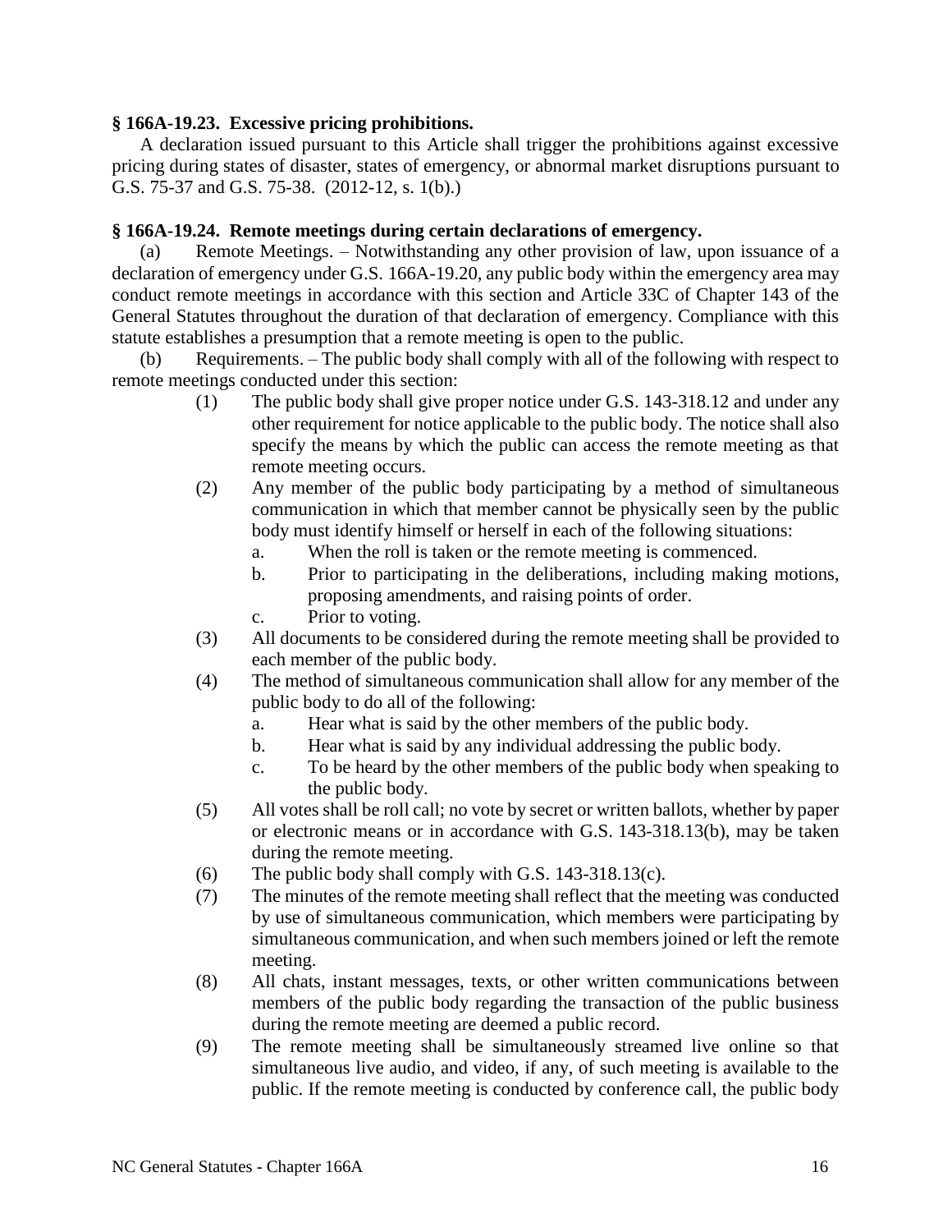**§ 166A-19.23. Excessive pricing prohibitions.**

A declaration issued pursuant to this Article shall trigger the prohibitions against excessive pricing during states of disaster, states of emergency, or abnormal market disruptions pursuant to G.S. 75-37 and G.S. 75-38. (2012-12, s. 1(b).)

**§ 166A-19.24. Remote meetings during certain declarations of emergency.**

(a) Remote Meetings. – Notwithstanding any other provision of law, upon issuance of a declaration of emergency under G.S. 166A-19.20, any public body within the emergency area may conduct remote meetings in accordance with this section and Article 33C of Chapter 143 of the General Statutes throughout the duration of that declaration of emergency. Compliance with this statute establishes a presumption that a remote meeting is open to the public.

(b) Requirements. – The public body shall comply with all of the following with respect to remote meetings conducted under this section:

(1) The public body shall give proper notice under G.S. 143-318.12 and under any other requirement for notice applicable to the public body. The notice shall also specify the means by which the public can access the remote meeting as that remote meeting occurs.

(2) Any member of the public body participating by a method of simultaneous communication in which that member cannot be physically seen by the public body must identify himself or herself in each of the following situations:

a. When the roll is taken or the remote meeting is commenced.

b. Prior to participating in the deliberations, including making motions, proposing amendments, and raising points of order.

c. Prior to voting.

(3) All documents to be considered during the remote meeting shall be provided to each member of the public body.

(4) The method of simultaneous communication shall allow for any member of the public body to do all of the following:

a. Hear what is said by the other members of the public body.

b. Hear what is said by any individual addressing the public body.

c. To be heard by the other members of the public body when speaking to the public body.

(5) All votes shall be roll call; no vote by secret or written ballots, whether by paper or electronic means or in accordance with G.S. 143-318.13(b), may be taken during the remote meeting.

(6) The public body shall comply with G.S. 143-318.13(c).

(7) The minutes of the remote meeting shall reflect that the meeting was conducted by use of simultaneous communication, which members were participating by simultaneous communication, and when such members joined or left the remote meeting.

(8) All chats, instant messages, texts, or other written communications between members of the public body regarding the transaction of the public business during the remote meeting are deemed a public record.

(9) The remote meeting shall be simultaneously streamed live online so that simultaneous live audio, and video, if any, of such meeting is available to the public. If the remote meeting is conducted by conference call, the public body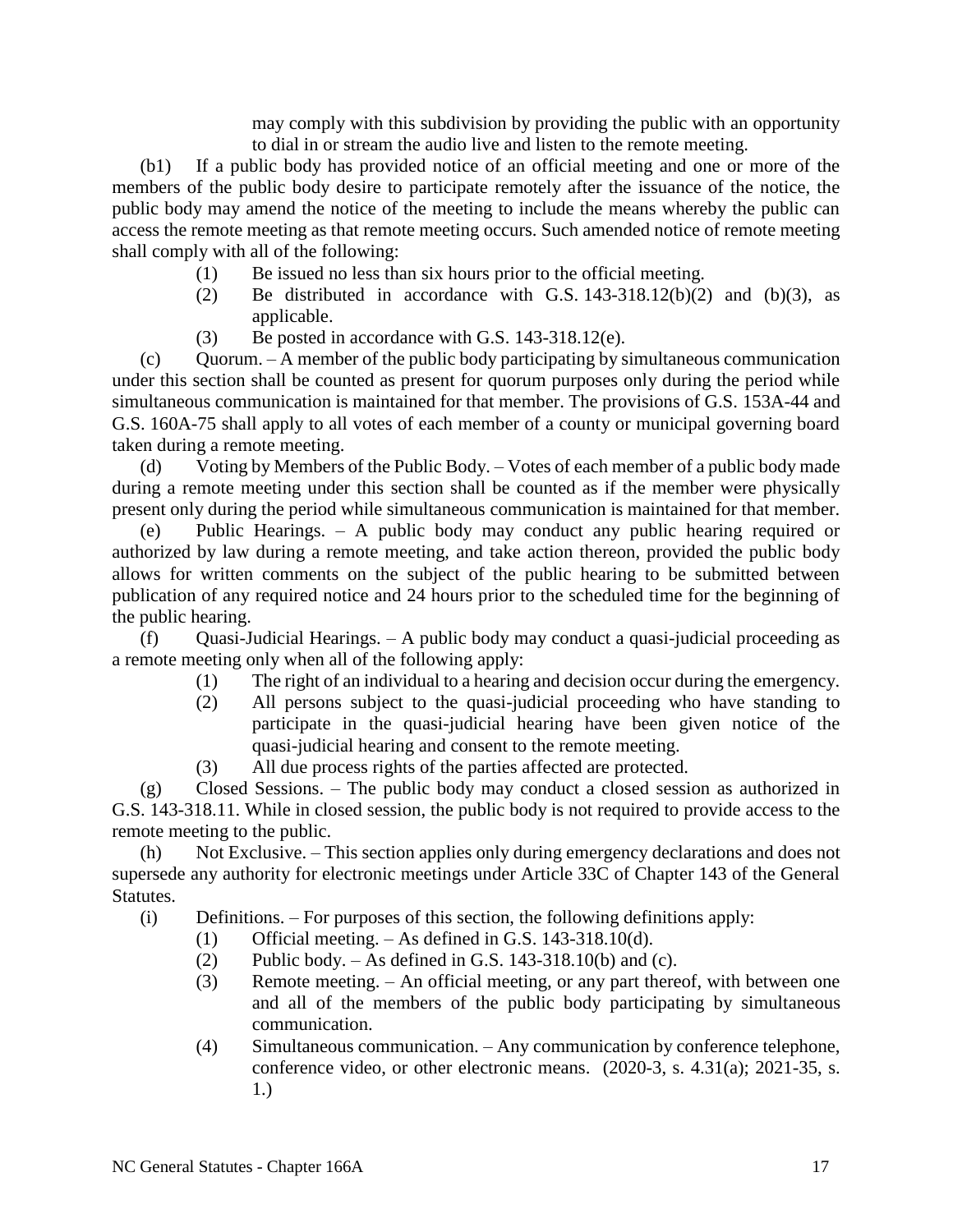may comply with this subdivision by providing the public with an opportunity to dial in or stream the audio live and listen to the remote meeting.

(b1) If a public body has provided notice of an official meeting and one or more of the members of the public body desire to participate remotely after the issuance of the notice, the public body may amend the notice of the meeting to include the means whereby the public can access the remote meeting as that remote meeting occurs. Such amended notice of remote meeting shall comply with all of the following:

- (1) Be issued no less than six hours prior to the official meeting.
- (2) Be distributed in accordance with G.S. 143-318.12(b)(2) and (b)(3), as applicable.
- (3) Be posted in accordance with G.S. 143-318.12(e).

(c) Quorum. – A member of the public body participating by simultaneous communication under this section shall be counted as present for quorum purposes only during the period while simultaneous communication is maintained for that member. The provisions of G.S. 153A-44 and G.S. 160A-75 shall apply to all votes of each member of a county or municipal governing board taken during a remote meeting.

(d) Voting by Members of the Public Body. – Votes of each member of a public body made during a remote meeting under this section shall be counted as if the member were physically present only during the period while simultaneous communication is maintained for that member.

(e) Public Hearings. – A public body may conduct any public hearing required or authorized by law during a remote meeting, and take action thereon, provided the public body allows for written comments on the subject of the public hearing to be submitted between publication of any required notice and 24 hours prior to the scheduled time for the beginning of the public hearing.

(f) Quasi-Judicial Hearings. – A public body may conduct a quasi-judicial proceeding as a remote meeting only when all of the following apply:

- (1) The right of an individual to a hearing and decision occur during the emergency.
- (2) All persons subject to the quasi-judicial proceeding who have standing to participate in the quasi-judicial hearing have been given notice of the quasi-judicial hearing and consent to the remote meeting.
- (3) All due process rights of the parties affected are protected.

(g) Closed Sessions. – The public body may conduct a closed session as authorized in G.S. 143-318.11. While in closed session, the public body is not required to provide access to the remote meeting to the public.

(h) Not Exclusive. – This section applies only during emergency declarations and does not supersede any authority for electronic meetings under Article 33C of Chapter 143 of the General Statutes.

(i) Definitions. – For purposes of this section, the following definitions apply:

- (1) Official meeting. – As defined in G.S. 143-318.10(d).
- (2) Public body. – As defined in G.S. 143-318.10(b) and (c).
- (3) Remote meeting. – An official meeting, or any part thereof, with between one and all of the members of the public body participating by simultaneous communication.
- (4) Simultaneous communication. – Any communication by conference telephone, conference video, or other electronic means. (2020-3, s. 4.31(a); 2021-35, s. 1.)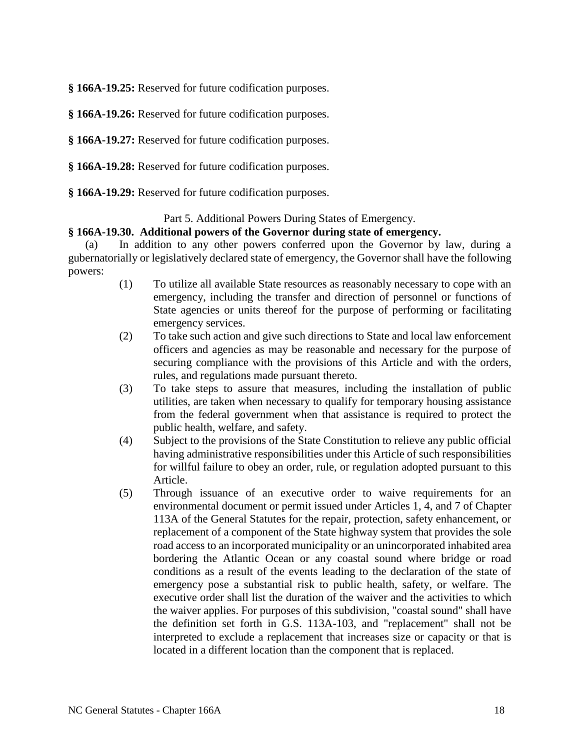**§ 166A-19.25:** Reserved for future codification purposes.

**§ 166A-19.26:** Reserved for future codification purposes.

**§ 166A-19.27:** Reserved for future codification purposes.

**§ 166A-19.28:** Reserved for future codification purposes.

**§ 166A-19.29:** Reserved for future codification purposes.

Part 5. Additional Powers During States of Emergency.

**§ 166A-19.30. Additional powers of the Governor during state of emergency.**

(a) In addition to any other powers conferred upon the Governor by law, during a gubernatorially or legislatively declared state of emergency, the Governor shall have the following powers:

(1) To utilize all available State resources as reasonably necessary to cope with an emergency, including the transfer and direction of personnel or functions of State agencies or units thereof for the purpose of performing or facilitating emergency services.

(2) To take such action and give such directions to State and local law enforcement officers and agencies as may be reasonable and necessary for the purpose of securing compliance with the provisions of this Article and with the orders, rules, and regulations made pursuant thereto.

(3) To take steps to assure that measures, including the installation of public utilities, are taken when necessary to qualify for temporary housing assistance from the federal government when that assistance is required to protect the public health, welfare, and safety.

(4) Subject to the provisions of the State Constitution to relieve any public official having administrative responsibilities under this Article of such responsibilities for willful failure to obey an order, rule, or regulation adopted pursuant to this Article.

(5) Through issuance of an executive order to waive requirements for an environmental document or permit issued under Articles 1, 4, and 7 of Chapter 113A of the General Statutes for the repair, protection, safety enhancement, or replacement of a component of the State highway system that provides the sole road access to an incorporated municipality or an unincorporated inhabited area bordering the Atlantic Ocean or any coastal sound where bridge or road conditions as a result of the events leading to the declaration of the state of emergency pose a substantial risk to public health, safety, or welfare. The executive order shall list the duration of the waiver and the activities to which the waiver applies. For purposes of this subdivision, "coastal sound" shall have the definition set forth in G.S. 113A-103, and "replacement" shall not be interpreted to exclude a replacement that increases size or capacity or that is located in a different location than the component that is replaced.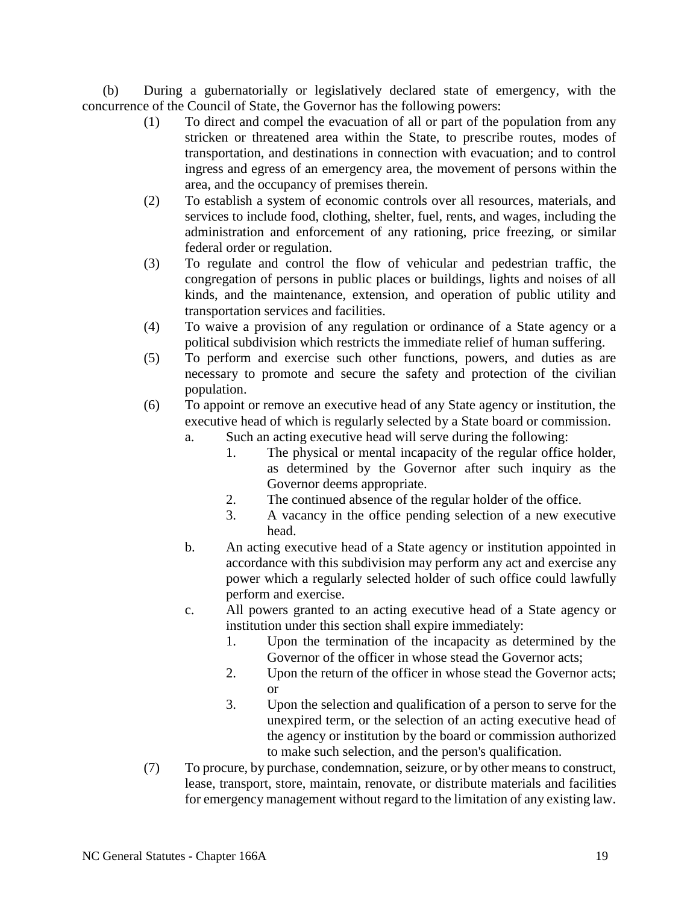(b) During a gubernatorially or legislatively declared state of emergency, with the concurrence of the Council of State, the Governor has the following powers:

(1) To direct and compel the evacuation of all or part of the population from any stricken or threatened area within the State, to prescribe routes, modes of transportation, and destinations in connection with evacuation; and to control ingress and egress of an emergency area, the movement of persons within the area, and the occupancy of premises therein.

(2) To establish a system of economic controls over all resources, materials, and services to include food, clothing, shelter, fuel, rents, and wages, including the administration and enforcement of any rationing, price freezing, or similar federal order or regulation.

(3) To regulate and control the flow of vehicular and pedestrian traffic, the congregation of persons in public places or buildings, lights and noises of all kinds, and the maintenance, extension, and operation of public utility and transportation services and facilities.

(4) To waive a provision of any regulation or ordinance of a State agency or a political subdivision which restricts the immediate relief of human suffering.

(5) To perform and exercise such other functions, powers, and duties as are necessary to promote and secure the safety and protection of the civilian population.

(6) To appoint or remove an executive head of any State agency or institution, the executive head of which is regularly selected by a State board or commission.

a. Such an acting executive head will serve during the following:

1. The physical or mental incapacity of the regular office holder, as determined by the Governor after such inquiry as the Governor deems appropriate.
2. The continued absence of the regular holder of the office.
3. A vacancy in the office pending selection of a new executive head.

b. An acting executive head of a State agency or institution appointed in accordance with this subdivision may perform any act and exercise any power which a regularly selected holder of such office could lawfully perform and exercise.

c. All powers granted to an acting executive head of a State agency or institution under this section shall expire immediately:

1. Upon the termination of the incapacity as determined by the Governor of the officer in whose stead the Governor acts;
2. Upon the return of the officer in whose stead the Governor acts; or
3. Upon the selection and qualification of a person to serve for the unexpired term, or the selection of an acting executive head of the agency or institution by the board or commission authorized to make such selection, and the person's qualification.

(7) To procure, by purchase, condemnation, seizure, or by other means to construct, lease, transport, store, maintain, renovate, or distribute materials and facilities for emergency management without regard to the limitation of any existing law.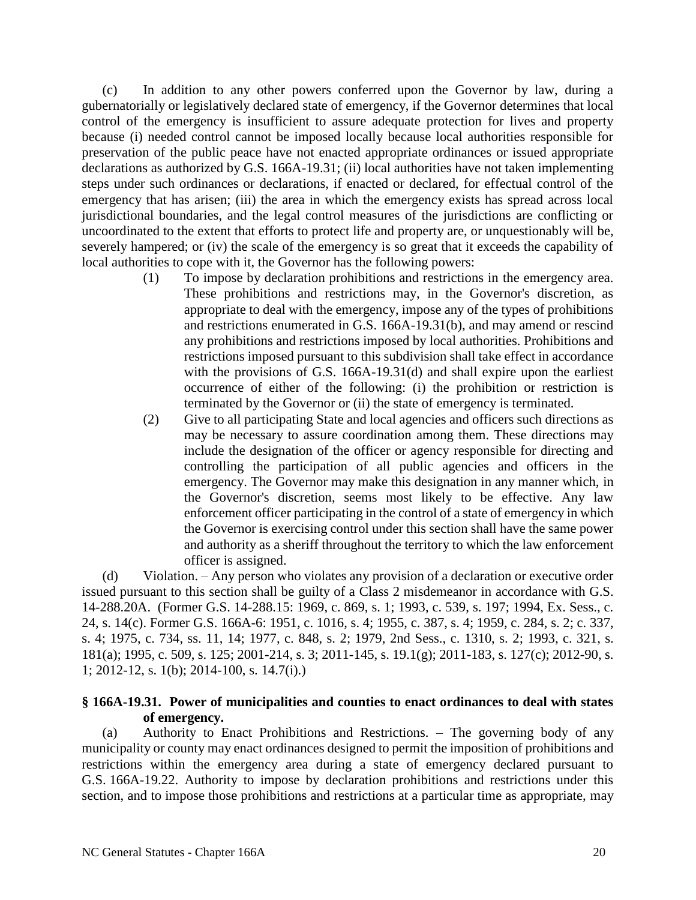(c) In addition to any other powers conferred upon the Governor by law, during a gubernatorially or legislatively declared state of emergency, if the Governor determines that local control of the emergency is insufficient to assure adequate protection for lives and property because (i) needed control cannot be imposed locally because local authorities responsible for preservation of the public peace have not enacted appropriate ordinances or issued appropriate declarations as authorized by G.S. 166A-19.31; (ii) local authorities have not taken implementing steps under such ordinances or declarations, if enacted or declared, for effectual control of the emergency that has arisen; (iii) the area in which the emergency exists has spread across local jurisdictional boundaries, and the legal control measures of the jurisdictions are conflicting or uncoordinated to the extent that efforts to protect life and property are, or unquestionably will be, severely hampered; or (iv) the scale of the emergency is so great that it exceeds the capability of local authorities to cope with it, the Governor has the following powers:

(1) To impose by declaration prohibitions and restrictions in the emergency area. These prohibitions and restrictions may, in the Governor's discretion, as appropriate to deal with the emergency, impose any of the types of prohibitions and restrictions enumerated in G.S. 166A-19.31(b), and may amend or rescind any prohibitions and restrictions imposed by local authorities. Prohibitions and restrictions imposed pursuant to this subdivision shall take effect in accordance with the provisions of G.S. 166A-19.31(d) and shall expire upon the earliest occurrence of either of the following: (i) the prohibition or restriction is terminated by the Governor or (ii) the state of emergency is terminated.

(2) Give to all participating State and local agencies and officers such directions as may be necessary to assure coordination among them. These directions may include the designation of the officer or agency responsible for directing and controlling the participation of all public agencies and officers in the emergency. The Governor may make this designation in any manner which, in the Governor's discretion, seems most likely to be effective. Any law enforcement officer participating in the control of a state of emergency in which the Governor is exercising control under this section shall have the same power and authority as a sheriff throughout the territory to which the law enforcement officer is assigned.

(d) Violation. – Any person who violates any provision of a declaration or executive order issued pursuant to this section shall be guilty of a Class 2 misdemeanor in accordance with G.S. 14-288.20A. (Former G.S. 14-288.15: 1969, c. 869, s. 1; 1993, c. 539, s. 197; 1994, Ex. Sess., c. 24, s. 14(c). Former G.S. 166A-6: 1951, c. 1016, s. 4; 1955, c. 387, s. 4; 1959, c. 284, s. 2; c. 337, s. 4; 1975, c. 734, ss. 11, 14; 1977, c. 848, s. 2; 1979, 2nd Sess., c. 1310, s. 2; 1993, c. 321, s. 181(a); 1995, c. 509, s. 125; 2001-214, s. 3; 2011-145, s. 19.1(g); 2011-183, s. 127(c); 2012-90, s. 1; 2012-12, s. 1(b); 2014-100, s. 14.7(i).)

### § 166A-19.31. Power of municipalities and counties to enact ordinances to deal with states of emergency.

(a) Authority to Enact Prohibitions and Restrictions. – The governing body of any municipality or county may enact ordinances designed to permit the imposition of prohibitions and restrictions within the emergency area during a state of emergency declared pursuant to G.S. 166A-19.22. Authority to impose by declaration prohibitions and restrictions under this section, and to impose those prohibitions and restrictions at a particular time as appropriate, may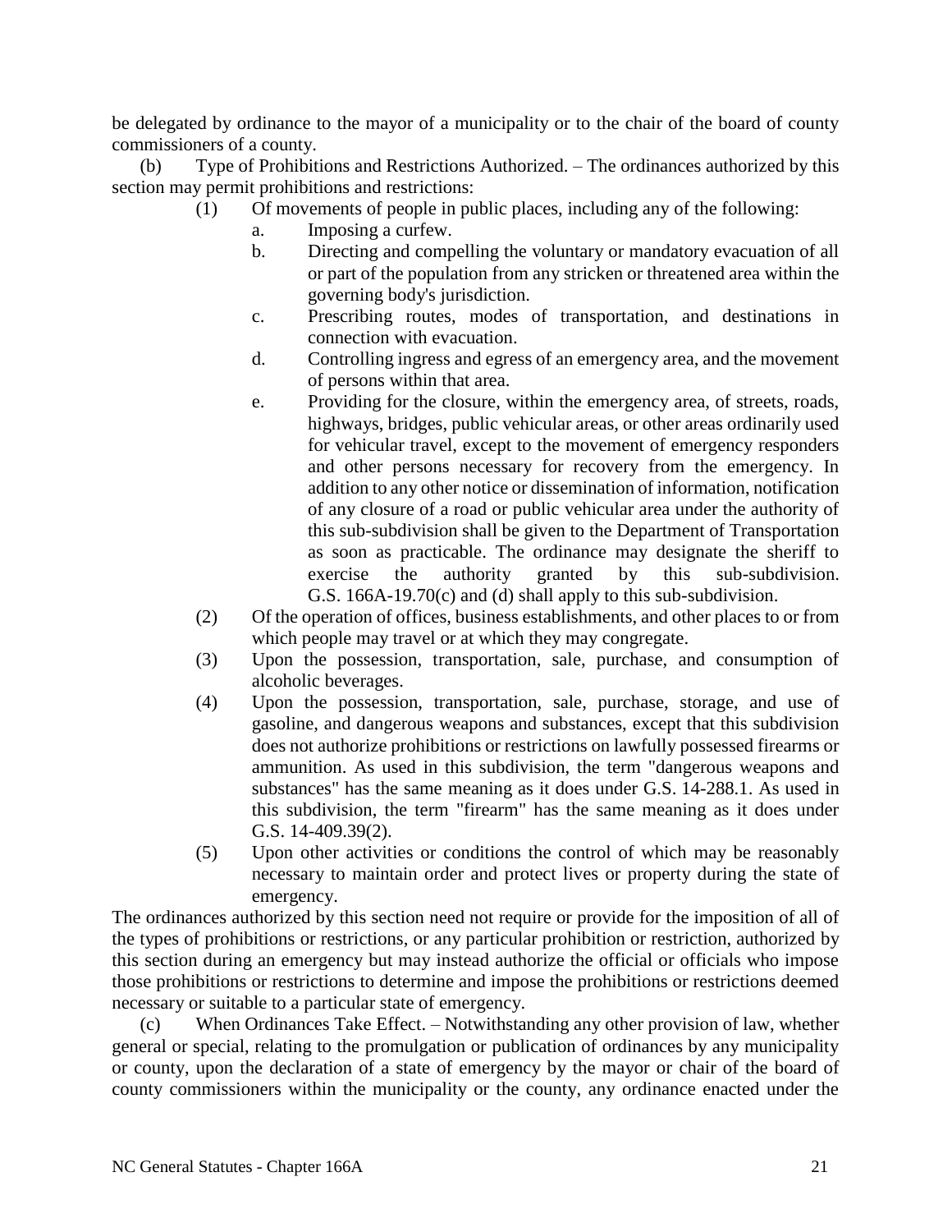be delegated by ordinance to the mayor of a municipality or to the chair of the board of county commissioners of a county.

(b) Type of Prohibitions and Restrictions Authorized. – The ordinances authorized by this section may permit prohibitions and restrictions:

(1) Of movements of people in public places, including any of the following:

a. Imposing a curfew.

b. Directing and compelling the voluntary or mandatory evacuation of all or part of the population from any stricken or threatened area within the governing body's jurisdiction.

c. Prescribing routes, modes of transportation, and destinations in connection with evacuation.

d. Controlling ingress and egress of an emergency area, and the movement of persons within that area.

e. Providing for the closure, within the emergency area, of streets, roads, highways, bridges, public vehicular areas, or other areas ordinarily used for vehicular travel, except to the movement of emergency responders and other persons necessary for recovery from the emergency. In addition to any other notice or dissemination of information, notification of any closure of a road or public vehicular area under the authority of this sub-subdivision shall be given to the Department of Transportation as soon as practicable. The ordinance may designate the sheriff to exercise the authority granted by this sub-subdivision. G.S. 166A-19.70(c) and (d) shall apply to this sub-subdivision.

(2) Of the operation of offices, business establishments, and other places to or from which people may travel or at which they may congregate.

(3) Upon the possession, transportation, sale, purchase, and consumption of alcoholic beverages.

(4) Upon the possession, transportation, sale, purchase, storage, and use of gasoline, and dangerous weapons and substances, except that this subdivision does not authorize prohibitions or restrictions on lawfully possessed firearms or ammunition. As used in this subdivision, the term "dangerous weapons and substances" has the same meaning as it does under G.S. 14-288.1. As used in this subdivision, the term "firearm" has the same meaning as it does under G.S. 14-409.39(2).

(5) Upon other activities or conditions the control of which may be reasonably necessary to maintain order and protect lives or property during the state of emergency.

The ordinances authorized by this section need not require or provide for the imposition of all of the types of prohibitions or restrictions, or any particular prohibition or restriction, authorized by this section during an emergency but may instead authorize the official or officials who impose those prohibitions or restrictions to determine and impose the prohibitions or restrictions deemed necessary or suitable to a particular state of emergency.

(c) When Ordinances Take Effect. – Notwithstanding any other provision of law, whether general or special, relating to the promulgation or publication of ordinances by any municipality or county, upon the declaration of a state of emergency by the mayor or chair of the board of county commissioners within the municipality or the county, any ordinance enacted under the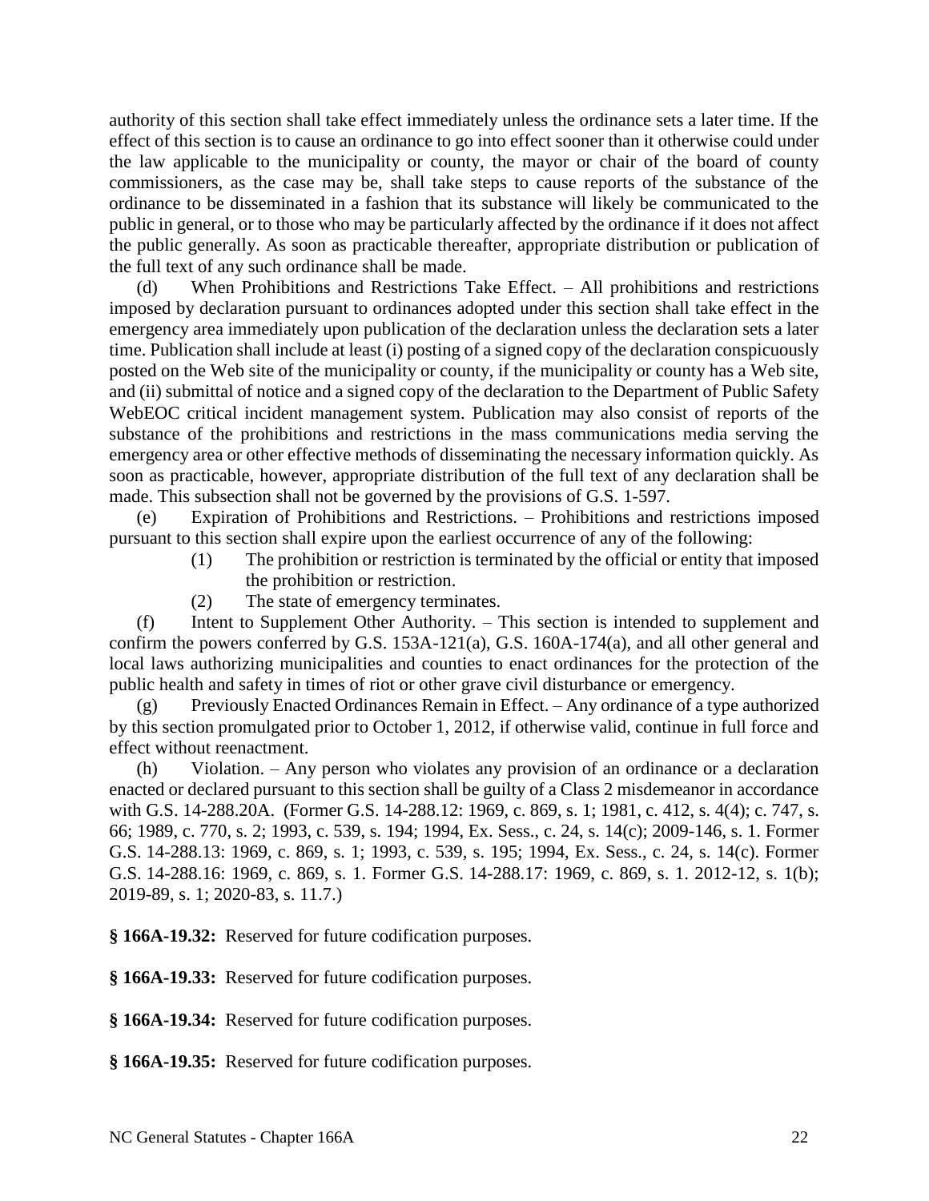authority of this section shall take effect immediately unless the ordinance sets a later time. If the effect of this section is to cause an ordinance to go into effect sooner than it otherwise could under the law applicable to the municipality or county, the mayor or chair of the board of county commissioners, as the case may be, shall take steps to cause reports of the substance of the ordinance to be disseminated in a fashion that its substance will likely be communicated to the public in general, or to those who may be particularly affected by the ordinance if it does not affect the public generally. As soon as practicable thereafter, appropriate distribution or publication of the full text of any such ordinance shall be made.

(d) When Prohibitions and Restrictions Take Effect. – All prohibitions and restrictions imposed by declaration pursuant to ordinances adopted under this section shall take effect in the emergency area immediately upon publication of the declaration unless the declaration sets a later time. Publication shall include at least (i) posting of a signed copy of the declaration conspicuously posted on the Web site of the municipality or county, if the municipality or county has a Web site, and (ii) submittal of notice and a signed copy of the declaration to the Department of Public Safety WebEOC critical incident management system. Publication may also consist of reports of the substance of the prohibitions and restrictions in the mass communications media serving the emergency area or other effective methods of disseminating the necessary information quickly. As soon as practicable, however, appropriate distribution of the full text of any declaration shall be made. This subsection shall not be governed by the provisions of G.S. 1-597.

(e) Expiration of Prohibitions and Restrictions. – Prohibitions and restrictions imposed pursuant to this section shall expire upon the earliest occurrence of any of the following:

(1) The prohibition or restriction is terminated by the official or entity that imposed the prohibition or restriction.

(2) The state of emergency terminates.

(f) Intent to Supplement Other Authority. – This section is intended to supplement and confirm the powers conferred by G.S. 153A-121(a), G.S. 160A-174(a), and all other general and local laws authorizing municipalities and counties to enact ordinances for the protection of the public health and safety in times of riot or other grave civil disturbance or emergency.

(g) Previously Enacted Ordinances Remain in Effect. – Any ordinance of a type authorized by this section promulgated prior to October 1, 2012, if otherwise valid, continue in full force and effect without reenactment.

(h) Violation. – Any person who violates any provision of an ordinance or a declaration enacted or declared pursuant to this section shall be guilty of a Class 2 misdemeanor in accordance with G.S. 14-288.20A. (Former G.S. 14-288.12: 1969, c. 869, s. 1; 1981, c. 412, s. 4(4); c. 747, s. 66; 1989, c. 770, s. 2; 1993, c. 539, s. 194; 1994, Ex. Sess., c. 24, s. 14(c); 2009-146, s. 1. Former G.S. 14-288.13: 1969, c. 869, s. 1; 1993, c. 539, s. 195; 1994, Ex. Sess., c. 24, s. 14(c). Former G.S. 14-288.16: 1969, c. 869, s. 1. Former G.S. 14-288.17: 1969, c. 869, s. 1. 2012-12, s. 1(b); 2019-89, s. 1; 2020-83, s. 11.7.)

**§ 166A-19.32:** Reserved for future codification purposes.

**§ 166A-19.33:** Reserved for future codification purposes.

**§ 166A-19.34:** Reserved for future codification purposes.

**§ 166A-19.35:** Reserved for future codification purposes.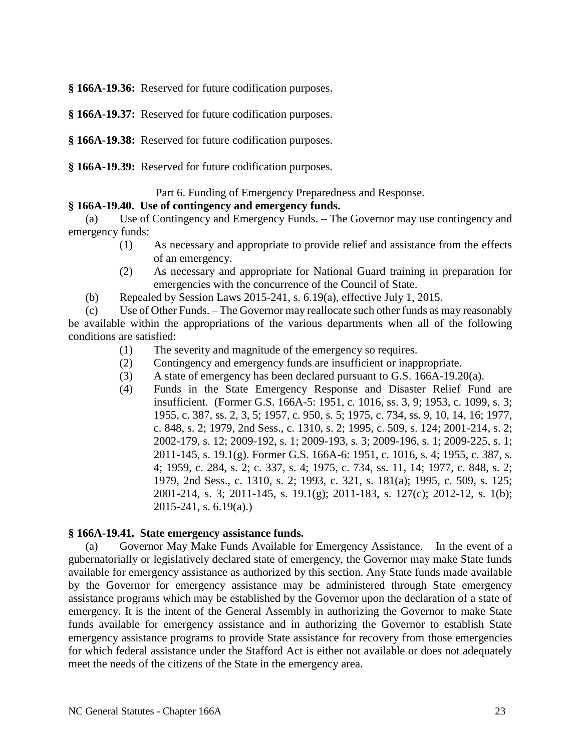**§ 166A-19.36:** Reserved for future codification purposes.

**§ 166A-19.37:** Reserved for future codification purposes.

**§ 166A-19.38:** Reserved for future codification purposes.

**§ 166A-19.39:** Reserved for future codification purposes.

Part 6. Funding of Emergency Preparedness and Response.

**§ 166A-19.40. Use of contingency and emergency funds.**

(a) Use of Contingency and Emergency Funds. – The Governor may use contingency and emergency funds:

(1) As necessary and appropriate to provide relief and assistance from the effects of an emergency.

(2) As necessary and appropriate for National Guard training in preparation for emergencies with the concurrence of the Council of State.

(b) Repealed by Session Laws 2015-241, s. 6.19(a), effective July 1, 2015.

(c) Use of Other Funds. – The Governor may reallocate such other funds as may reasonably be available within the appropriations of the various departments when all of the following conditions are satisfied:

(1) The severity and magnitude of the emergency so requires.

(2) Contingency and emergency funds are insufficient or inappropriate.

(3) A state of emergency has been declared pursuant to G.S. 166A-19.20(a).

(4) Funds in the State Emergency Response and Disaster Relief Fund are insufficient. (Former G.S. 166A-5: 1951, c. 1016, ss. 3, 9; 1953, c. 1099, s. 3; 1955, c. 387, ss. 2, 3, 5; 1957, c. 950, s. 5; 1975, c. 734, ss. 9, 10, 14, 16; 1977, c. 848, s. 2; 1979, 2nd Sess., c. 1310, s. 2; 1995, c. 509, s. 124; 2001-214, s. 2; 2002-179, s. 12; 2009-192, s. 1; 2009-193, s. 3; 2009-196, s. 1; 2009-225, s. 1; 2011-145, s. 19.1(g). Former G.S. 166A-6: 1951, c. 1016, s. 4; 1955, c. 387, s. 4; 1959, c. 284, s. 2; c. 337, s. 4; 1975, c. 734, ss. 11, 14; 1977, c. 848, s. 2; 1979, 2nd Sess., c. 1310, s. 2; 1993, c. 321, s. 181(a); 1995, c. 509, s. 125; 2001-214, s. 3; 2011-145, s. 19.1(g); 2011-183, s. 127(c); 2012-12, s. 1(b); 2015-241, s. 6.19(a).)

**§ 166A-19.41. State emergency assistance funds.**

(a) Governor May Make Funds Available for Emergency Assistance. – In the event of a gubernatorially or legislatively declared state of emergency, the Governor may make State funds available for emergency assistance as authorized by this section. Any State funds made available by the Governor for emergency assistance may be administered through State emergency assistance programs which may be established by the Governor upon the declaration of a state of emergency. It is the intent of the General Assembly in authorizing the Governor to make State funds available for emergency assistance and in authorizing the Governor to establish State emergency assistance programs to provide State assistance for recovery from those emergencies for which federal assistance under the Stafford Act is either not available or does not adequately meet the needs of the citizens of the State in the emergency area.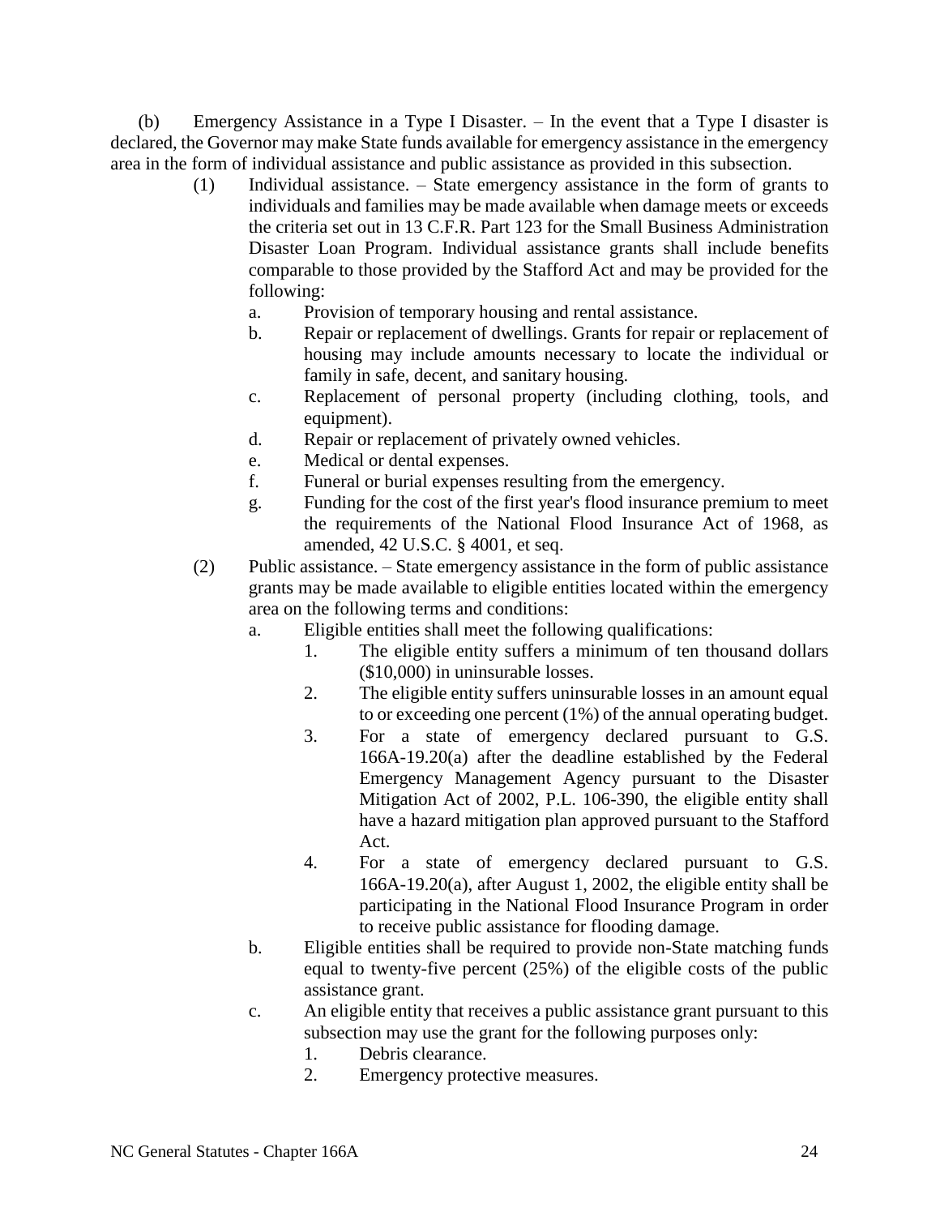(b) Emergency Assistance in a Type I Disaster. – In the event that a Type I disaster is declared, the Governor may make State funds available for emergency assistance in the emergency area in the form of individual assistance and public assistance as provided in this subsection.

(1) Individual assistance. – State emergency assistance in the form of grants to individuals and families may be made available when damage meets or exceeds the criteria set out in 13 C.F.R. Part 123 for the Small Business Administration Disaster Loan Program. Individual assistance grants shall include benefits comparable to those provided by the Stafford Act and may be provided for the following:

a. Provision of temporary housing and rental assistance.

b. Repair or replacement of dwellings. Grants for repair or replacement of housing may include amounts necessary to locate the individual or family in safe, decent, and sanitary housing.

c. Replacement of personal property (including clothing, tools, and equipment).

d. Repair or replacement of privately owned vehicles.

e. Medical or dental expenses.

f. Funeral or burial expenses resulting from the emergency.

g. Funding for the cost of the first year's flood insurance premium to meet the requirements of the National Flood Insurance Act of 1968, as amended, 42 U.S.C. § 4001, et seq.

(2) Public assistance. – State emergency assistance in the form of public assistance grants may be made available to eligible entities located within the emergency area on the following terms and conditions:

a. Eligible entities shall meet the following qualifications:

1. The eligible entity suffers a minimum of ten thousand dollars ($10,000) in uninsurable losses.

2. The eligible entity suffers uninsurable losses in an amount equal to or exceeding one percent (1%) of the annual operating budget.

3. For a state of emergency declared pursuant to G.S. 166A-19.20(a) after the deadline established by the Federal Emergency Management Agency pursuant to the Disaster Mitigation Act of 2002, P.L. 106-390, the eligible entity shall have a hazard mitigation plan approved pursuant to the Stafford Act.

4. For a state of emergency declared pursuant to G.S. 166A-19.20(a), after August 1, 2002, the eligible entity shall be participating in the National Flood Insurance Program in order to receive public assistance for flooding damage.

b. Eligible entities shall be required to provide non-State matching funds equal to twenty-five percent (25%) of the eligible costs of the public assistance grant.

c. An eligible entity that receives a public assistance grant pursuant to this subsection may use the grant for the following purposes only:

1. Debris clearance.

2. Emergency protective measures.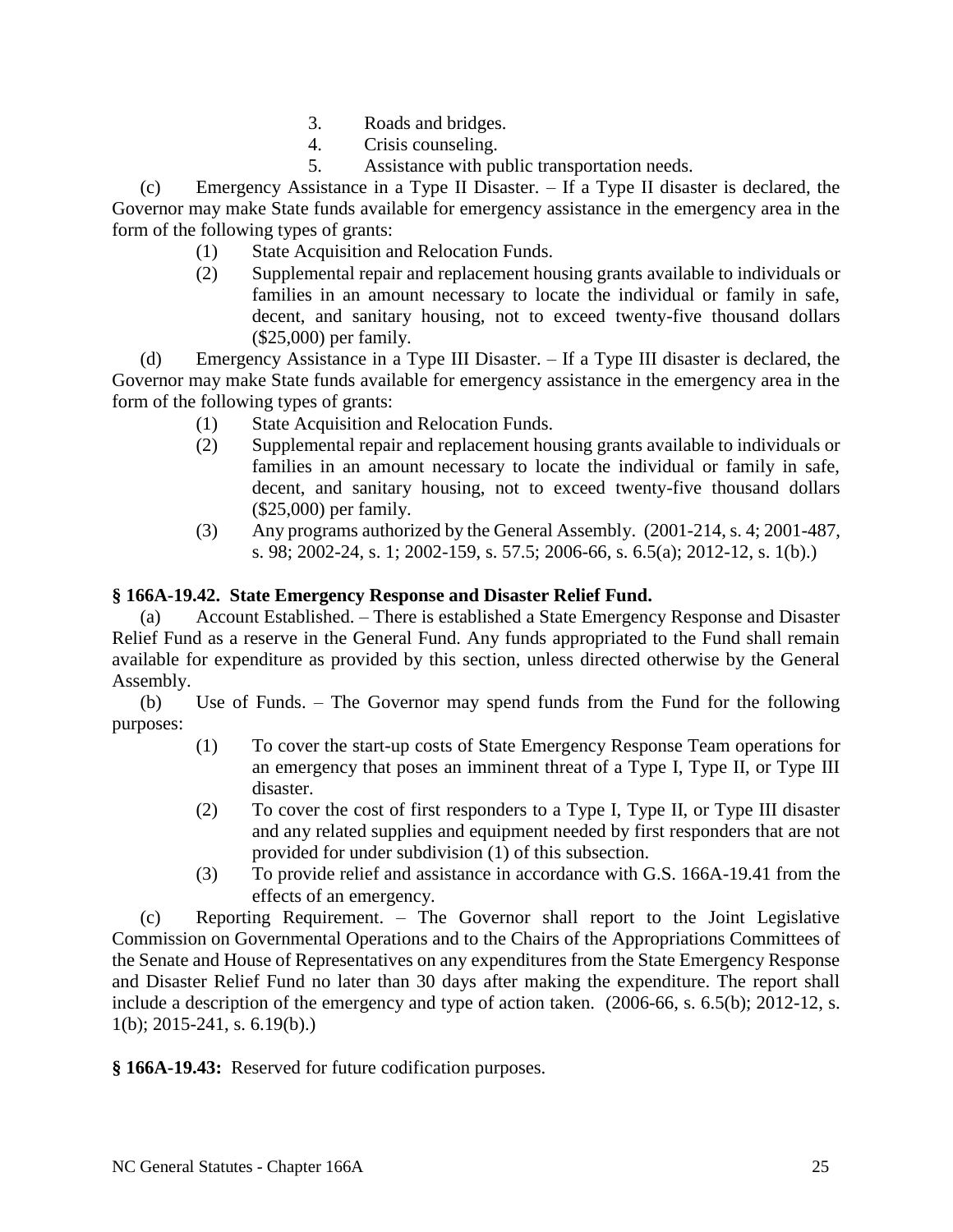3. Roads and bridges.
4. Crisis counseling.
5. Assistance with public transportation needs.

(c) Emergency Assistance in a Type II Disaster. – If a Type II disaster is declared, the Governor may make State funds available for emergency assistance in the emergency area in the form of the following types of grants:

(1) State Acquisition and Relocation Funds.

(2) Supplemental repair and replacement housing grants available to individuals or families in an amount necessary to locate the individual or family in safe, decent, and sanitary housing, not to exceed twenty-five thousand dollars ($25,000) per family.

(d) Emergency Assistance in a Type III Disaster. – If a Type III disaster is declared, the Governor may make State funds available for emergency assistance in the emergency area in the form of the following types of grants:

(1) State Acquisition and Relocation Funds.

(2) Supplemental repair and replacement housing grants available to individuals or families in an amount necessary to locate the individual or family in safe, decent, and sanitary housing, not to exceed twenty-five thousand dollars ($25,000) per family.

(3) Any programs authorized by the General Assembly. (2001-214, s. 4; 2001-487, s. 98; 2002-24, s. 1; 2002-159, s. 57.5; 2006-66, s. 6.5(a); 2012-12, s. 1(b).)

**§ 166A-19.42. State Emergency Response and Disaster Relief Fund.**

(a) Account Established. – There is established a State Emergency Response and Disaster Relief Fund as a reserve in the General Fund. Any funds appropriated to the Fund shall remain available for expenditure as provided by this section, unless directed otherwise by the General Assembly.

(b) Use of Funds. – The Governor may spend funds from the Fund for the following purposes:

(1) To cover the start-up costs of State Emergency Response Team operations for an emergency that poses an imminent threat of a Type I, Type II, or Type III disaster.

(2) To cover the cost of first responders to a Type I, Type II, or Type III disaster and any related supplies and equipment needed by first responders that are not provided for under subdivision (1) of this subsection.

(3) To provide relief and assistance in accordance with G.S. 166A-19.41 from the effects of an emergency.

(c) Reporting Requirement. – The Governor shall report to the Joint Legislative Commission on Governmental Operations and to the Chairs of the Appropriations Committees of the Senate and House of Representatives on any expenditures from the State Emergency Response and Disaster Relief Fund no later than 30 days after making the expenditure. The report shall include a description of the emergency and type of action taken. (2006-66, s. 6.5(b); 2012-12, s. 1(b); 2015-241, s. 6.19(b).)

**§ 166A-19.43:** Reserved for future codification purposes.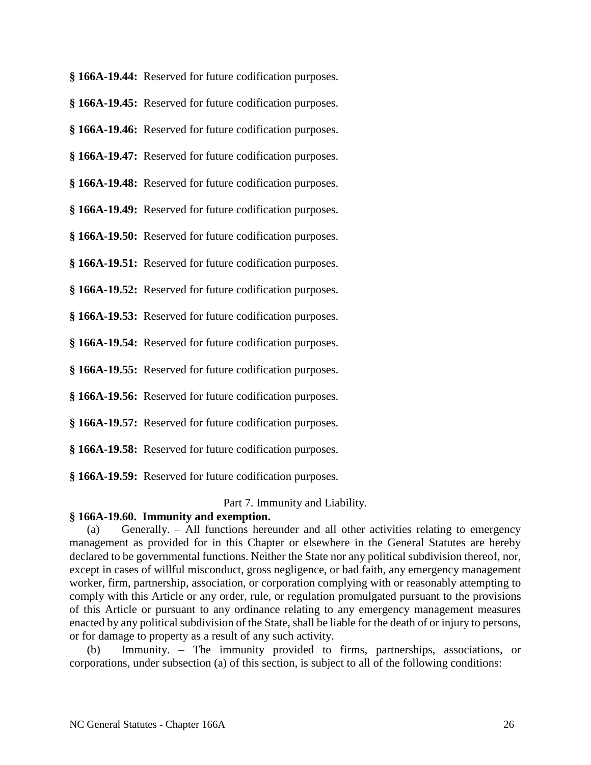**§ 166A-19.44:** Reserved for future codification purposes.

**§ 166A-19.45:** Reserved for future codification purposes.

**§ 166A-19.46:** Reserved for future codification purposes.

**§ 166A-19.47:** Reserved for future codification purposes.

**§ 166A-19.48:** Reserved for future codification purposes.

**§ 166A-19.49:** Reserved for future codification purposes.

**§ 166A-19.50:** Reserved for future codification purposes.

**§ 166A-19.51:** Reserved for future codification purposes.

**§ 166A-19.52:** Reserved for future codification purposes.

**§ 166A-19.53:** Reserved for future codification purposes.

**§ 166A-19.54:** Reserved for future codification purposes.

**§ 166A-19.55:** Reserved for future codification purposes.

**§ 166A-19.56:** Reserved for future codification purposes.

**§ 166A-19.57:** Reserved for future codification purposes.

**§ 166A-19.58:** Reserved for future codification purposes.

**§ 166A-19.59:** Reserved for future codification purposes.

Part 7. Immunity and Liability.

**§ 166A-19.60. Immunity and exemption.**

(a) Generally. – All functions hereunder and all other activities relating to emergency management as provided for in this Chapter or elsewhere in the General Statutes are hereby declared to be governmental functions. Neither the State nor any political subdivision thereof, nor, except in cases of willful misconduct, gross negligence, or bad faith, any emergency management worker, firm, partnership, association, or corporation complying with or reasonably attempting to comply with this Article or any order, rule, or regulation promulgated pursuant to the provisions of this Article or pursuant to any ordinance relating to any emergency management measures enacted by any political subdivision of the State, shall be liable for the death of or injury to persons, or for damage to property as a result of any such activity.

(b) Immunity. – The immunity provided to firms, partnerships, associations, or corporations, under subsection (a) of this section, is subject to all of the following conditions: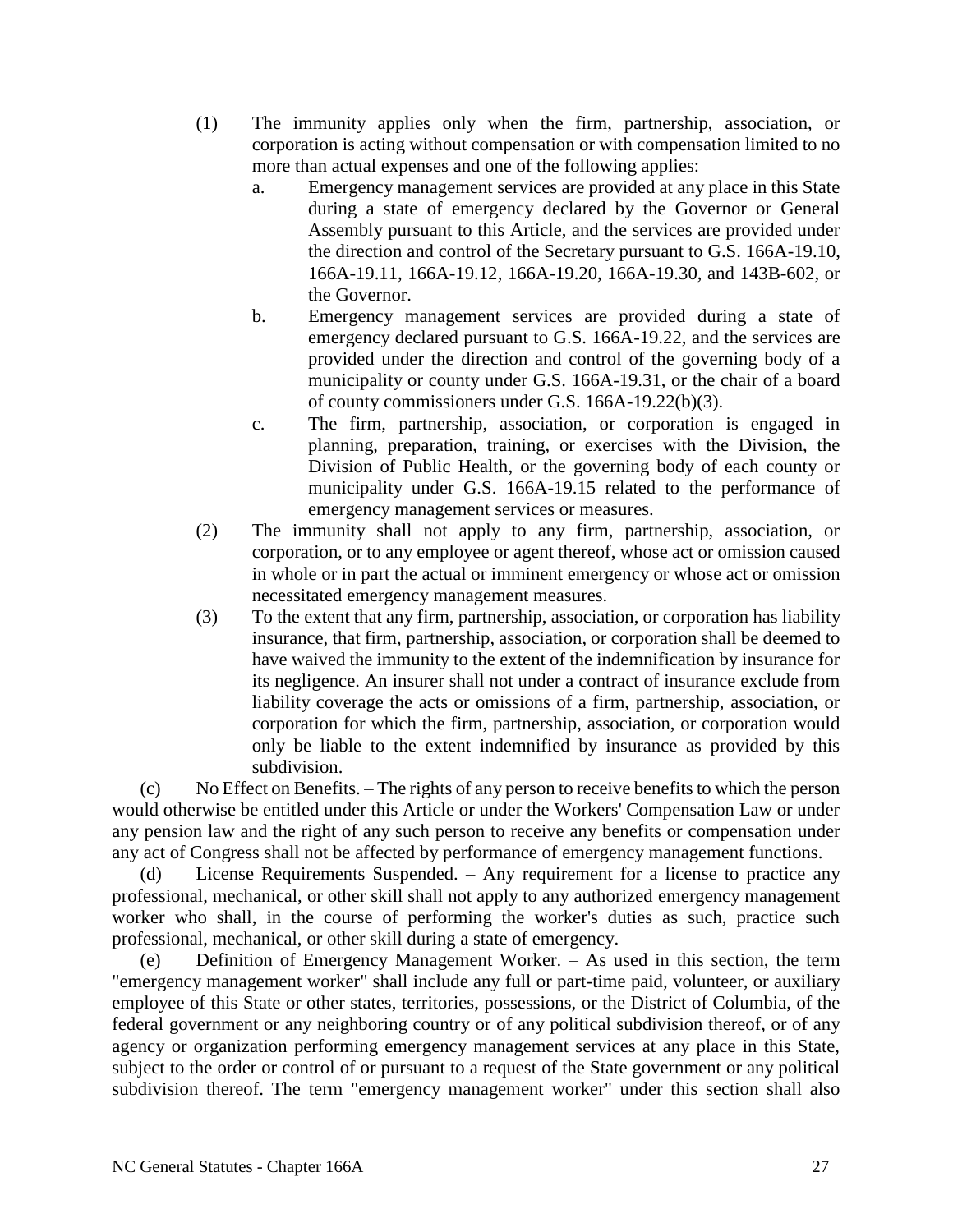(1) The immunity applies only when the firm, partnership, association, or corporation is acting without compensation or with compensation limited to no more than actual expenses and one of the following applies:

a. Emergency management services are provided at any place in this State during a state of emergency declared by the Governor or General Assembly pursuant to this Article, and the services are provided under the direction and control of the Secretary pursuant to G.S. 166A-19.10, 166A-19.11, 166A-19.12, 166A-19.20, 166A-19.30, and 143B-602, or the Governor.

b. Emergency management services are provided during a state of emergency declared pursuant to G.S. 166A-19.22, and the services are provided under the direction and control of the governing body of a municipality or county under G.S. 166A-19.31, or the chair of a board of county commissioners under G.S. 166A-19.22(b)(3).

c. The firm, partnership, association, or corporation is engaged in planning, preparation, training, or exercises with the Division, the Division of Public Health, or the governing body of each county or municipality under G.S. 166A-19.15 related to the performance of emergency management services or measures.

(2) The immunity shall not apply to any firm, partnership, association, or corporation, or to any employee or agent thereof, whose act or omission caused in whole or in part the actual or imminent emergency or whose act or omission necessitated emergency management measures.

(3) To the extent that any firm, partnership, association, or corporation has liability insurance, that firm, partnership, association, or corporation shall be deemed to have waived the immunity to the extent of the indemnification by insurance for its negligence. An insurer shall not under a contract of insurance exclude from liability coverage the acts or omissions of a firm, partnership, association, or corporation for which the firm, partnership, association, or corporation would only be liable to the extent indemnified by insurance as provided by this subdivision.

(c) No Effect on Benefits. – The rights of any person to receive benefits to which the person would otherwise be entitled under this Article or under the Workers' Compensation Law or under any pension law and the right of any such person to receive any benefits or compensation under any act of Congress shall not be affected by performance of emergency management functions.

(d) License Requirements Suspended. – Any requirement for a license to practice any professional, mechanical, or other skill shall not apply to any authorized emergency management worker who shall, in the course of performing the worker's duties as such, practice such professional, mechanical, or other skill during a state of emergency.

(e) Definition of Emergency Management Worker. – As used in this section, the term "emergency management worker" shall include any full or part-time paid, volunteer, or auxiliary employee of this State or other states, territories, possessions, or the District of Columbia, of the federal government or any neighboring country or of any political subdivision thereof, or of any agency or organization performing emergency management services at any place in this State, subject to the order or control of or pursuant to a request of the State government or any political subdivision thereof. The term "emergency management worker" under this section shall also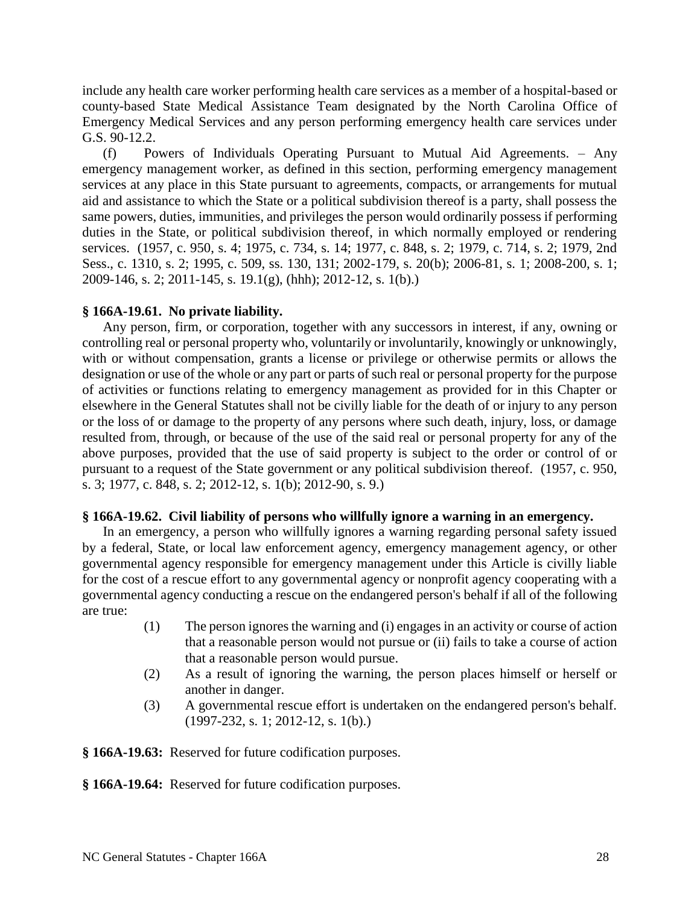include any health care worker performing health care services as a member of a hospital-based or county-based State Medical Assistance Team designated by the North Carolina Office of Emergency Medical Services and any person performing emergency health care services under G.S. 90-12.2.

(f) Powers of Individuals Operating Pursuant to Mutual Aid Agreements. – Any emergency management worker, as defined in this section, performing emergency management services at any place in this State pursuant to agreements, compacts, or arrangements for mutual aid and assistance to which the State or a political subdivision thereof is a party, shall possess the same powers, duties, immunities, and privileges the person would ordinarily possess if performing duties in the State, or political subdivision thereof, in which normally employed or rendering services. (1957, c. 950, s. 4; 1975, c. 734, s. 14; 1977, c. 848, s. 2; 1979, c. 714, s. 2; 1979, 2nd Sess., c. 1310, s. 2; 1995, c. 509, ss. 130, 131; 2002-179, s. 20(b); 2006-81, s. 1; 2008-200, s. 1; 2009-146, s. 2; 2011-145, s. 19.1(g), (hhh); 2012-12, s. 1(b).)

**§ 166A-19.61. No private liability.**

Any person, firm, or corporation, together with any successors in interest, if any, owning or controlling real or personal property who, voluntarily or involuntarily, knowingly or unknowingly, with or without compensation, grants a license or privilege or otherwise permits or allows the designation or use of the whole or any part or parts of such real or personal property for the purpose of activities or functions relating to emergency management as provided for in this Chapter or elsewhere in the General Statutes shall not be civilly liable for the death of or injury to any person or the loss of or damage to the property of any persons where such death, injury, loss, or damage resulted from, through, or because of the use of the said real or personal property for any of the above purposes, provided that the use of said property is subject to the order or control of or pursuant to a request of the State government or any political subdivision thereof. (1957, c. 950, s. 3; 1977, c. 848, s. 2; 2012-12, s. 1(b); 2012-90, s. 9.)

**§ 166A-19.62. Civil liability of persons who willfully ignore a warning in an emergency.**

In an emergency, a person who willfully ignores a warning regarding personal safety issued by a federal, State, or local law enforcement agency, emergency management agency, or other governmental agency responsible for emergency management under this Article is civilly liable for the cost of a rescue effort to any governmental agency or nonprofit agency cooperating with a governmental agency conducting a rescue on the endangered person's behalf if all of the following are true:

(1) The person ignores the warning and (i) engages in an activity or course of action that a reasonable person would not pursue or (ii) fails to take a course of action that a reasonable person would pursue.

(2) As a result of ignoring the warning, the person places himself or herself or another in danger.

(3) A governmental rescue effort is undertaken on the endangered person's behalf. (1997-232, s. 1; 2012-12, s. 1(b).)

**§ 166A-19.63:** Reserved for future codification purposes.

**§ 166A-19.64:** Reserved for future codification purposes.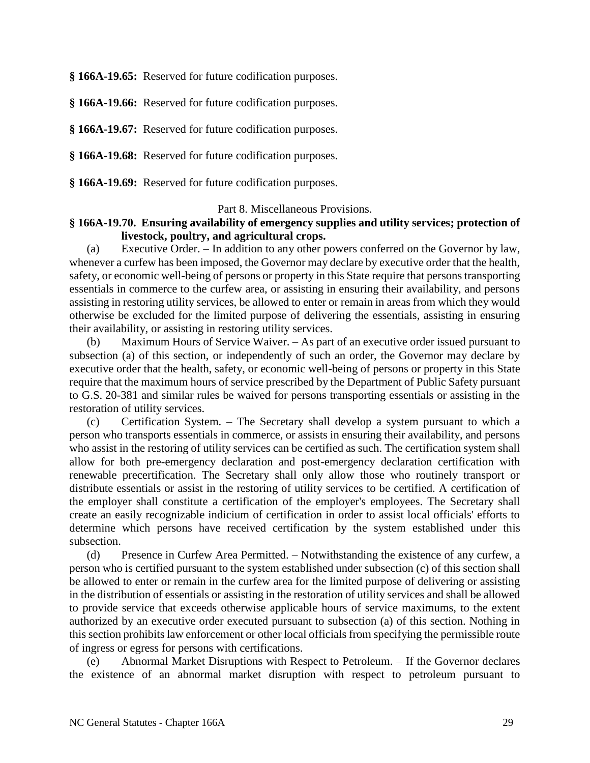**§ 166A-19.65:** Reserved for future codification purposes.

**§ 166A-19.66:** Reserved for future codification purposes.

**§ 166A-19.67:** Reserved for future codification purposes.

**§ 166A-19.68:** Reserved for future codification purposes.

**§ 166A-19.69:** Reserved for future codification purposes.

Part 8. Miscellaneous Provisions.

**§ 166A-19.70. Ensuring availability of emergency supplies and utility services; protection of livestock, poultry, and agricultural crops.**

(a) Executive Order. – In addition to any other powers conferred on the Governor by law, whenever a curfew has been imposed, the Governor may declare by executive order that the health, safety, or economic well-being of persons or property in this State require that persons transporting essentials in commerce to the curfew area, or assisting in ensuring their availability, and persons assisting in restoring utility services, be allowed to enter or remain in areas from which they would otherwise be excluded for the limited purpose of delivering the essentials, assisting in ensuring their availability, or assisting in restoring utility services.

(b) Maximum Hours of Service Waiver. – As part of an executive order issued pursuant to subsection (a) of this section, or independently of such an order, the Governor may declare by executive order that the health, safety, or economic well-being of persons or property in this State require that the maximum hours of service prescribed by the Department of Public Safety pursuant to G.S. 20-381 and similar rules be waived for persons transporting essentials or assisting in the restoration of utility services.

(c) Certification System. – The Secretary shall develop a system pursuant to which a person who transports essentials in commerce, or assists in ensuring their availability, and persons who assist in the restoring of utility services can be certified as such. The certification system shall allow for both pre-emergency declaration and post-emergency declaration certification with renewable precertification. The Secretary shall only allow those who routinely transport or distribute essentials or assist in the restoring of utility services to be certified. A certification of the employer shall constitute a certification of the employer's employees. The Secretary shall create an easily recognizable indicium of certification in order to assist local officials' efforts to determine which persons have received certification by the system established under this subsection.

(d) Presence in Curfew Area Permitted. – Notwithstanding the existence of any curfew, a person who is certified pursuant to the system established under subsection (c) of this section shall be allowed to enter or remain in the curfew area for the limited purpose of delivering or assisting in the distribution of essentials or assisting in the restoration of utility services and shall be allowed to provide service that exceeds otherwise applicable hours of service maximums, to the extent authorized by an executive order executed pursuant to subsection (a) of this section. Nothing in this section prohibits law enforcement or other local officials from specifying the permissible route of ingress or egress for persons with certifications.

(e) Abnormal Market Disruptions with Respect to Petroleum. – If the Governor declares the existence of an abnormal market disruption with respect to petroleum pursuant to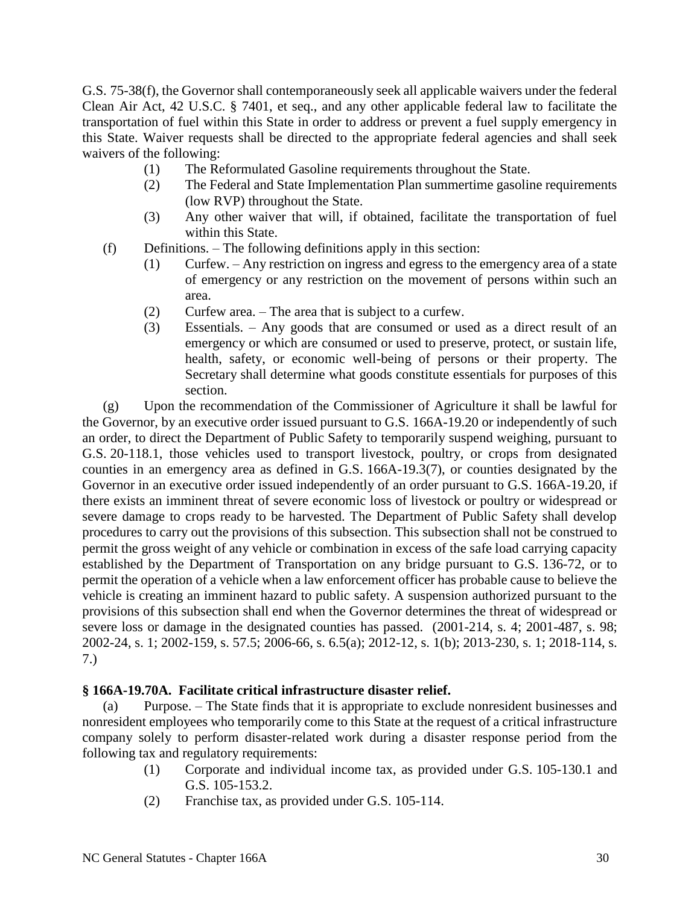G.S. 75-38(f), the Governor shall contemporaneously seek all applicable waivers under the federal Clean Air Act, 42 U.S.C. § 7401, et seq., and any other applicable federal law to facilitate the transportation of fuel within this State in order to address or prevent a fuel supply emergency in this State. Waiver requests shall be directed to the appropriate federal agencies and shall seek waivers of the following:

(1) The Reformulated Gasoline requirements throughout the State.

(2) The Federal and State Implementation Plan summertime gasoline requirements (low RVP) throughout the State.

(3) Any other waiver that will, if obtained, facilitate the transportation of fuel within this State.

(f) Definitions. – The following definitions apply in this section:

(1) Curfew. – Any restriction on ingress and egress to the emergency area of a state of emergency or any restriction on the movement of persons within such an area.

(2) Curfew area. – The area that is subject to a curfew.

(3) Essentials. – Any goods that are consumed or used as a direct result of an emergency or which are consumed or used to preserve, protect, or sustain life, health, safety, or economic well-being of persons or their property. The Secretary shall determine what goods constitute essentials for purposes of this section.

(g) Upon the recommendation of the Commissioner of Agriculture it shall be lawful for the Governor, by an executive order issued pursuant to G.S. 166A-19.20 or independently of such an order, to direct the Department of Public Safety to temporarily suspend weighing, pursuant to G.S. 20-118.1, those vehicles used to transport livestock, poultry, or crops from designated counties in an emergency area as defined in G.S. 166A-19.3(7), or counties designated by the Governor in an executive order issued independently of an order pursuant to G.S. 166A-19.20, if there exists an imminent threat of severe economic loss of livestock or poultry or widespread or severe damage to crops ready to be harvested. The Department of Public Safety shall develop procedures to carry out the provisions of this subsection. This subsection shall not be construed to permit the gross weight of any vehicle or combination in excess of the safe load carrying capacity established by the Department of Transportation on any bridge pursuant to G.S. 136-72, or to permit the operation of a vehicle when a law enforcement officer has probable cause to believe the vehicle is creating an imminent hazard to public safety. A suspension authorized pursuant to the provisions of this subsection shall end when the Governor determines the threat of widespread or severe loss or damage in the designated counties has passed. (2001-214, s. 4; 2001-487, s. 98; 2002-24, s. 1; 2002-159, s. 57.5; 2006-66, s. 6.5(a); 2012-12, s. 1(b); 2013-230, s. 1; 2018-114, s. 7.)

**§ 166A-19.70A. Facilitate critical infrastructure disaster relief.**

(a) Purpose. – The State finds that it is appropriate to exclude nonresident businesses and nonresident employees who temporarily come to this State at the request of a critical infrastructure company solely to perform disaster-related work during a disaster response period from the following tax and regulatory requirements:

(1) Corporate and individual income tax, as provided under G.S. 105-130.1 and G.S. 105-153.2.

(2) Franchise tax, as provided under G.S. 105-114.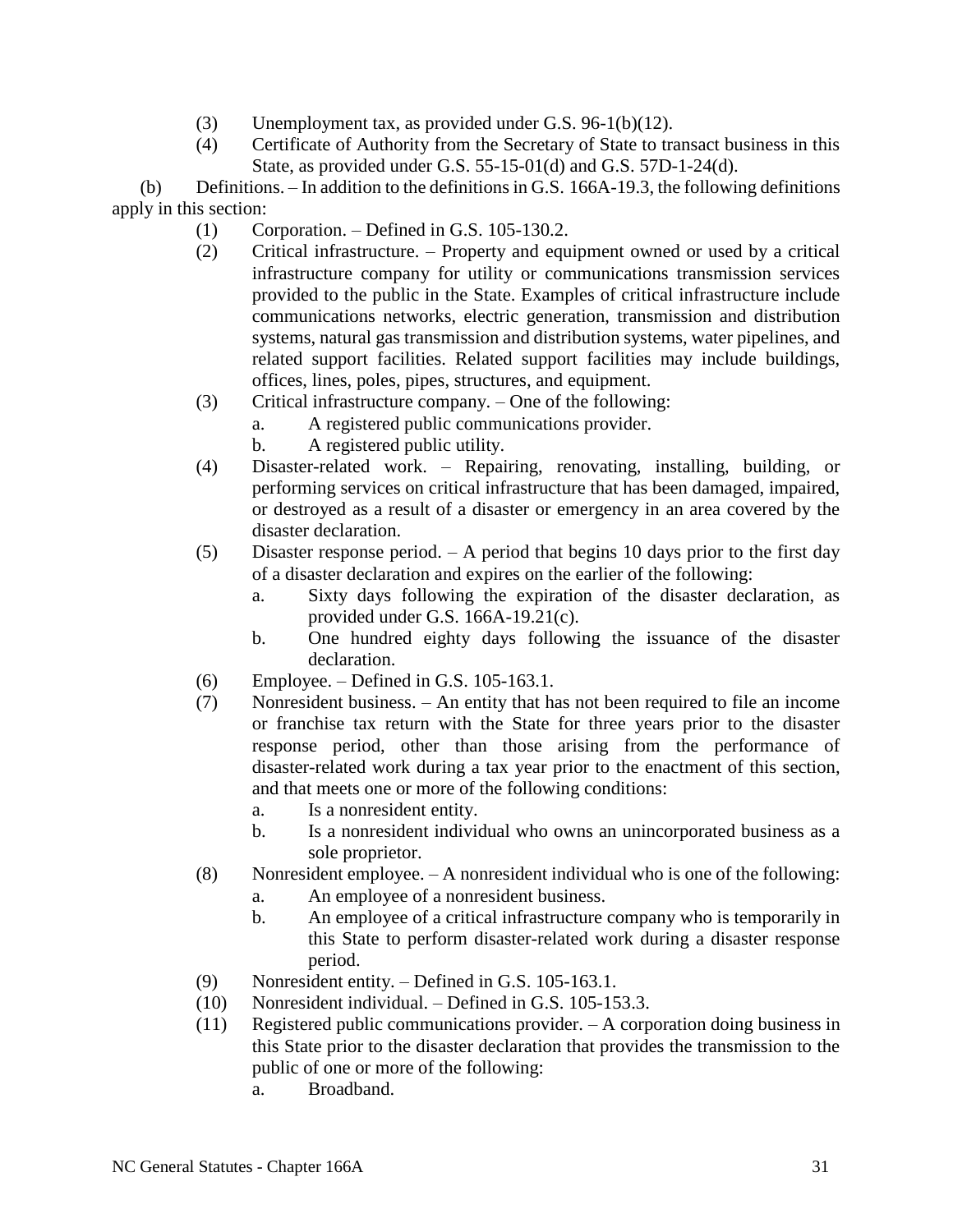(3) Unemployment tax, as provided under G.S. 96-1(b)(12).

(4) Certificate of Authority from the Secretary of State to transact business in this State, as provided under G.S. 55-15-01(d) and G.S. 57D-1-24(d).

(b) Definitions. – In addition to the definitions in G.S. 166A-19.3, the following definitions apply in this section:

(1) Corporation. – Defined in G.S. 105-130.2.

(2) Critical infrastructure. – Property and equipment owned or used by a critical infrastructure company for utility or communications transmission services provided to the public in the State. Examples of critical infrastructure include communications networks, electric generation, transmission and distribution systems, natural gas transmission and distribution systems, water pipelines, and related support facilities. Related support facilities may include buildings, offices, lines, poles, pipes, structures, and equipment.

(3) Critical infrastructure company. – One of the following:

a. A registered public communications provider.

b. A registered public utility.

(4) Disaster-related work. – Repairing, renovating, installing, building, or performing services on critical infrastructure that has been damaged, impaired, or destroyed as a result of a disaster or emergency in an area covered by the disaster declaration.

(5) Disaster response period. – A period that begins 10 days prior to the first day of a disaster declaration and expires on the earlier of the following:

a. Sixty days following the expiration of the disaster declaration, as provided under G.S. 166A-19.21(c).

b. One hundred eighty days following the issuance of the disaster declaration.

(6) Employee. – Defined in G.S. 105-163.1.

(7) Nonresident business. – An entity that has not been required to file an income or franchise tax return with the State for three years prior to the disaster response period, other than those arising from the performance of disaster-related work during a tax year prior to the enactment of this section, and that meets one or more of the following conditions:

a. Is a nonresident entity.

b. Is a nonresident individual who owns an unincorporated business as a sole proprietor.

(8) Nonresident employee. – A nonresident individual who is one of the following:

a. An employee of a nonresident business.

b. An employee of a critical infrastructure company who is temporarily in this State to perform disaster-related work during a disaster response period.

(9) Nonresident entity. – Defined in G.S. 105-163.1.

(10) Nonresident individual. – Defined in G.S. 105-153.3.

(11) Registered public communications provider. – A corporation doing business in this State prior to the disaster declaration that provides the transmission to the public of one or more of the following:

a. Broadband.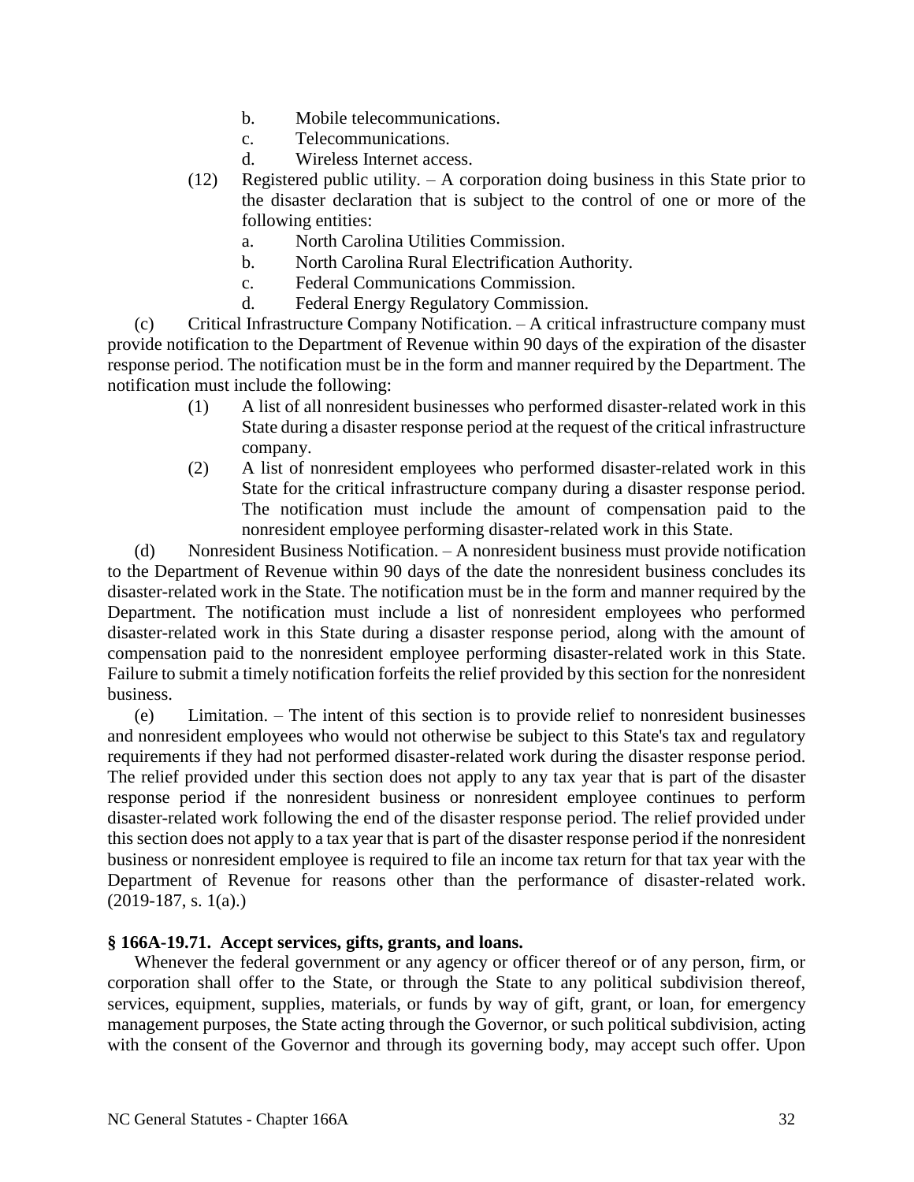b. Mobile telecommunications.
c. Telecommunications.
d. Wireless Internet access.

(12) Registered public utility. – A corporation doing business in this State prior to the disaster declaration that is subject to the control of one or more of the following entities:
a. North Carolina Utilities Commission.
b. North Carolina Rural Electrification Authority.
c. Federal Communications Commission.
d. Federal Energy Regulatory Commission.

(c) Critical Infrastructure Company Notification. – A critical infrastructure company must provide notification to the Department of Revenue within 90 days of the expiration of the disaster response period. The notification must be in the form and manner required by the Department. The notification must include the following:

(1) A list of all nonresident businesses who performed disaster-related work in this State during a disaster response period at the request of the critical infrastructure company.

(2) A list of nonresident employees who performed disaster-related work in this State for the critical infrastructure company during a disaster response period. The notification must include the amount of compensation paid to the nonresident employee performing disaster-related work in this State.

(d) Nonresident Business Notification. – A nonresident business must provide notification to the Department of Revenue within 90 days of the date the nonresident business concludes its disaster-related work in the State. The notification must be in the form and manner required by the Department. The notification must include a list of nonresident employees who performed disaster-related work in this State during a disaster response period, along with the amount of compensation paid to the nonresident employee performing disaster-related work in this State. Failure to submit a timely notification forfeits the relief provided by this section for the nonresident business.

(e) Limitation. – The intent of this section is to provide relief to nonresident businesses and nonresident employees who would not otherwise be subject to this State's tax and regulatory requirements if they had not performed disaster-related work during the disaster response period. The relief provided under this section does not apply to any tax year that is part of the disaster response period if the nonresident business or nonresident employee continues to perform disaster-related work following the end of the disaster response period. The relief provided under this section does not apply to a tax year that is part of the disaster response period if the nonresident business or nonresident employee is required to file an income tax return for that tax year with the Department of Revenue for reasons other than the performance of disaster-related work. (2019-187, s. 1(a).)

### § 166A-19.71. Accept services, gifts, grants, and loans.

Whenever the federal government or any agency or officer thereof or of any person, firm, or corporation shall offer to the State, or through the State to any political subdivision thereof, services, equipment, supplies, materials, or funds by way of gift, grant, or loan, for emergency management purposes, the State acting through the Governor, or such political subdivision, acting with the consent of the Governor and through its governing body, may accept such offer. Upon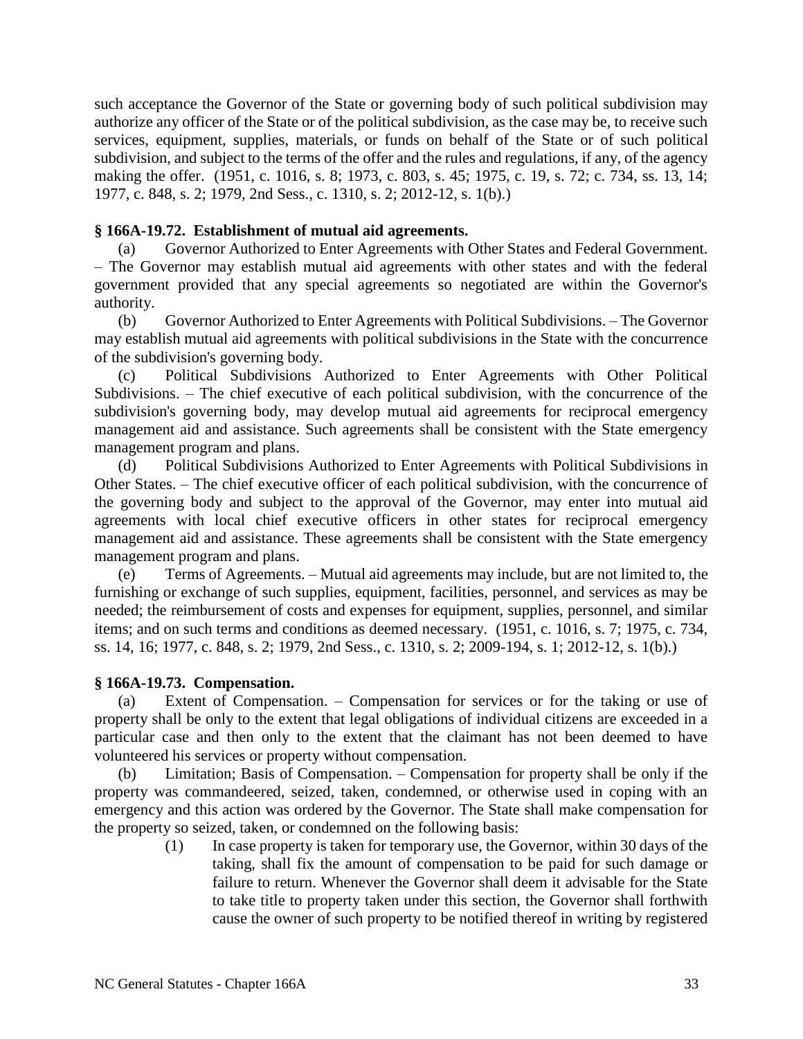such acceptance the Governor of the State or governing body of such political subdivision may authorize any officer of the State or of the political subdivision, as the case may be, to receive such services, equipment, supplies, materials, or funds on behalf of the State or of such political subdivision, and subject to the terms of the offer and the rules and regulations, if any, of the agency making the offer. (1951, c. 1016, s. 8; 1973, c. 803, s. 45; 1975, c. 19, s. 72; c. 734, ss. 13, 14; 1977, c. 848, s. 2; 1979, 2nd Sess., c. 1310, s. 2; 2012-12, s. 1(b).)

**§ 166A-19.72. Establishment of mutual aid agreements.**

(a) Governor Authorized to Enter Agreements with Other States and Federal Government. – The Governor may establish mutual aid agreements with other states and with the federal government provided that any special agreements so negotiated are within the Governor's authority.

(b) Governor Authorized to Enter Agreements with Political Subdivisions. – The Governor may establish mutual aid agreements with political subdivisions in the State with the concurrence of the subdivision's governing body.

(c) Political Subdivisions Authorized to Enter Agreements with Other Political Subdivisions. – The chief executive of each political subdivision, with the concurrence of the subdivision's governing body, may develop mutual aid agreements for reciprocal emergency management aid and assistance. Such agreements shall be consistent with the State emergency management program and plans.

(d) Political Subdivisions Authorized to Enter Agreements with Political Subdivisions in Other States. – The chief executive officer of each political subdivision, with the concurrence of the governing body and subject to the approval of the Governor, may enter into mutual aid agreements with local chief executive officers in other states for reciprocal emergency management aid and assistance. These agreements shall be consistent with the State emergency management program and plans.

(e) Terms of Agreements. – Mutual aid agreements may include, but are not limited to, the furnishing or exchange of such supplies, equipment, facilities, personnel, and services as may be needed; the reimbursement of costs and expenses for equipment, supplies, personnel, and similar items; and on such terms and conditions as deemed necessary. (1951, c. 1016, s. 7; 1975, c. 734, ss. 14, 16; 1977, c. 848, s. 2; 1979, 2nd Sess., c. 1310, s. 2; 2009-194, s. 1; 2012-12, s. 1(b).)

**§ 166A-19.73. Compensation.**

(a) Extent of Compensation. – Compensation for services or for the taking or use of property shall be only to the extent that legal obligations of individual citizens are exceeded in a particular case and then only to the extent that the claimant has not been deemed to have volunteered his services or property without compensation.

(b) Limitation; Basis of Compensation. – Compensation for property shall be only if the property was commandeered, seized, taken, condemned, or otherwise used in coping with an emergency and this action was ordered by the Governor. The State shall make compensation for the property so seized, taken, or condemned on the following basis:

(1) In case property is taken for temporary use, the Governor, within 30 days of the taking, shall fix the amount of compensation to be paid for such damage or failure to return. Whenever the Governor shall deem it advisable for the State to take title to property taken under this section, the Governor shall forthwith cause the owner of such property to be notified thereof in writing by registered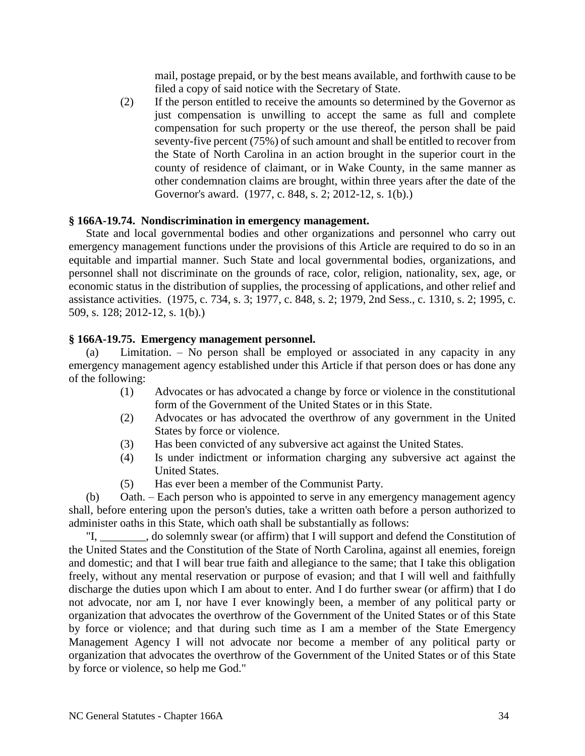mail, postage prepaid, or by the best means available, and forthwith cause to be filed a copy of said notice with the Secretary of State.

(2) If the person entitled to receive the amounts so determined by the Governor as just compensation is unwilling to accept the same as full and complete compensation for such property or the use thereof, the person shall be paid seventy-five percent (75%) of such amount and shall be entitled to recover from the State of North Carolina in an action brought in the superior court in the county of residence of claimant, or in Wake County, in the same manner as other condemnation claims are brought, within three years after the date of the Governor's award. (1977, c. 848, s. 2; 2012-12, s. 1(b).)

**§ 166A-19.74. Nondiscrimination in emergency management.**

State and local governmental bodies and other organizations and personnel who carry out emergency management functions under the provisions of this Article are required to do so in an equitable and impartial manner. Such State and local governmental bodies, organizations, and personnel shall not discriminate on the grounds of race, color, religion, nationality, sex, age, or economic status in the distribution of supplies, the processing of applications, and other relief and assistance activities. (1975, c. 734, s. 3; 1977, c. 848, s. 2; 1979, 2nd Sess., c. 1310, s. 2; 1995, c. 509, s. 128; 2012-12, s. 1(b).)

**§ 166A-19.75. Emergency management personnel.**

(a) Limitation. – No person shall be employed or associated in any capacity in any emergency management agency established under this Article if that person does or has done any of the following:

(1) Advocates or has advocated a change by force or violence in the constitutional form of the Government of the United States or in this State.

(2) Advocates or has advocated the overthrow of any government in the United States by force or violence.

(3) Has been convicted of any subversive act against the United States.

(4) Is under indictment or information charging any subversive act against the United States.

(5) Has ever been a member of the Communist Party.

(b) Oath. – Each person who is appointed to serve in any emergency management agency shall, before entering upon the person's duties, take a written oath before a person authorized to administer oaths in this State, which oath shall be substantially as follows:

"I, ________, do solemnly swear (or affirm) that I will support and defend the Constitution of the United States and the Constitution of the State of North Carolina, against all enemies, foreign and domestic; and that I will bear true faith and allegiance to the same; that I take this obligation freely, without any mental reservation or purpose of evasion; and that I will well and faithfully discharge the duties upon which I am about to enter. And I do further swear (or affirm) that I do not advocate, nor am I, nor have I ever knowingly been, a member of any political party or organization that advocates the overthrow of the Government of the United States or of this State by force or violence; and that during such time as I am a member of the State Emergency Management Agency I will not advocate nor become a member of any political party or organization that advocates the overthrow of the Government of the United States or of this State by force or violence, so help me God."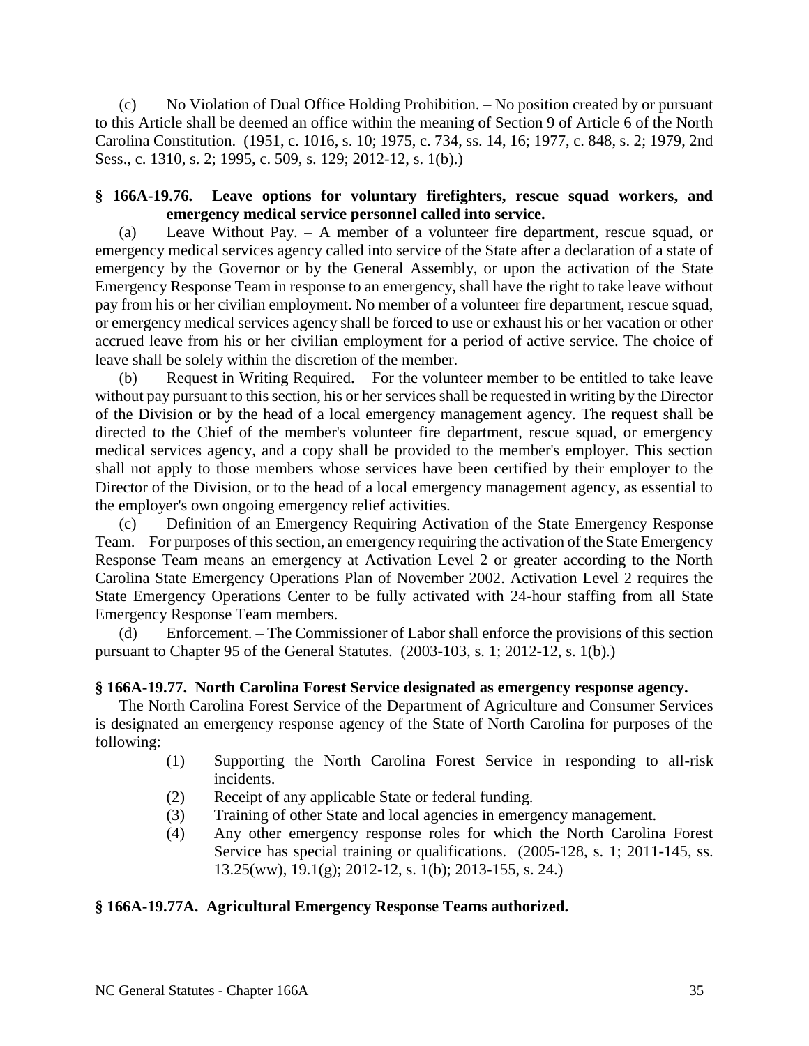(c) No Violation of Dual Office Holding Prohibition. – No position created by or pursuant to this Article shall be deemed an office within the meaning of Section 9 of Article 6 of the North Carolina Constitution. (1951, c. 1016, s. 10; 1975, c. 734, ss. 14, 16; 1977, c. 848, s. 2; 1979, 2nd Sess., c. 1310, s. 2; 1995, c. 509, s. 129; 2012-12, s. 1(b).)

**§ 166A-19.76. Leave options for voluntary firefighters, rescue squad workers, and emergency medical service personnel called into service.**

(a) Leave Without Pay. – A member of a volunteer fire department, rescue squad, or emergency medical services agency called into service of the State after a declaration of a state of emergency by the Governor or by the General Assembly, or upon the activation of the State Emergency Response Team in response to an emergency, shall have the right to take leave without pay from his or her civilian employment. No member of a volunteer fire department, rescue squad, or emergency medical services agency shall be forced to use or exhaust his or her vacation or other accrued leave from his or her civilian employment for a period of active service. The choice of leave shall be solely within the discretion of the member.

(b) Request in Writing Required. – For the volunteer member to be entitled to take leave without pay pursuant to this section, his or her services shall be requested in writing by the Director of the Division or by the head of a local emergency management agency. The request shall be directed to the Chief of the member's volunteer fire department, rescue squad, or emergency medical services agency, and a copy shall be provided to the member's employer. This section shall not apply to those members whose services have been certified by their employer to the Director of the Division, or to the head of a local emergency management agency, as essential to the employer's own ongoing emergency relief activities.

(c) Definition of an Emergency Requiring Activation of the State Emergency Response Team. – For purposes of this section, an emergency requiring the activation of the State Emergency Response Team means an emergency at Activation Level 2 or greater according to the North Carolina State Emergency Operations Plan of November 2002. Activation Level 2 requires the State Emergency Operations Center to be fully activated with 24-hour staffing from all State Emergency Response Team members.

(d) Enforcement. – The Commissioner of Labor shall enforce the provisions of this section pursuant to Chapter 95 of the General Statutes. (2003-103, s. 1; 2012-12, s. 1(b).)

**§ 166A-19.77. North Carolina Forest Service designated as emergency response agency.**

The North Carolina Forest Service of the Department of Agriculture and Consumer Services is designated an emergency response agency of the State of North Carolina for purposes of the following:

(1) Supporting the North Carolina Forest Service in responding to all-risk incidents.

(2) Receipt of any applicable State or federal funding.

(3) Training of other State and local agencies in emergency management.

(4) Any other emergency response roles for which the North Carolina Forest Service has special training or qualifications. (2005-128, s. 1; 2011-145, ss. 13.25(ww), 19.1(g); 2012-12, s. 1(b); 2013-155, s. 24.)

**§ 166A-19.77A. Agricultural Emergency Response Teams authorized.**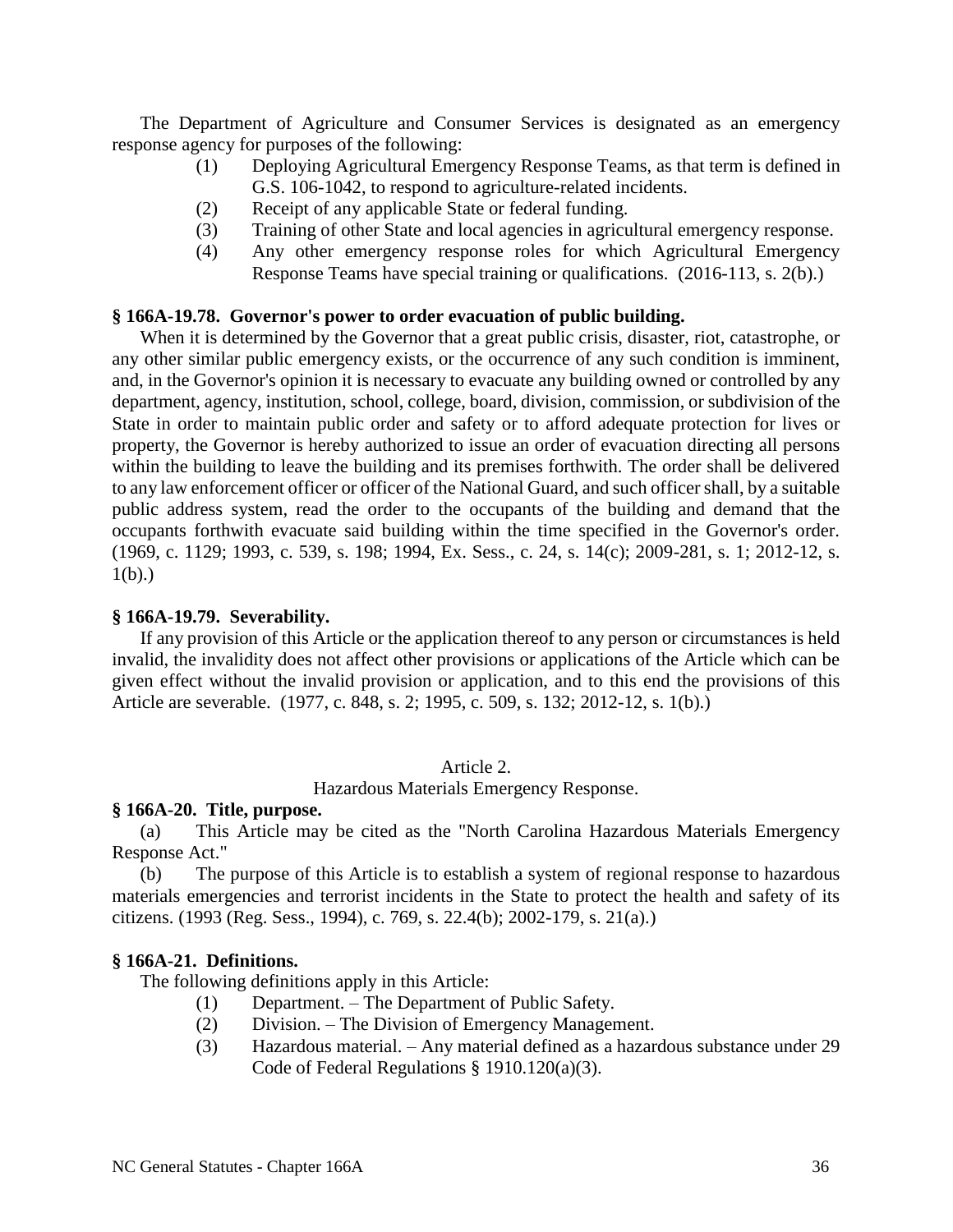The Department of Agriculture and Consumer Services is designated as an emergency response agency for purposes of the following:

(1) Deploying Agricultural Emergency Response Teams, as that term is defined in G.S. 106-1042, to respond to agriculture-related incidents.
(2) Receipt of any applicable State or federal funding.
(3) Training of other State and local agencies in agricultural emergency response.
(4) Any other emergency response roles for which Agricultural Emergency Response Teams have special training or qualifications. (2016-113, s. 2(b).)

**§ 166A-19.78. Governor's power to order evacuation of public building.**

When it is determined by the Governor that a great public crisis, disaster, riot, catastrophe, or any other similar public emergency exists, or the occurrence of any such condition is imminent, and, in the Governor's opinion it is necessary to evacuate any building owned or controlled by any department, agency, institution, school, college, board, division, commission, or subdivision of the State in order to maintain public order and safety or to afford adequate protection for lives or property, the Governor is hereby authorized to issue an order of evacuation directing all persons within the building to leave the building and its premises forthwith. The order shall be delivered to any law enforcement officer or officer of the National Guard, and such officer shall, by a suitable public address system, read the order to the occupants of the building and demand that the occupants forthwith evacuate said building within the time specified in the Governor's order. (1969, c. 1129; 1993, c. 539, s. 198; 1994, Ex. Sess., c. 24, s. 14(c); 2009-281, s. 1; 2012-12, s. 1(b).)

**§ 166A-19.79. Severability.**

If any provision of this Article or the application thereof to any person or circumstances is held invalid, the invalidity does not affect other provisions or applications of the Article which can be given effect without the invalid provision or application, and to this end the provisions of this Article are severable. (1977, c. 848, s. 2; 1995, c. 509, s. 132; 2012-12, s. 1(b).)

## Article 2.

## Hazardous Materials Emergency Response.

**§ 166A-20. Title, purpose.**

(a) This Article may be cited as the "North Carolina Hazardous Materials Emergency Response Act."

(b) The purpose of this Article is to establish a system of regional response to hazardous materials emergencies and terrorist incidents in the State to protect the health and safety of its citizens. (1993 (Reg. Sess., 1994), c. 769, s. 22.4(b); 2002-179, s. 21(a).)

**§ 166A-21. Definitions.**

The following definitions apply in this Article:

(1) Department. – The Department of Public Safety.
(2) Division. – The Division of Emergency Management.
(3) Hazardous material. – Any material defined as a hazardous substance under 29 Code of Federal Regulations § 1910.120(a)(3).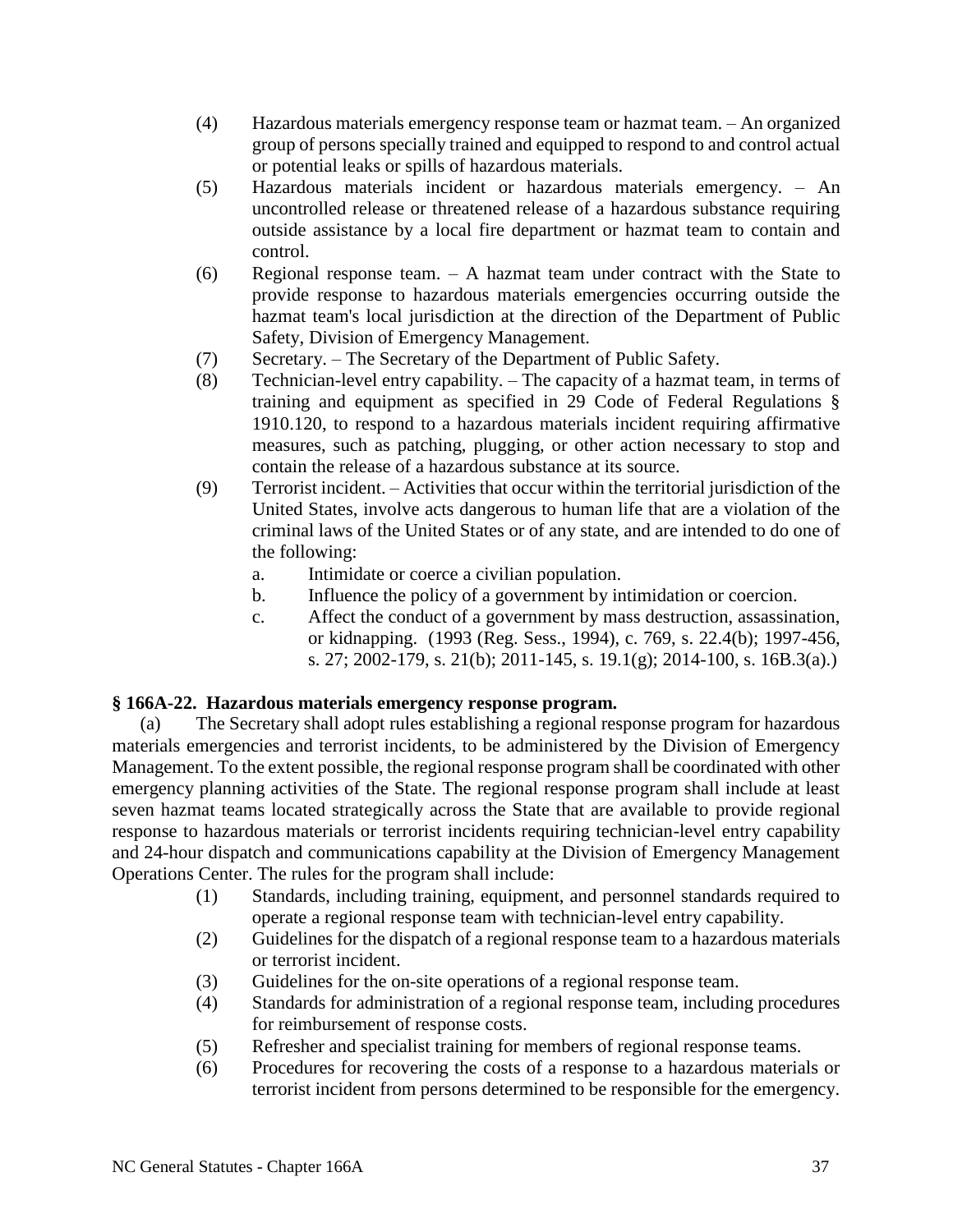(4) Hazardous materials emergency response team or hazmat team. – An organized group of persons specially trained and equipped to respond to and control actual or potential leaks or spills of hazardous materials.

(5) Hazardous materials incident or hazardous materials emergency. – An uncontrolled release or threatened release of a hazardous substance requiring outside assistance by a local fire department or hazmat team to contain and control.

(6) Regional response team. – A hazmat team under contract with the State to provide response to hazardous materials emergencies occurring outside the hazmat team's local jurisdiction at the direction of the Department of Public Safety, Division of Emergency Management.

(7) Secretary. – The Secretary of the Department of Public Safety.

(8) Technician-level entry capability. – The capacity of a hazmat team, in terms of training and equipment as specified in 29 Code of Federal Regulations § 1910.120, to respond to a hazardous materials incident requiring affirmative measures, such as patching, plugging, or other action necessary to stop and contain the release of a hazardous substance at its source.

(9) Terrorist incident. – Activities that occur within the territorial jurisdiction of the United States, involve acts dangerous to human life that are a violation of the criminal laws of the United States or of any state, and are intended to do one of the following:

   a. Intimidate or coerce a civilian population.
   b. Influence the policy of a government by intimidation or coercion.
   c. Affect the conduct of a government by mass destruction, assassination, or kidnapping. (1993 (Reg. Sess., 1994), c. 769, s. 22.4(b); 1997-456, s. 27; 2002-179, s. 21(b); 2011-145, s. 19.1(g); 2014-100, s. 16B.3(a).)

**§ 166A-22. Hazardous materials emergency response program.**

(a) The Secretary shall adopt rules establishing a regional response program for hazardous materials emergencies and terrorist incidents, to be administered by the Division of Emergency Management. To the extent possible, the regional response program shall be coordinated with other emergency planning activities of the State. The regional response program shall include at least seven hazmat teams located strategically across the State that are available to provide regional response to hazardous materials or terrorist incidents requiring technician-level entry capability and 24-hour dispatch and communications capability at the Division of Emergency Management Operations Center. The rules for the program shall include:

(1) Standards, including training, equipment, and personnel standards required to operate a regional response team with technician-level entry capability.

(2) Guidelines for the dispatch of a regional response team to a hazardous materials or terrorist incident.

(3) Guidelines for the on-site operations of a regional response team.

(4) Standards for administration of a regional response team, including procedures for reimbursement of response costs.

(5) Refresher and specialist training for members of regional response teams.

(6) Procedures for recovering the costs of a response to a hazardous materials or terrorist incident from persons determined to be responsible for the emergency.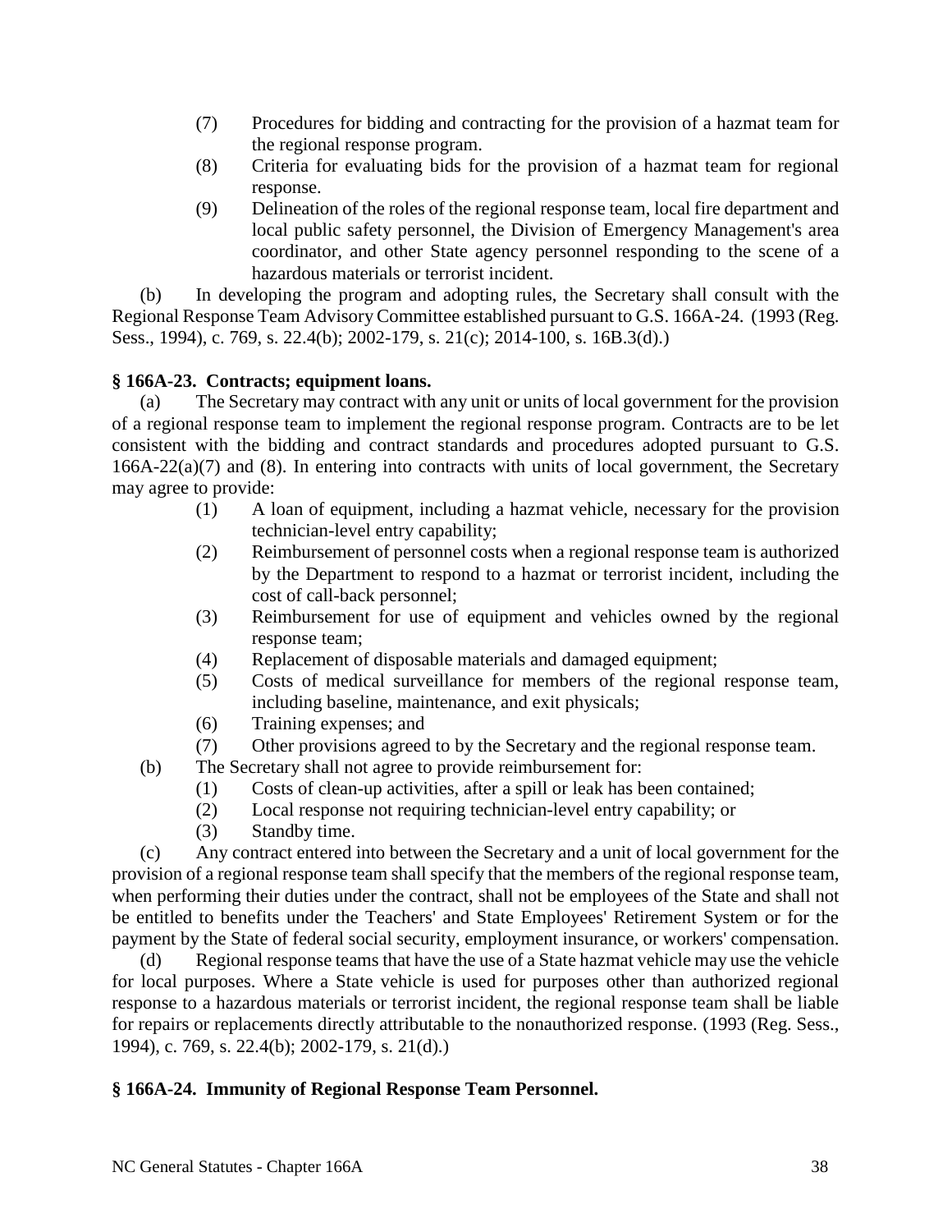(7) Procedures for bidding and contracting for the provision of a hazmat team for the regional response program.

(8) Criteria for evaluating bids for the provision of a hazmat team for regional response.

(9) Delineation of the roles of the regional response team, local fire department and local public safety personnel, the Division of Emergency Management's area coordinator, and other State agency personnel responding to the scene of a hazardous materials or terrorist incident.

(b) In developing the program and adopting rules, the Secretary shall consult with the Regional Response Team Advisory Committee established pursuant to G.S. 166A-24. (1993 (Reg. Sess., 1994), c. 769, s. 22.4(b); 2002-179, s. 21(c); 2014-100, s. 16B.3(d).)

**§ 166A-23. Contracts; equipment loans.**

(a) The Secretary may contract with any unit or units of local government for the provision of a regional response team to implement the regional response program. Contracts are to be let consistent with the bidding and contract standards and procedures adopted pursuant to G.S. 166A-22(a)(7) and (8). In entering into contracts with units of local government, the Secretary may agree to provide:

(1) A loan of equipment, including a hazmat vehicle, necessary for the provision technician-level entry capability;

(2) Reimbursement of personnel costs when a regional response team is authorized by the Department to respond to a hazmat or terrorist incident, including the cost of call-back personnel;

(3) Reimbursement for use of equipment and vehicles owned by the regional response team;

(4) Replacement of disposable materials and damaged equipment;

(5) Costs of medical surveillance for members of the regional response team, including baseline, maintenance, and exit physicals;

(6) Training expenses; and

(7) Other provisions agreed to by the Secretary and the regional response team.

(b) The Secretary shall not agree to provide reimbursement for:

(1) Costs of clean-up activities, after a spill or leak has been contained;

(2) Local response not requiring technician-level entry capability; or

(3) Standby time.

(c) Any contract entered into between the Secretary and a unit of local government for the provision of a regional response team shall specify that the members of the regional response team, when performing their duties under the contract, shall not be employees of the State and shall not be entitled to benefits under the Teachers' and State Employees' Retirement System or for the payment by the State of federal social security, employment insurance, or workers' compensation.

(d) Regional response teams that have the use of a State hazmat vehicle may use the vehicle for local purposes. Where a State vehicle is used for purposes other than authorized regional response to a hazardous materials or terrorist incident, the regional response team shall be liable for repairs or replacements directly attributable to the nonauthorized response. (1993 (Reg. Sess., 1994), c. 769, s. 22.4(b); 2002-179, s. 21(d).)

**§ 166A-24. Immunity of Regional Response Team Personnel.**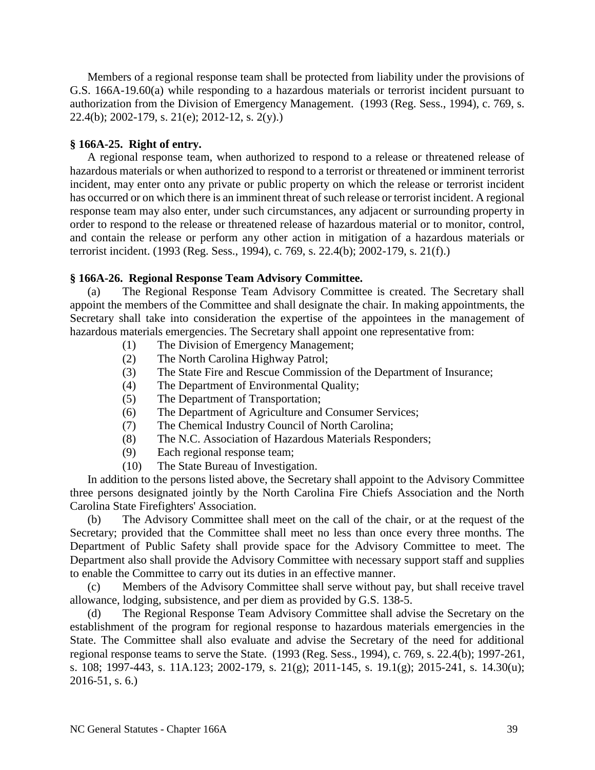Members of a regional response team shall be protected from liability under the provisions of G.S. 166A-19.60(a) while responding to a hazardous materials or terrorist incident pursuant to authorization from the Division of Emergency Management. (1993 (Reg. Sess., 1994), c. 769, s. 22.4(b); 2002-179, s. 21(e); 2012-12, s. 2(y).)

**§ 166A-25. Right of entry.**

A regional response team, when authorized to respond to a release or threatened release of hazardous materials or when authorized to respond to a terrorist or threatened or imminent terrorist incident, may enter onto any private or public property on which the release or terrorist incident has occurred or on which there is an imminent threat of such release or terrorist incident. A regional response team may also enter, under such circumstances, any adjacent or surrounding property in order to respond to the release or threatened release of hazardous material or to monitor, control, and contain the release or perform any other action in mitigation of a hazardous materials or terrorist incident. (1993 (Reg. Sess., 1994), c. 769, s. 22.4(b); 2002-179, s. 21(f).)

**§ 166A-26. Regional Response Team Advisory Committee.**

(a) The Regional Response Team Advisory Committee is created. The Secretary shall appoint the members of the Committee and shall designate the chair. In making appointments, the Secretary shall take into consideration the expertise of the appointees in the management of hazardous materials emergencies. The Secretary shall appoint one representative from:

(1) The Division of Emergency Management;
(2) The North Carolina Highway Patrol;
(3) The State Fire and Rescue Commission of the Department of Insurance;
(4) The Department of Environmental Quality;
(5) The Department of Transportation;
(6) The Department of Agriculture and Consumer Services;
(7) The Chemical Industry Council of North Carolina;
(8) The N.C. Association of Hazardous Materials Responders;
(9) Each regional response team;
(10) The State Bureau of Investigation.

In addition to the persons listed above, the Secretary shall appoint to the Advisory Committee three persons designated jointly by the North Carolina Fire Chiefs Association and the North Carolina State Firefighters' Association.

(b) The Advisory Committee shall meet on the call of the chair, or at the request of the Secretary; provided that the Committee shall meet no less than once every three months. The Department of Public Safety shall provide space for the Advisory Committee to meet. The Department also shall provide the Advisory Committee with necessary support staff and supplies to enable the Committee to carry out its duties in an effective manner.

(c) Members of the Advisory Committee shall serve without pay, but shall receive travel allowance, lodging, subsistence, and per diem as provided by G.S. 138-5.

(d) The Regional Response Team Advisory Committee shall advise the Secretary on the establishment of the program for regional response to hazardous materials emergencies in the State. The Committee shall also evaluate and advise the Secretary of the need for additional regional response teams to serve the State. (1993 (Reg. Sess., 1994), c. 769, s. 22.4(b); 1997-261, s. 108; 1997-443, s. 11A.123; 2002-179, s. 21(g); 2011-145, s. 19.1(g); 2015-241, s. 14.30(u); 2016-51, s. 6.)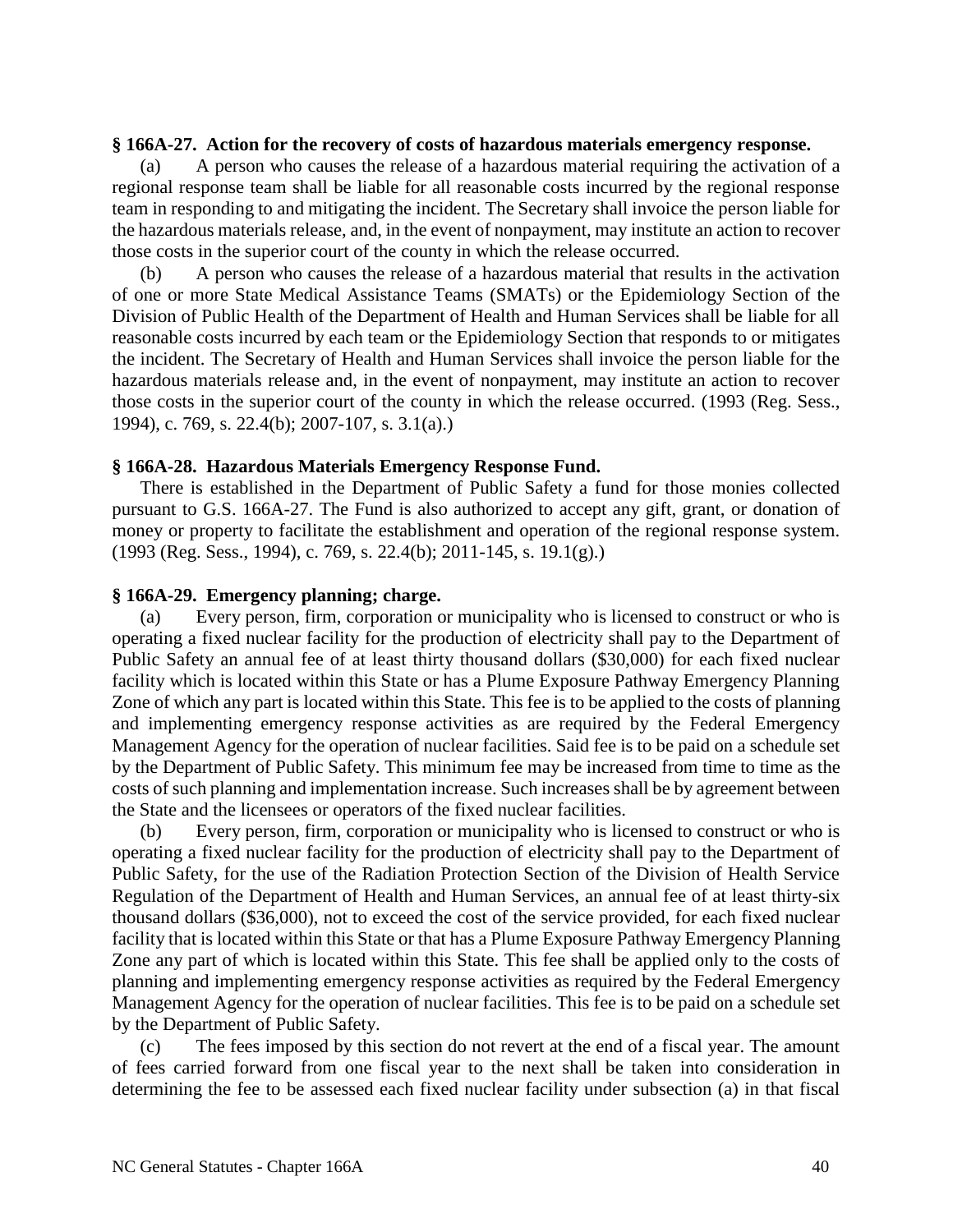**§ 166A-27. Action for the recovery of costs of hazardous materials emergency response.**

(a) A person who causes the release of a hazardous material requiring the activation of a regional response team shall be liable for all reasonable costs incurred by the regional response team in responding to and mitigating the incident. The Secretary shall invoice the person liable for the hazardous materials release, and, in the event of nonpayment, may institute an action to recover those costs in the superior court of the county in which the release occurred.

(b) A person who causes the release of a hazardous material that results in the activation of one or more State Medical Assistance Teams (SMATs) or the Epidemiology Section of the Division of Public Health of the Department of Health and Human Services shall be liable for all reasonable costs incurred by each team or the Epidemiology Section that responds to or mitigates the incident. The Secretary of Health and Human Services shall invoice the person liable for the hazardous materials release and, in the event of nonpayment, may institute an action to recover those costs in the superior court of the county in which the release occurred. (1993 (Reg. Sess., 1994), c. 769, s. 22.4(b); 2007-107, s. 3.1(a).)

**§ 166A-28. Hazardous Materials Emergency Response Fund.**

There is established in the Department of Public Safety a fund for those monies collected pursuant to G.S. 166A-27. The Fund is also authorized to accept any gift, grant, or donation of money or property to facilitate the establishment and operation of the regional response system. (1993 (Reg. Sess., 1994), c. 769, s. 22.4(b); 2011-145, s. 19.1(g).)

**§ 166A-29. Emergency planning; charge.**

(a) Every person, firm, corporation or municipality who is licensed to construct or who is operating a fixed nuclear facility for the production of electricity shall pay to the Department of Public Safety an annual fee of at least thirty thousand dollars ($30,000) for each fixed nuclear facility which is located within this State or has a Plume Exposure Pathway Emergency Planning Zone of which any part is located within this State. This fee is to be applied to the costs of planning and implementing emergency response activities as are required by the Federal Emergency Management Agency for the operation of nuclear facilities. Said fee is to be paid on a schedule set by the Department of Public Safety. This minimum fee may be increased from time to time as the costs of such planning and implementation increase. Such increases shall be by agreement between the State and the licensees or operators of the fixed nuclear facilities.

(b) Every person, firm, corporation or municipality who is licensed to construct or who is operating a fixed nuclear facility for the production of electricity shall pay to the Department of Public Safety, for the use of the Radiation Protection Section of the Division of Health Service Regulation of the Department of Health and Human Services, an annual fee of at least thirty-six thousand dollars ($36,000), not to exceed the cost of the service provided, for each fixed nuclear facility that is located within this State or that has a Plume Exposure Pathway Emergency Planning Zone any part of which is located within this State. This fee shall be applied only to the costs of planning and implementing emergency response activities as required by the Federal Emergency Management Agency for the operation of nuclear facilities. This fee is to be paid on a schedule set by the Department of Public Safety.

(c) The fees imposed by this section do not revert at the end of a fiscal year. The amount of fees carried forward from one fiscal year to the next shall be taken into consideration in determining the fee to be assessed each fixed nuclear facility under subsection (a) in that fiscal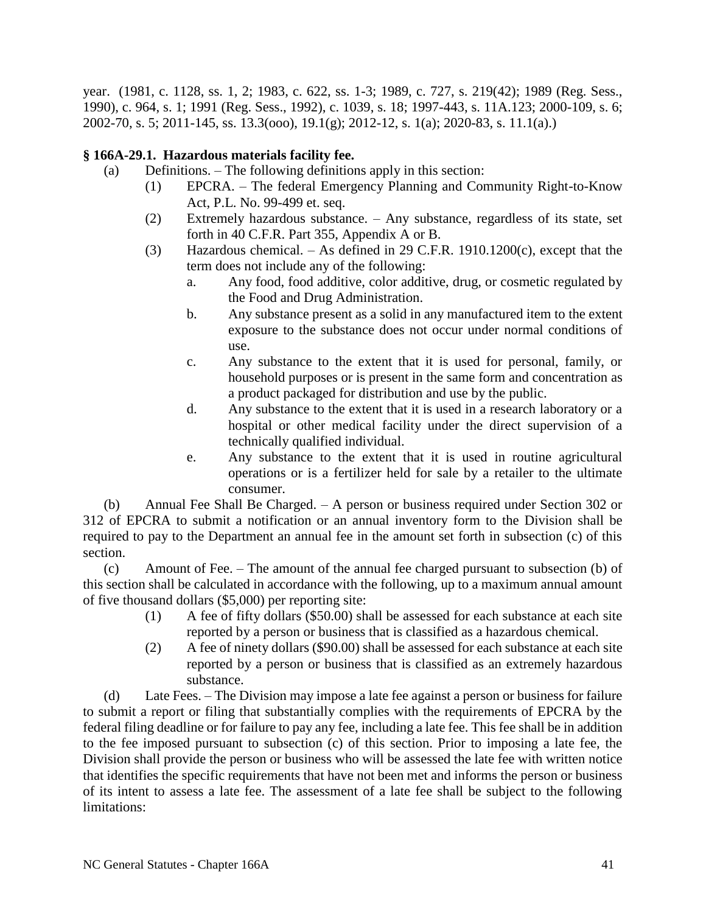year. (1981, c. 1128, ss. 1, 2; 1983, c. 622, ss. 1-3; 1989, c. 727, s. 219(42); 1989 (Reg. Sess., 1990), c. 964, s. 1; 1991 (Reg. Sess., 1992), c. 1039, s. 18; 1997-443, s. 11A.123; 2000-109, s. 6; 2002-70, s. 5; 2011-145, ss. 13.3(ooo), 19.1(g); 2012-12, s. 1(a); 2020-83, s. 11.1(a).)

**§ 166A-29.1. Hazardous materials facility fee.**

(a) Definitions. – The following definitions apply in this section:

(1) EPCRA. – The federal Emergency Planning and Community Right-to-Know Act, P.L. No. 99-499 et. seq.

(2) Extremely hazardous substance. – Any substance, regardless of its state, set forth in 40 C.F.R. Part 355, Appendix A or B.

(3) Hazardous chemical. – As defined in 29 C.F.R. 1910.1200(c), except that the term does not include any of the following:

a. Any food, food additive, color additive, drug, or cosmetic regulated by the Food and Drug Administration.

b. Any substance present as a solid in any manufactured item to the extent exposure to the substance does not occur under normal conditions of use.

c. Any substance to the extent that it is used for personal, family, or household purposes or is present in the same form and concentration as a product packaged for distribution and use by the public.

d. Any substance to the extent that it is used in a research laboratory or a hospital or other medical facility under the direct supervision of a technically qualified individual.

e. Any substance to the extent that it is used in routine agricultural operations or is a fertilizer held for sale by a retailer to the ultimate consumer.

(b) Annual Fee Shall Be Charged. – A person or business required under Section 302 or 312 of EPCRA to submit a notification or an annual inventory form to the Division shall be required to pay to the Department an annual fee in the amount set forth in subsection (c) of this section.

(c) Amount of Fee. – The amount of the annual fee charged pursuant to subsection (b) of this section shall be calculated in accordance with the following, up to a maximum annual amount of five thousand dollars ($5,000) per reporting site:

(1) A fee of fifty dollars ($50.00) shall be assessed for each substance at each site reported by a person or business that is classified as a hazardous chemical.

(2) A fee of ninety dollars ($90.00) shall be assessed for each substance at each site reported by a person or business that is classified as an extremely hazardous substance.

(d) Late Fees. – The Division may impose a late fee against a person or business for failure to submit a report or filing that substantially complies with the requirements of EPCRA by the federal filing deadline or for failure to pay any fee, including a late fee. This fee shall be in addition to the fee imposed pursuant to subsection (c) of this section. Prior to imposing a late fee, the Division shall provide the person or business who will be assessed the late fee with written notice that identifies the specific requirements that have not been met and informs the person or business of its intent to assess a late fee. The assessment of a late fee shall be subject to the following limitations: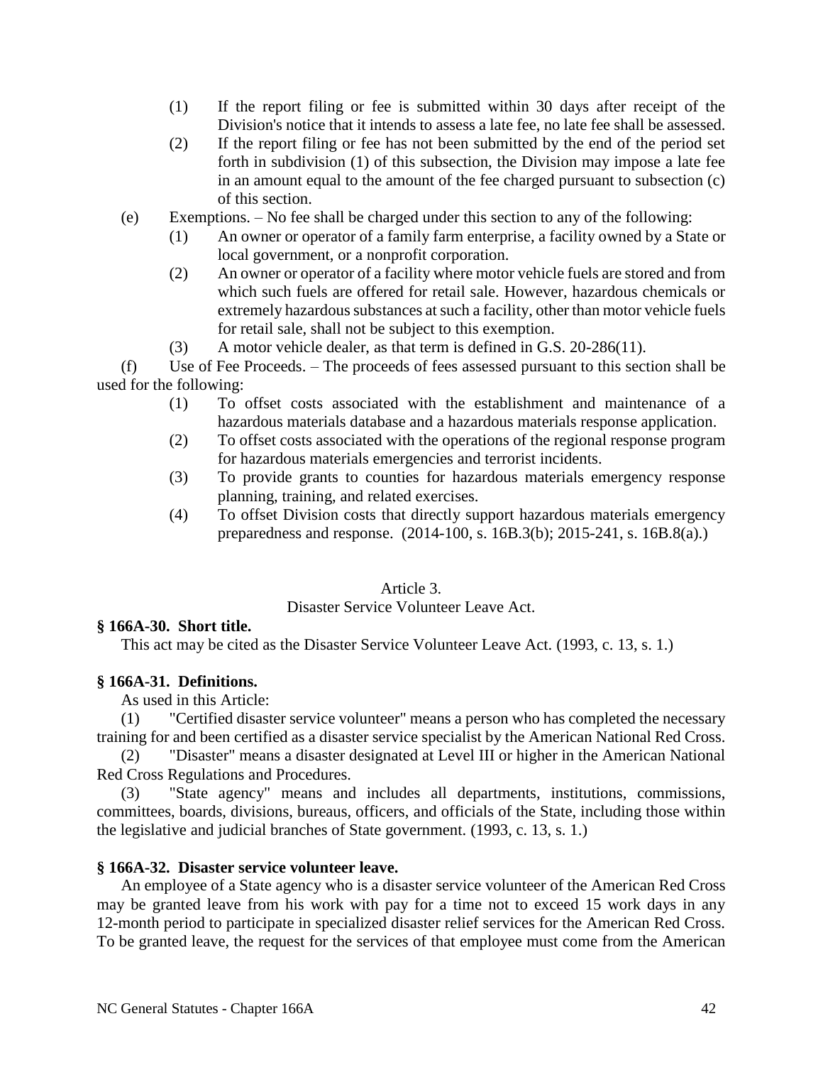(1) If the report filing or fee is submitted within 30 days after receipt of the Division's notice that it intends to assess a late fee, no late fee shall be assessed.

(2) If the report filing or fee has not been submitted by the end of the period set forth in subdivision (1) of this subsection, the Division may impose a late fee in an amount equal to the amount of the fee charged pursuant to subsection (c) of this section.

(e) Exemptions. – No fee shall be charged under this section to any of the following:

(1) An owner or operator of a family farm enterprise, a facility owned by a State or local government, or a nonprofit corporation.

(2) An owner or operator of a facility where motor vehicle fuels are stored and from which such fuels are offered for retail sale. However, hazardous chemicals or extremely hazardous substances at such a facility, other than motor vehicle fuels for retail sale, shall not be subject to this exemption.

(3) A motor vehicle dealer, as that term is defined in G.S. 20-286(11).

(f) Use of Fee Proceeds. – The proceeds of fees assessed pursuant to this section shall be used for the following:

(1) To offset costs associated with the establishment and maintenance of a hazardous materials database and a hazardous materials response application.

(2) To offset costs associated with the operations of the regional response program for hazardous materials emergencies and terrorist incidents.

(3) To provide grants to counties for hazardous materials emergency response planning, training, and related exercises.

(4) To offset Division costs that directly support hazardous materials emergency preparedness and response. (2014-100, s. 16B.3(b); 2015-241, s. 16B.8(a).)

## Article 3.

## Disaster Service Volunteer Leave Act.

### § 166A-30. Short title.

This act may be cited as the Disaster Service Volunteer Leave Act. (1993, c. 13, s. 1.)

### § 166A-31. Definitions.

As used in this Article:

(1) "Certified disaster service volunteer" means a person who has completed the necessary training for and been certified as a disaster service specialist by the American National Red Cross.

(2) "Disaster" means a disaster designated at Level III or higher in the American National Red Cross Regulations and Procedures.

(3) "State agency" means and includes all departments, institutions, commissions, committees, boards, divisions, bureaus, officers, and officials of the State, including those within the legislative and judicial branches of State government. (1993, c. 13, s. 1.)

### § 166A-32. Disaster service volunteer leave.

An employee of a State agency who is a disaster service volunteer of the American Red Cross may be granted leave from his work with pay for a time not to exceed 15 work days in any 12-month period to participate in specialized disaster relief services for the American Red Cross. To be granted leave, the request for the services of that employee must come from the American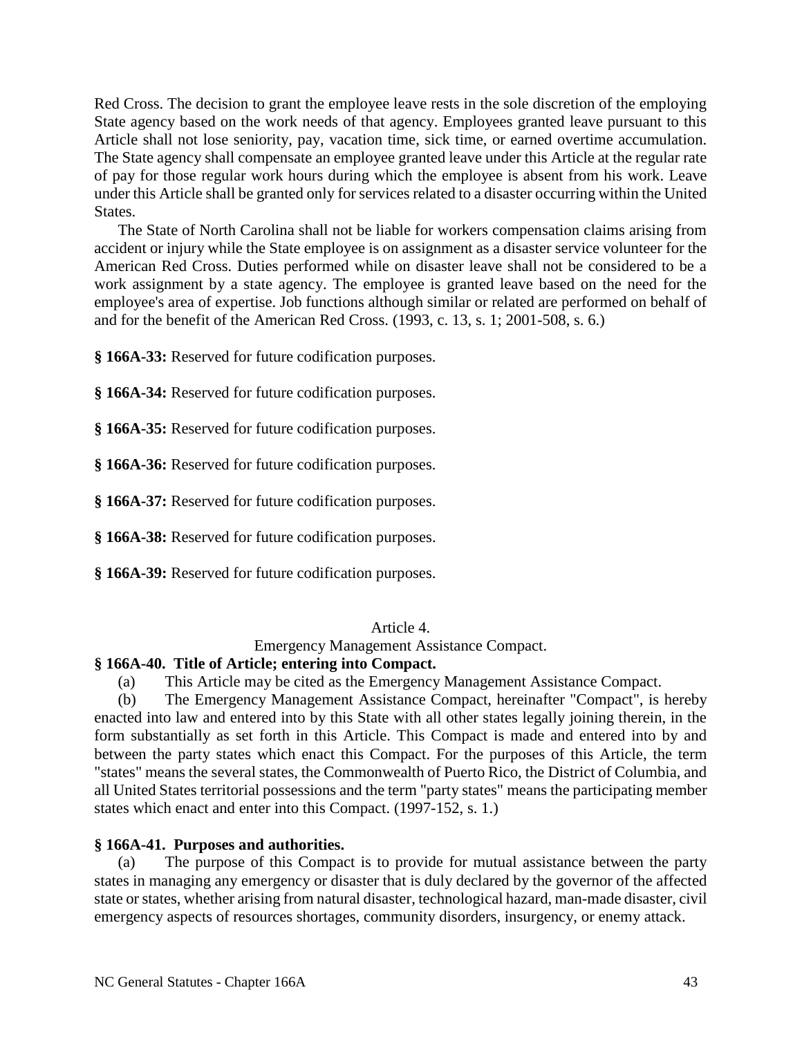Red Cross. The decision to grant the employee leave rests in the sole discretion of the employing State agency based on the work needs of that agency. Employees granted leave pursuant to this Article shall not lose seniority, pay, vacation time, sick time, or earned overtime accumulation. The State agency shall compensate an employee granted leave under this Article at the regular rate of pay for those regular work hours during which the employee is absent from his work. Leave under this Article shall be granted only for services related to a disaster occurring within the United States.

The State of North Carolina shall not be liable for workers compensation claims arising from accident or injury while the State employee is on assignment as a disaster service volunteer for the American Red Cross. Duties performed while on disaster leave shall not be considered to be a work assignment by a state agency. The employee is granted leave based on the need for the employee's area of expertise. Job functions although similar or related are performed on behalf of and for the benefit of the American Red Cross. (1993, c. 13, s. 1; 2001-508, s. 6.)

**§ 166A-33:** Reserved for future codification purposes.

**§ 166A-34:** Reserved for future codification purposes.

**§ 166A-35:** Reserved for future codification purposes.

**§ 166A-36:** Reserved for future codification purposes.

**§ 166A-37:** Reserved for future codification purposes.

**§ 166A-38:** Reserved for future codification purposes.

**§ 166A-39:** Reserved for future codification purposes.

## Article 4.
## Emergency Management Assistance Compact.

**§ 166A-40. Title of Article; entering into Compact.**

(a) This Article may be cited as the Emergency Management Assistance Compact.

(b) The Emergency Management Assistance Compact, hereinafter "Compact", is hereby enacted into law and entered into by this State with all other states legally joining therein, in the form substantially as set forth in this Article. This Compact is made and entered into by and between the party states which enact this Compact. For the purposes of this Article, the term "states" means the several states, the Commonwealth of Puerto Rico, the District of Columbia, and all United States territorial possessions and the term "party states" means the participating member states which enact and enter into this Compact. (1997-152, s. 1.)

**§ 166A-41. Purposes and authorities.**

(a) The purpose of this Compact is to provide for mutual assistance between the party states in managing any emergency or disaster that is duly declared by the governor of the affected state or states, whether arising from natural disaster, technological hazard, man-made disaster, civil emergency aspects of resources shortages, community disorders, insurgency, or enemy attack.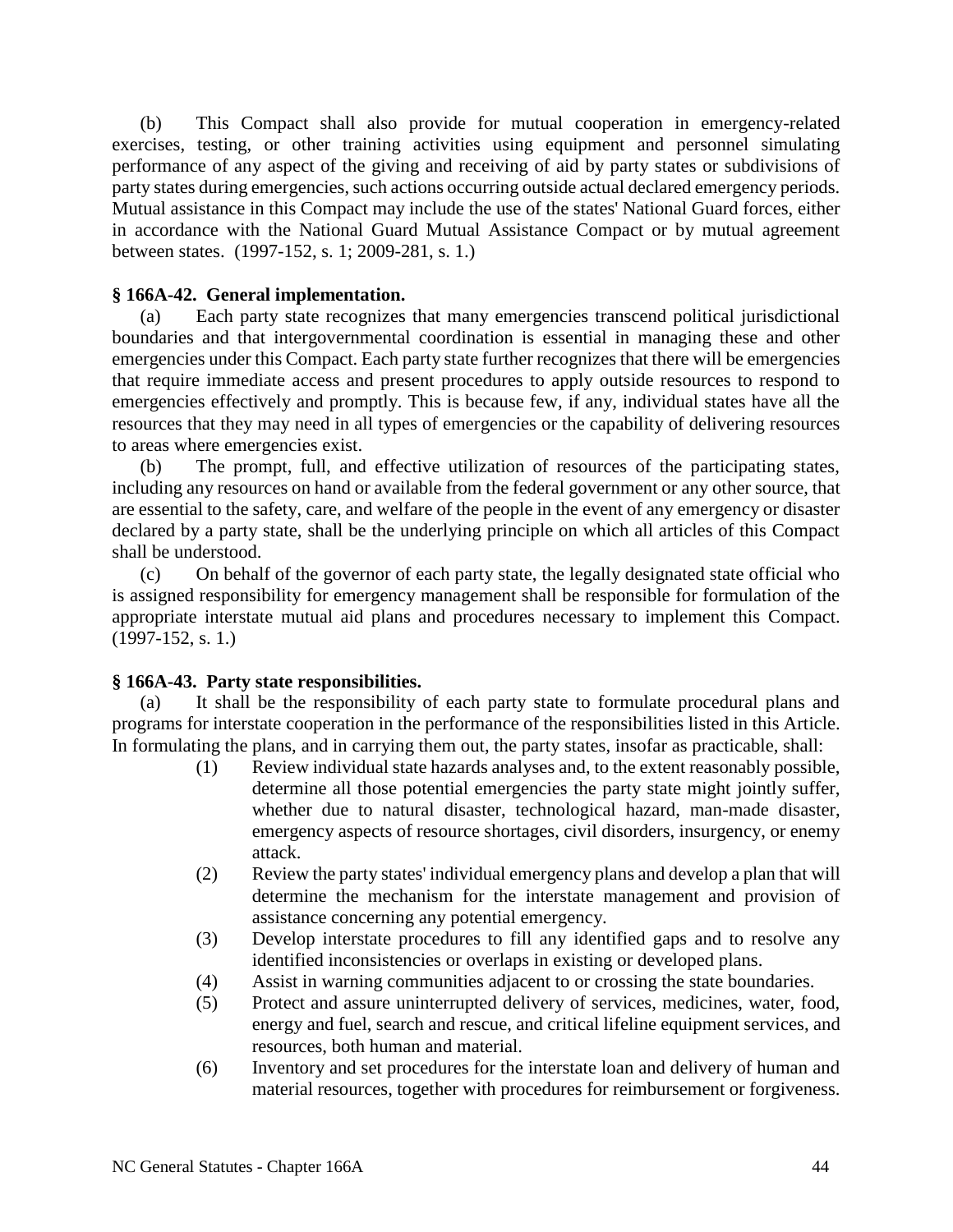(b) This Compact shall also provide for mutual cooperation in emergency-related exercises, testing, or other training activities using equipment and personnel simulating performance of any aspect of the giving and receiving of aid by party states or subdivisions of party states during emergencies, such actions occurring outside actual declared emergency periods. Mutual assistance in this Compact may include the use of the states' National Guard forces, either in accordance with the National Guard Mutual Assistance Compact or by mutual agreement between states. (1997-152, s. 1; 2009-281, s. 1.)

**§ 166A-42. General implementation.**

(a) Each party state recognizes that many emergencies transcend political jurisdictional boundaries and that intergovernmental coordination is essential in managing these and other emergencies under this Compact. Each party state further recognizes that there will be emergencies that require immediate access and present procedures to apply outside resources to respond to emergencies effectively and promptly. This is because few, if any, individual states have all the resources that they may need in all types of emergencies or the capability of delivering resources to areas where emergencies exist.

(b) The prompt, full, and effective utilization of resources of the participating states, including any resources on hand or available from the federal government or any other source, that are essential to the safety, care, and welfare of the people in the event of any emergency or disaster declared by a party state, shall be the underlying principle on which all articles of this Compact shall be understood.

(c) On behalf of the governor of each party state, the legally designated state official who is assigned responsibility for emergency management shall be responsible for formulation of the appropriate interstate mutual aid plans and procedures necessary to implement this Compact. (1997-152, s. 1.)

**§ 166A-43. Party state responsibilities.**

(a) It shall be the responsibility of each party state to formulate procedural plans and programs for interstate cooperation in the performance of the responsibilities listed in this Article. In formulating the plans, and in carrying them out, the party states, insofar as practicable, shall:

(1) Review individual state hazards analyses and, to the extent reasonably possible, determine all those potential emergencies the party state might jointly suffer, whether due to natural disaster, technological hazard, man-made disaster, emergency aspects of resource shortages, civil disorders, insurgency, or enemy attack.

(2) Review the party states' individual emergency plans and develop a plan that will determine the mechanism for the interstate management and provision of assistance concerning any potential emergency.

(3) Develop interstate procedures to fill any identified gaps and to resolve any identified inconsistencies or overlaps in existing or developed plans.

(4) Assist in warning communities adjacent to or crossing the state boundaries.

(5) Protect and assure uninterrupted delivery of services, medicines, water, food, energy and fuel, search and rescue, and critical lifeline equipment services, and resources, both human and material.

(6) Inventory and set procedures for the interstate loan and delivery of human and material resources, together with procedures for reimbursement or forgiveness.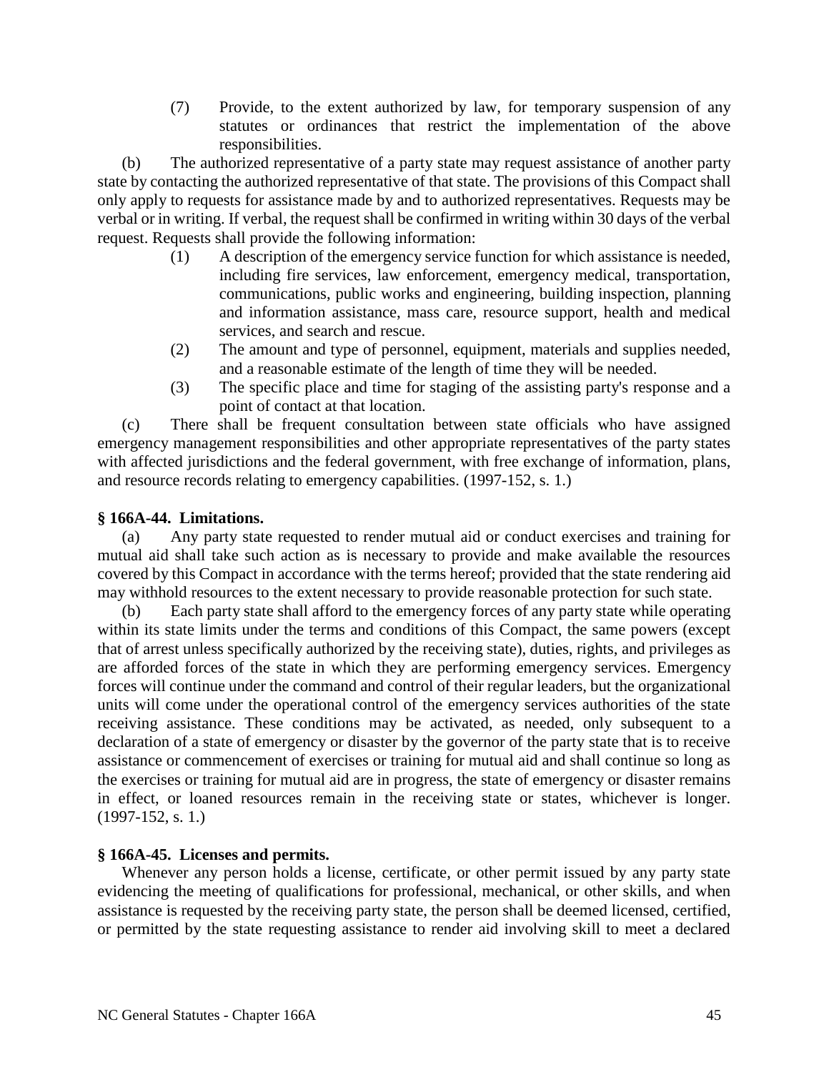(7) Provide, to the extent authorized by law, for temporary suspension of any statutes or ordinances that restrict the implementation of the above responsibilities.

(b) The authorized representative of a party state may request assistance of another party state by contacting the authorized representative of that state. The provisions of this Compact shall only apply to requests for assistance made by and to authorized representatives. Requests may be verbal or in writing. If verbal, the request shall be confirmed in writing within 30 days of the verbal request. Requests shall provide the following information:

(1) A description of the emergency service function for which assistance is needed, including fire services, law enforcement, emergency medical, transportation, communications, public works and engineering, building inspection, planning and information assistance, mass care, resource support, health and medical services, and search and rescue.

(2) The amount and type of personnel, equipment, materials and supplies needed, and a reasonable estimate of the length of time they will be needed.

(3) The specific place and time for staging of the assisting party's response and a point of contact at that location.

(c) There shall be frequent consultation between state officials who have assigned emergency management responsibilities and other appropriate representatives of the party states with affected jurisdictions and the federal government, with free exchange of information, plans, and resource records relating to emergency capabilities. (1997-152, s. 1.)

**§ 166A-44. Limitations.**

(a) Any party state requested to render mutual aid or conduct exercises and training for mutual aid shall take such action as is necessary to provide and make available the resources covered by this Compact in accordance with the terms hereof; provided that the state rendering aid may withhold resources to the extent necessary to provide reasonable protection for such state.

(b) Each party state shall afford to the emergency forces of any party state while operating within its state limits under the terms and conditions of this Compact, the same powers (except that of arrest unless specifically authorized by the receiving state), duties, rights, and privileges as are afforded forces of the state in which they are performing emergency services. Emergency forces will continue under the command and control of their regular leaders, but the organizational units will come under the operational control of the emergency services authorities of the state receiving assistance. These conditions may be activated, as needed, only subsequent to a declaration of a state of emergency or disaster by the governor of the party state that is to receive assistance or commencement of exercises or training for mutual aid and shall continue so long as the exercises or training for mutual aid are in progress, the state of emergency or disaster remains in effect, or loaned resources remain in the receiving state or states, whichever is longer. (1997-152, s. 1.)

**§ 166A-45. Licenses and permits.**

Whenever any person holds a license, certificate, or other permit issued by any party state evidencing the meeting of qualifications for professional, mechanical, or other skills, and when assistance is requested by the receiving party state, the person shall be deemed licensed, certified, or permitted by the state requesting assistance to render aid involving skill to meet a declared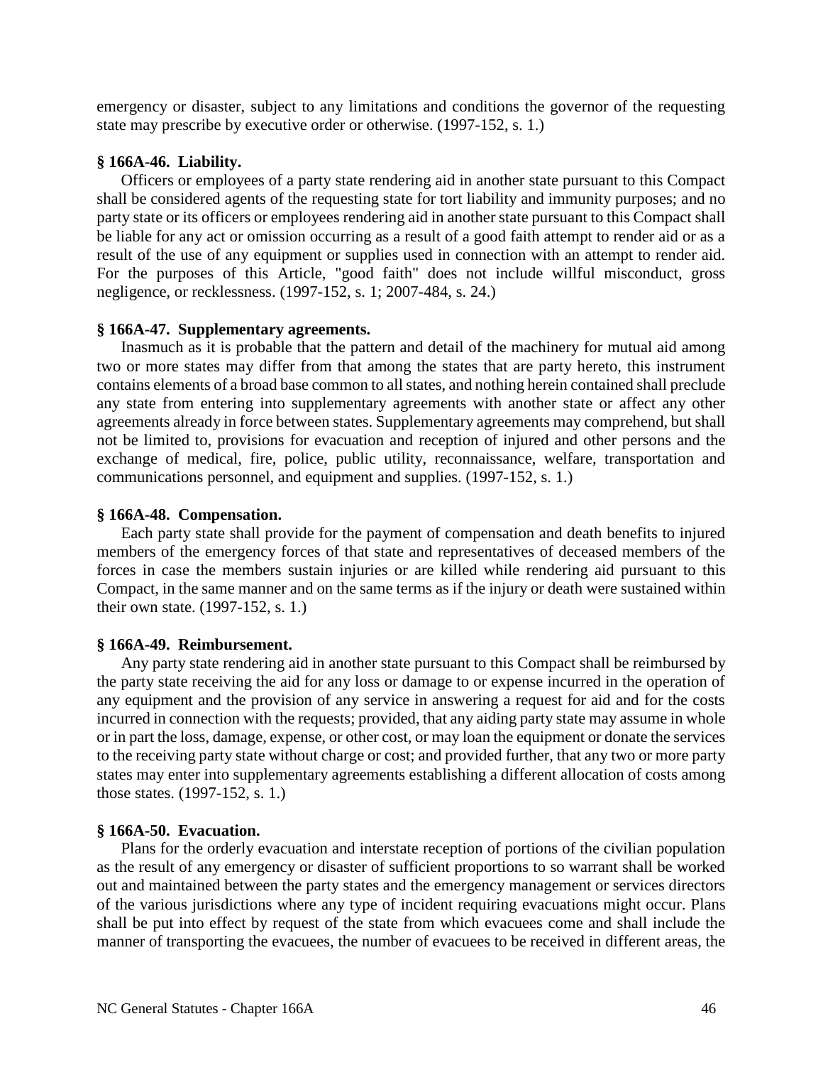emergency or disaster, subject to any limitations and conditions the governor of the requesting state may prescribe by executive order or otherwise. (1997-152, s. 1.)

**§ 166A-46. Liability.**

Officers or employees of a party state rendering aid in another state pursuant to this Compact shall be considered agents of the requesting state for tort liability and immunity purposes; and no party state or its officers or employees rendering aid in another state pursuant to this Compact shall be liable for any act or omission occurring as a result of a good faith attempt to render aid or as a result of the use of any equipment or supplies used in connection with an attempt to render aid. For the purposes of this Article, "good faith" does not include willful misconduct, gross negligence, or recklessness. (1997-152, s. 1; 2007-484, s. 24.)

**§ 166A-47. Supplementary agreements.**

Inasmuch as it is probable that the pattern and detail of the machinery for mutual aid among two or more states may differ from that among the states that are party hereto, this instrument contains elements of a broad base common to all states, and nothing herein contained shall preclude any state from entering into supplementary agreements with another state or affect any other agreements already in force between states. Supplementary agreements may comprehend, but shall not be limited to, provisions for evacuation and reception of injured and other persons and the exchange of medical, fire, police, public utility, reconnaissance, welfare, transportation and communications personnel, and equipment and supplies. (1997-152, s. 1.)

**§ 166A-48. Compensation.**

Each party state shall provide for the payment of compensation and death benefits to injured members of the emergency forces of that state and representatives of deceased members of the forces in case the members sustain injuries or are killed while rendering aid pursuant to this Compact, in the same manner and on the same terms as if the injury or death were sustained within their own state. (1997-152, s. 1.)

**§ 166A-49. Reimbursement.**

Any party state rendering aid in another state pursuant to this Compact shall be reimbursed by the party state receiving the aid for any loss or damage to or expense incurred in the operation of any equipment and the provision of any service in answering a request for aid and for the costs incurred in connection with the requests; provided, that any aiding party state may assume in whole or in part the loss, damage, expense, or other cost, or may loan the equipment or donate the services to the receiving party state without charge or cost; and provided further, that any two or more party states may enter into supplementary agreements establishing a different allocation of costs among those states. (1997-152, s. 1.)

**§ 166A-50. Evacuation.**

Plans for the orderly evacuation and interstate reception of portions of the civilian population as the result of any emergency or disaster of sufficient proportions to so warrant shall be worked out and maintained between the party states and the emergency management or services directors of the various jurisdictions where any type of incident requiring evacuations might occur. Plans shall be put into effect by request of the state from which evacuees come and shall include the manner of transporting the evacuees, the number of evacuees to be received in different areas, the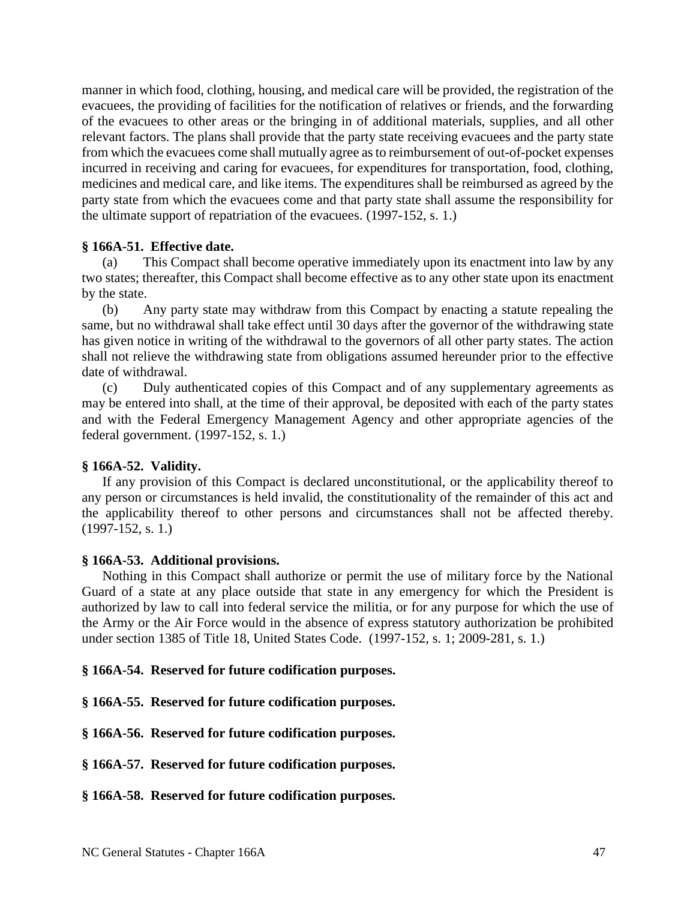manner in which food, clothing, housing, and medical care will be provided, the registration of the evacuees, the providing of facilities for the notification of relatives or friends, and the forwarding of the evacuees to other areas or the bringing in of additional materials, supplies, and all other relevant factors. The plans shall provide that the party state receiving evacuees and the party state from which the evacuees come shall mutually agree as to reimbursement of out-of-pocket expenses incurred in receiving and caring for evacuees, for expenditures for transportation, food, clothing, medicines and medical care, and like items. The expenditures shall be reimbursed as agreed by the party state from which the evacuees come and that party state shall assume the responsibility for the ultimate support of repatriation of the evacuees. (1997-152, s. 1.)

**§ 166A-51. Effective date.**

(a) This Compact shall become operative immediately upon its enactment into law by any two states; thereafter, this Compact shall become effective as to any other state upon its enactment by the state.

(b) Any party state may withdraw from this Compact by enacting a statute repealing the same, but no withdrawal shall take effect until 30 days after the governor of the withdrawing state has given notice in writing of the withdrawal to the governors of all other party states. The action shall not relieve the withdrawing state from obligations assumed hereunder prior to the effective date of withdrawal.

(c) Duly authenticated copies of this Compact and of any supplementary agreements as may be entered into shall, at the time of their approval, be deposited with each of the party states and with the Federal Emergency Management Agency and other appropriate agencies of the federal government. (1997-152, s. 1.)

**§ 166A-52. Validity.**

If any provision of this Compact is declared unconstitutional, or the applicability thereof to any person or circumstances is held invalid, the constitutionality of the remainder of this act and the applicability thereof to other persons and circumstances shall not be affected thereby. (1997-152, s. 1.)

**§ 166A-53. Additional provisions.**

Nothing in this Compact shall authorize or permit the use of military force by the National Guard of a state at any place outside that state in any emergency for which the President is authorized by law to call into federal service the militia, or for any purpose for which the use of the Army or the Air Force would in the absence of express statutory authorization be prohibited under section 1385 of Title 18, United States Code. (1997-152, s. 1; 2009-281, s. 1.)

**§ 166A-54. Reserved for future codification purposes.**

**§ 166A-55. Reserved for future codification purposes.**

**§ 166A-56. Reserved for future codification purposes.**

**§ 166A-57. Reserved for future codification purposes.**

**§ 166A-58. Reserved for future codification purposes.**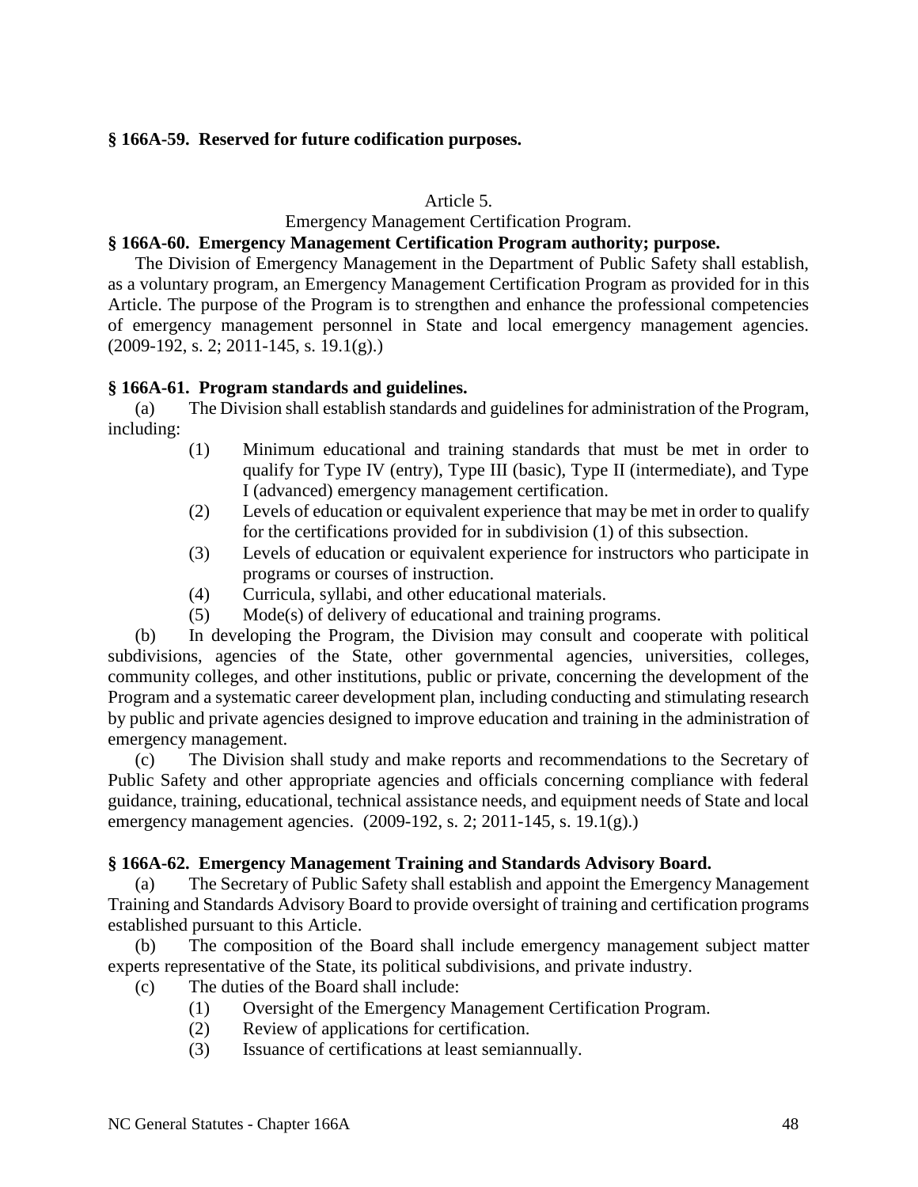**§ 166A-59. Reserved for future codification purposes.**

Article 5.

Emergency Management Certification Program.

**§ 166A-60. Emergency Management Certification Program authority; purpose.**

The Division of Emergency Management in the Department of Public Safety shall establish, as a voluntary program, an Emergency Management Certification Program as provided for in this Article. The purpose of the Program is to strengthen and enhance the professional competencies of emergency management personnel in State and local emergency management agencies. (2009-192, s. 2; 2011-145, s. 19.1(g).)

**§ 166A-61. Program standards and guidelines.**

(a) The Division shall establish standards and guidelines for administration of the Program, including:

(1) Minimum educational and training standards that must be met in order to qualify for Type IV (entry), Type III (basic), Type II (intermediate), and Type I (advanced) emergency management certification.

(2) Levels of education or equivalent experience that may be met in order to qualify for the certifications provided for in subdivision (1) of this subsection.

(3) Levels of education or equivalent experience for instructors who participate in programs or courses of instruction.

(4) Curricula, syllabi, and other educational materials.

(5) Mode(s) of delivery of educational and training programs.

(b) In developing the Program, the Division may consult and cooperate with political subdivisions, agencies of the State, other governmental agencies, universities, colleges, community colleges, and other institutions, public or private, concerning the development of the Program and a systematic career development plan, including conducting and stimulating research by public and private agencies designed to improve education and training in the administration of emergency management.

(c) The Division shall study and make reports and recommendations to the Secretary of Public Safety and other appropriate agencies and officials concerning compliance with federal guidance, training, educational, technical assistance needs, and equipment needs of State and local emergency management agencies. (2009-192, s. 2; 2011-145, s. 19.1(g).)

**§ 166A-62. Emergency Management Training and Standards Advisory Board.**

(a) The Secretary of Public Safety shall establish and appoint the Emergency Management Training and Standards Advisory Board to provide oversight of training and certification programs established pursuant to this Article.

(b) The composition of the Board shall include emergency management subject matter experts representative of the State, its political subdivisions, and private industry.

(c) The duties of the Board shall include:

(1) Oversight of the Emergency Management Certification Program.

(2) Review of applications for certification.

(3) Issuance of certifications at least semiannually.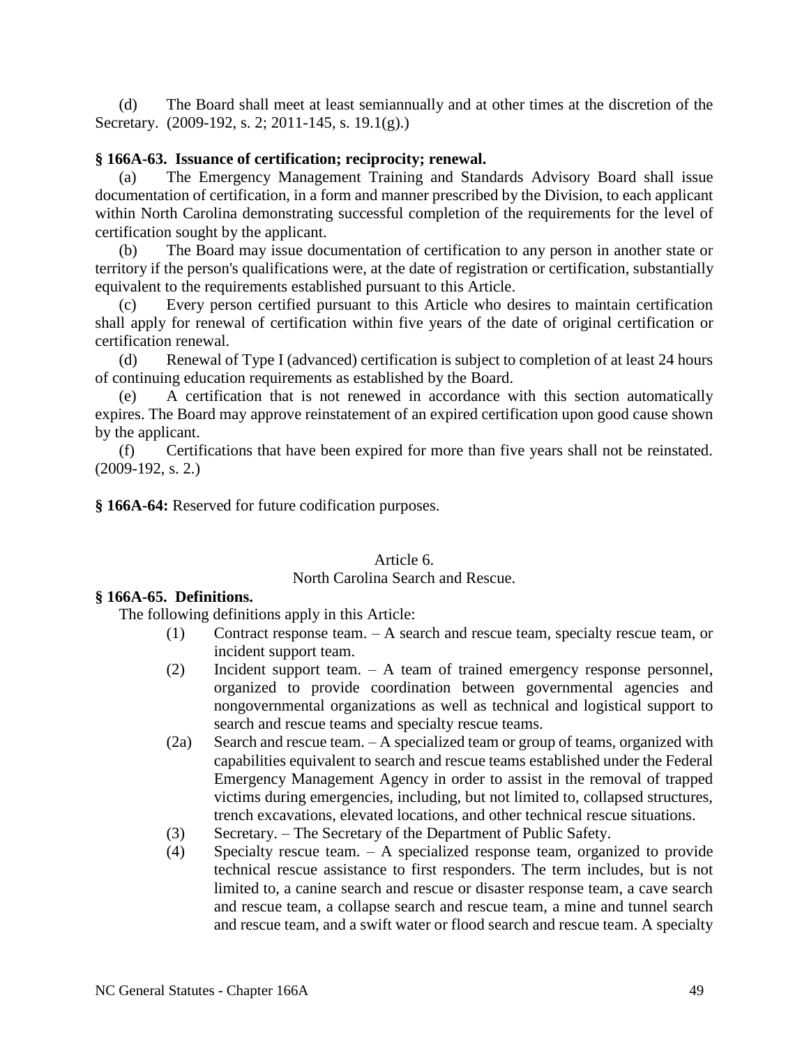(d) The Board shall meet at least semiannually and at other times at the discretion of the Secretary. (2009-192, s. 2; 2011-145, s. 19.1(g).)

**§ 166A-63. Issuance of certification; reciprocity; renewal.**

(a) The Emergency Management Training and Standards Advisory Board shall issue documentation of certification, in a form and manner prescribed by the Division, to each applicant within North Carolina demonstrating successful completion of the requirements for the level of certification sought by the applicant.

(b) The Board may issue documentation of certification to any person in another state or territory if the person's qualifications were, at the date of registration or certification, substantially equivalent to the requirements established pursuant to this Article.

(c) Every person certified pursuant to this Article who desires to maintain certification shall apply for renewal of certification within five years of the date of original certification or certification renewal.

(d) Renewal of Type I (advanced) certification is subject to completion of at least 24 hours of continuing education requirements as established by the Board.

(e) A certification that is not renewed in accordance with this section automatically expires. The Board may approve reinstatement of an expired certification upon good cause shown by the applicant.

(f) Certifications that have been expired for more than five years shall not be reinstated. (2009-192, s. 2.)

**§ 166A-64:** Reserved for future codification purposes.

Article 6.

North Carolina Search and Rescue.

**§ 166A-65. Definitions.**

The following definitions apply in this Article:

(1) Contract response team. – A search and rescue team, specialty rescue team, or incident support team.

(2) Incident support team. – A team of trained emergency response personnel, organized to provide coordination between governmental agencies and nongovernmental organizations as well as technical and logistical support to search and rescue teams and specialty rescue teams.

(2a) Search and rescue team. – A specialized team or group of teams, organized with capabilities equivalent to search and rescue teams established under the Federal Emergency Management Agency in order to assist in the removal of trapped victims during emergencies, including, but not limited to, collapsed structures, trench excavations, elevated locations, and other technical rescue situations.

(3) Secretary. – The Secretary of the Department of Public Safety.

(4) Specialty rescue team. – A specialized response team, organized to provide technical rescue assistance to first responders. The term includes, but is not limited to, a canine search and rescue or disaster response team, a cave search and rescue team, a collapse search and rescue team, a mine and tunnel search and rescue team, and a swift water or flood search and rescue team. A specialty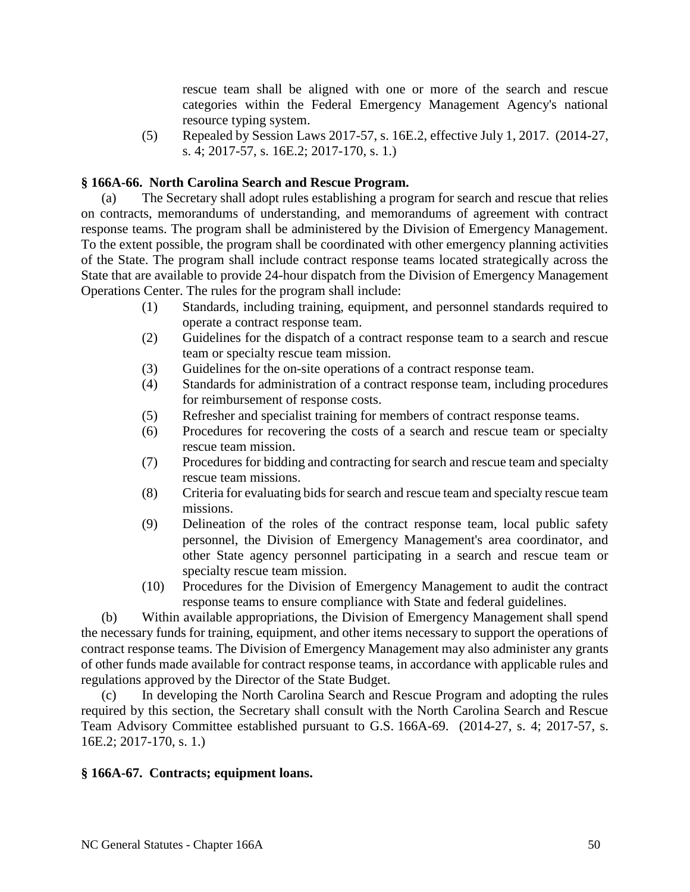rescue team shall be aligned with one or more of the search and rescue categories within the Federal Emergency Management Agency's national resource typing system.

(5) Repealed by Session Laws 2017-57, s. 16E.2, effective July 1, 2017. (2014-27, s. 4; 2017-57, s. 16E.2; 2017-170, s. 1.)

**§ 166A-66. North Carolina Search and Rescue Program.**

(a) The Secretary shall adopt rules establishing a program for search and rescue that relies on contracts, memorandums of understanding, and memorandums of agreement with contract response teams. The program shall be administered by the Division of Emergency Management. To the extent possible, the program shall be coordinated with other emergency planning activities of the State. The program shall include contract response teams located strategically across the State that are available to provide 24-hour dispatch from the Division of Emergency Management Operations Center. The rules for the program shall include:

(1) Standards, including training, equipment, and personnel standards required to operate a contract response team.

(2) Guidelines for the dispatch of a contract response team to a search and rescue team or specialty rescue team mission.

(3) Guidelines for the on-site operations of a contract response team.

(4) Standards for administration of a contract response team, including procedures for reimbursement of response costs.

(5) Refresher and specialist training for members of contract response teams.

(6) Procedures for recovering the costs of a search and rescue team or specialty rescue team mission.

(7) Procedures for bidding and contracting for search and rescue team and specialty rescue team missions.

(8) Criteria for evaluating bids for search and rescue team and specialty rescue team missions.

(9) Delineation of the roles of the contract response team, local public safety personnel, the Division of Emergency Management's area coordinator, and other State agency personnel participating in a search and rescue team or specialty rescue team mission.

(10) Procedures for the Division of Emergency Management to audit the contract response teams to ensure compliance with State and federal guidelines.

(b) Within available appropriations, the Division of Emergency Management shall spend the necessary funds for training, equipment, and other items necessary to support the operations of contract response teams. The Division of Emergency Management may also administer any grants of other funds made available for contract response teams, in accordance with applicable rules and regulations approved by the Director of the State Budget.

(c) In developing the North Carolina Search and Rescue Program and adopting the rules required by this section, the Secretary shall consult with the North Carolina Search and Rescue Team Advisory Committee established pursuant to G.S. 166A-69. (2014-27, s. 4; 2017-57, s. 16E.2; 2017-170, s. 1.)

**§ 166A-67. Contracts; equipment loans.**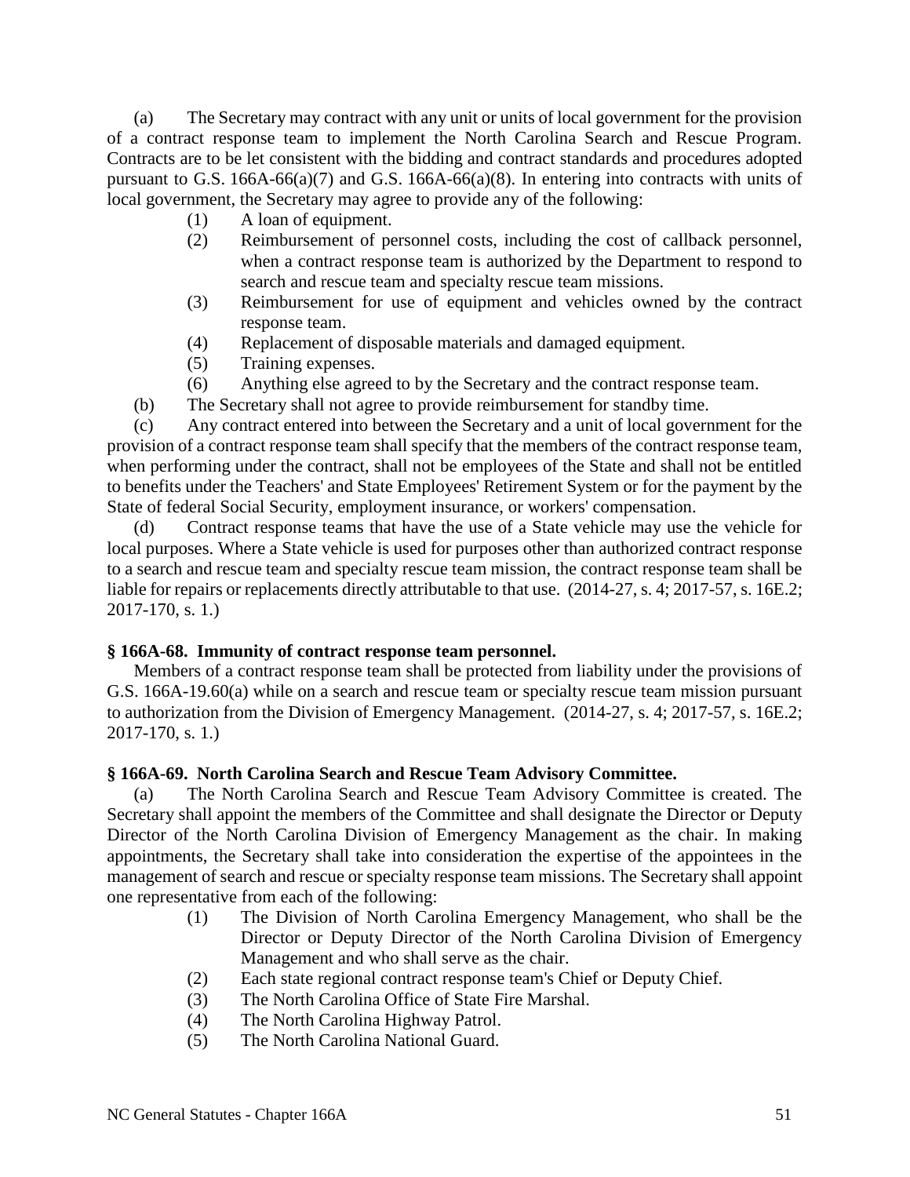(a) The Secretary may contract with any unit or units of local government for the provision of a contract response team to implement the North Carolina Search and Rescue Program. Contracts are to be let consistent with the bidding and contract standards and procedures adopted pursuant to G.S. 166A-66(a)(7) and G.S. 166A-66(a)(8). In entering into contracts with units of local government, the Secretary may agree to provide any of the following:

(1) A loan of equipment.
(2) Reimbursement of personnel costs, including the cost of callback personnel, when a contract response team is authorized by the Department to respond to search and rescue team and specialty rescue team missions.
(3) Reimbursement for use of equipment and vehicles owned by the contract response team.
(4) Replacement of disposable materials and damaged equipment.
(5) Training expenses.
(6) Anything else agreed to by the Secretary and the contract response team.

(b) The Secretary shall not agree to provide reimbursement for standby time.

(c) Any contract entered into between the Secretary and a unit of local government for the provision of a contract response team shall specify that the members of the contract response team, when performing under the contract, shall not be employees of the State and shall not be entitled to benefits under the Teachers' and State Employees' Retirement System or for the payment by the State of federal Social Security, employment insurance, or workers' compensation.

(d) Contract response teams that have the use of a State vehicle may use the vehicle for local purposes. Where a State vehicle is used for purposes other than authorized contract response to a search and rescue team and specialty rescue team mission, the contract response team shall be liable for repairs or replacements directly attributable to that use. (2014-27, s. 4; 2017-57, s. 16E.2; 2017-170, s. 1.)

### § 166A-68. Immunity of contract response team personnel.

Members of a contract response team shall be protected from liability under the provisions of G.S. 166A-19.60(a) while on a search and rescue team or specialty rescue team mission pursuant to authorization from the Division of Emergency Management. (2014-27, s. 4; 2017-57, s. 16E.2; 2017-170, s. 1.)

### § 166A-69. North Carolina Search and Rescue Team Advisory Committee.

(a) The North Carolina Search and Rescue Team Advisory Committee is created. The Secretary shall appoint the members of the Committee and shall designate the Director or Deputy Director of the North Carolina Division of Emergency Management as the chair. In making appointments, the Secretary shall take into consideration the expertise of the appointees in the management of search and rescue or specialty response team missions. The Secretary shall appoint one representative from each of the following:

(1) The Division of North Carolina Emergency Management, who shall be the Director or Deputy Director of the North Carolina Division of Emergency Management and who shall serve as the chair.
(2) Each state regional contract response team's Chief or Deputy Chief.
(3) The North Carolina Office of State Fire Marshal.
(4) The North Carolina Highway Patrol.
(5) The North Carolina National Guard.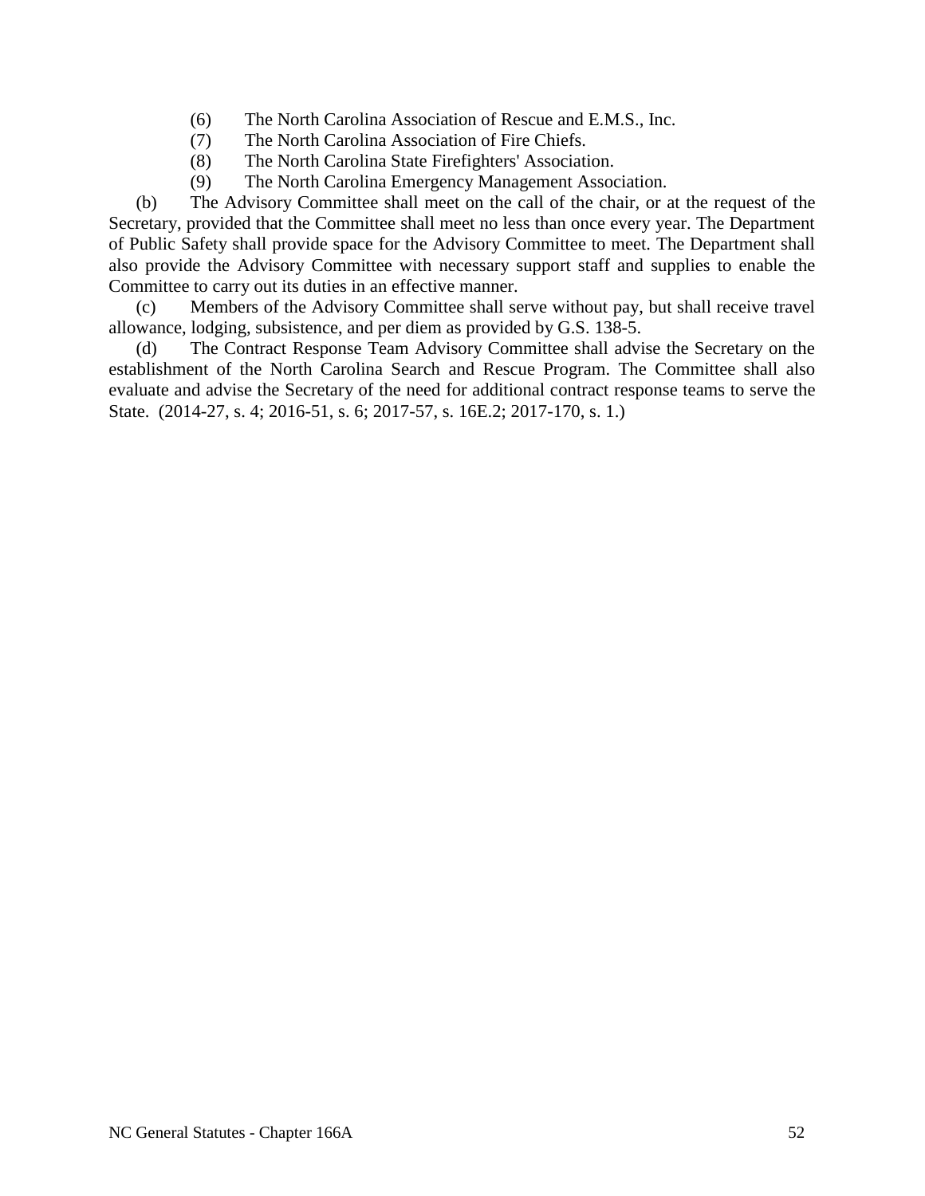(6) The North Carolina Association of Rescue and E.M.S., Inc.
(7) The North Carolina Association of Fire Chiefs.
(8) The North Carolina State Firefighters' Association.
(9) The North Carolina Emergency Management Association.

(b) The Advisory Committee shall meet on the call of the chair, or at the request of the Secretary, provided that the Committee shall meet no less than once every year. The Department of Public Safety shall provide space for the Advisory Committee to meet. The Department shall also provide the Advisory Committee with necessary support staff and supplies to enable the Committee to carry out its duties in an effective manner.

(c) Members of the Advisory Committee shall serve without pay, but shall receive travel allowance, lodging, subsistence, and per diem as provided by G.S. 138-5.

(d) The Contract Response Team Advisory Committee shall advise the Secretary on the establishment of the North Carolina Search and Rescue Program. The Committee shall also evaluate and advise the Secretary of the need for additional contract response teams to serve the State. (2014-27, s. 4; 2016-51, s. 6; 2017-57, s. 16E.2; 2017-170, s. 1.)